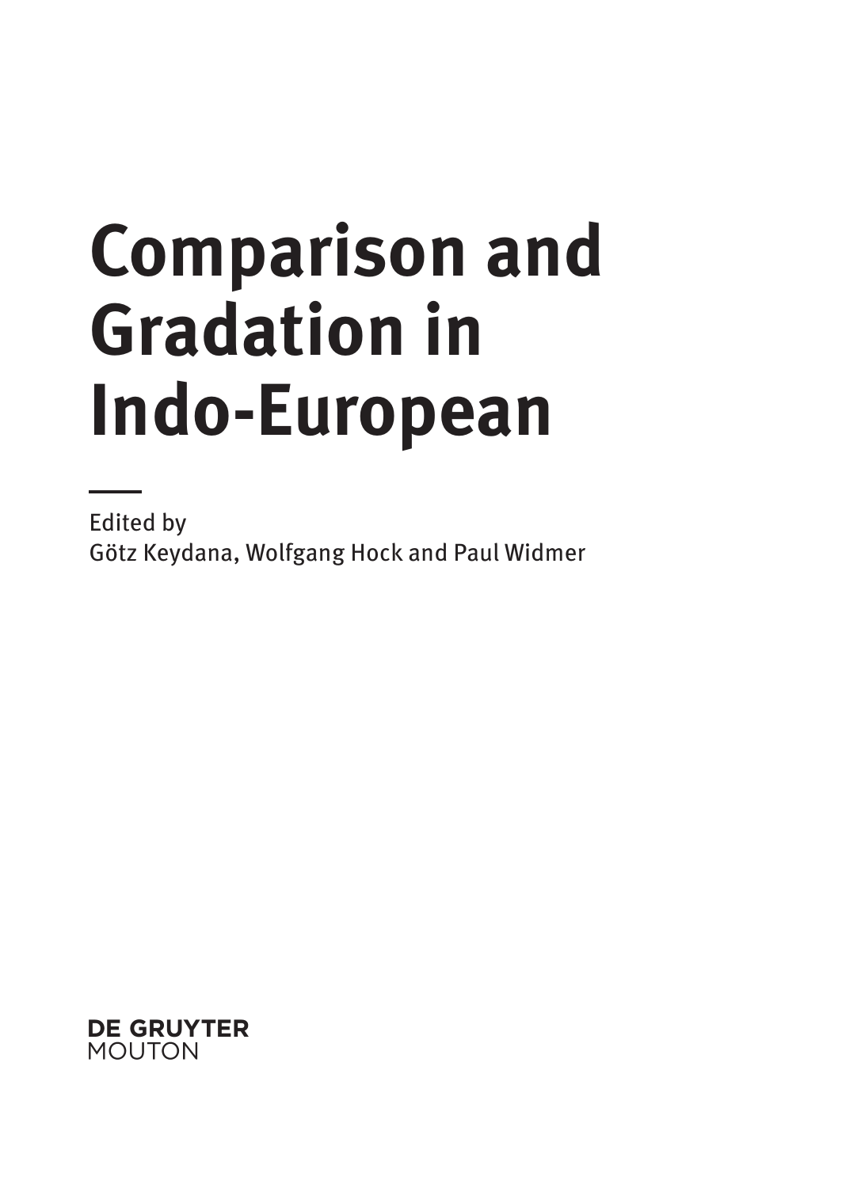# Comparison and Gradation in Indo-European

Edited by
Götz Keydana, Wolfgang Hock and Paul Widmer

DE GRUYTER
MOUTON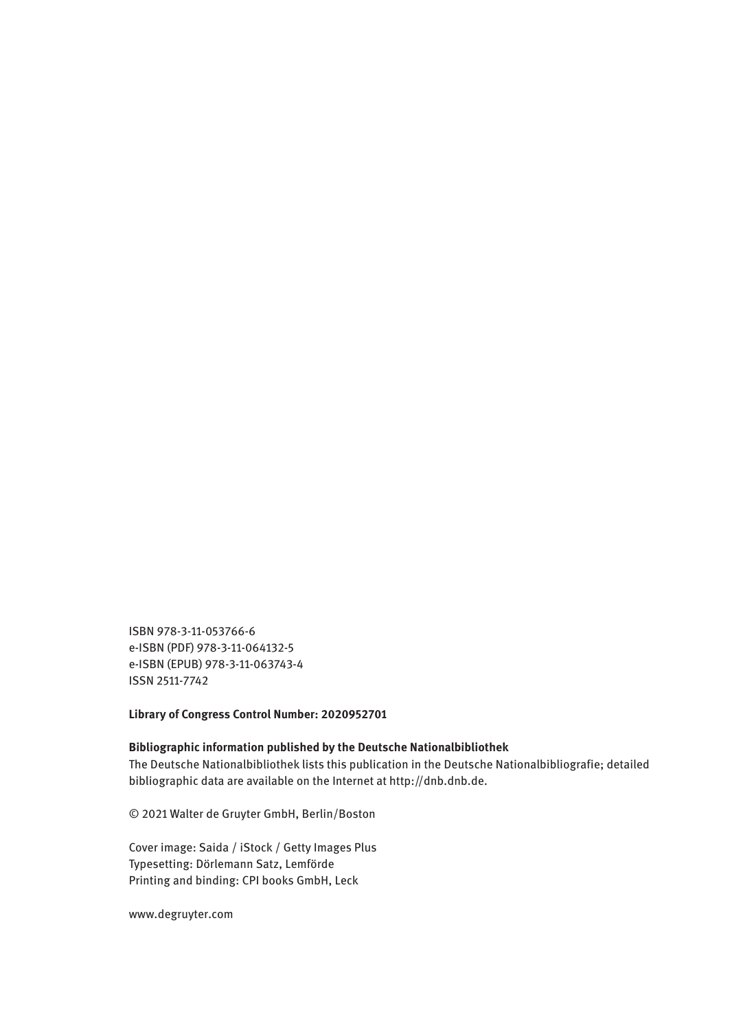ISBN 978-3-11-053766-6
e-ISBN (PDF) 978-3-11-064132-5
e-ISBN (EPUB) 978-3-11-063743-4
ISSN 2511-7742

**Library of Congress Control Number: 2020952701**

**Bibliographic information published by the Deutsche Nationalbibliothek**
The Deutsche Nationalbibliothek lists this publication in the Deutsche Nationalbibliografie; detailed bibliographic data are available on the Internet at http://dnb.dnb.de.

© 2021 Walter de Gruyter GmbH, Berlin/Boston

Cover image: Saida / iStock / Getty Images Plus
Typesetting: Dörlemann Satz, Lemförde
Printing and binding: CPI books GmbH, Leck

www.degruyter.com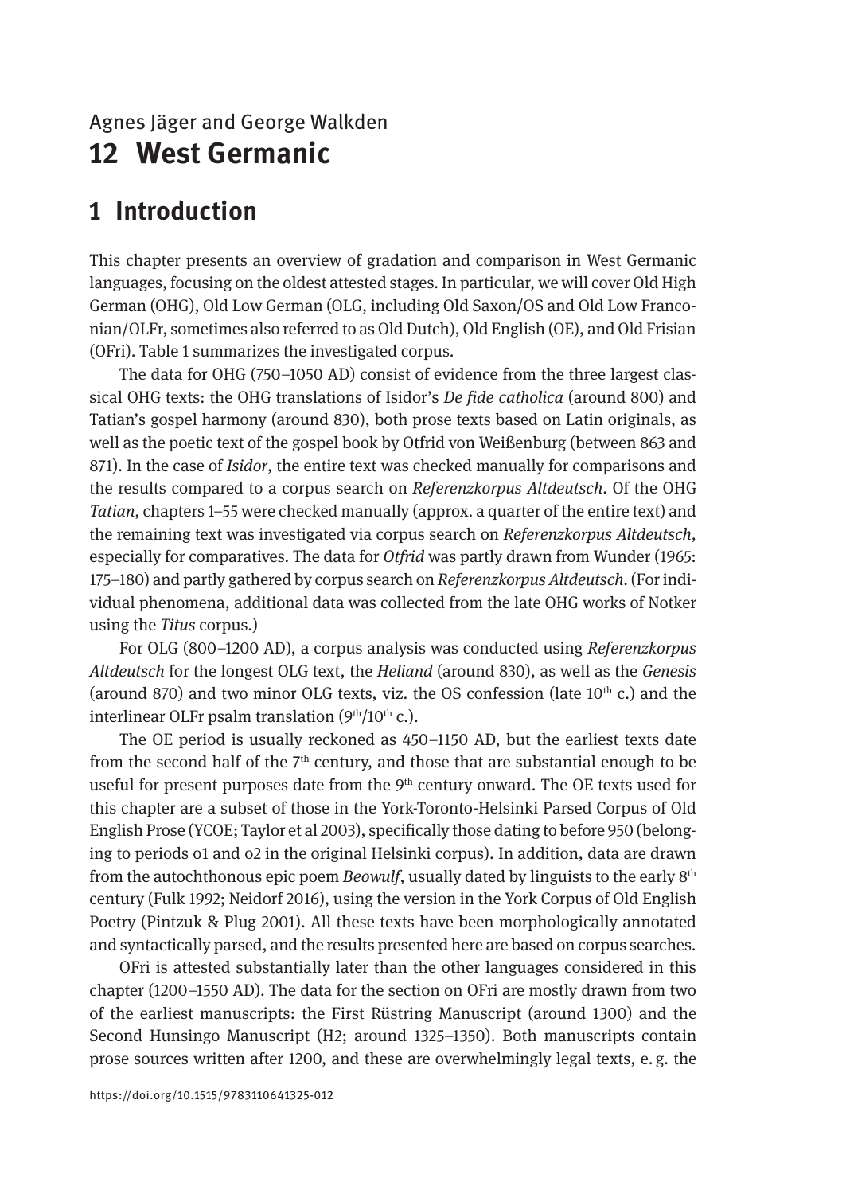Agnes Jäger and George Walkden

# 12 West Germanic

## 1 Introduction

This chapter presents an overview of gradation and comparison in West Germanic languages, focusing on the oldest attested stages. In particular, we will cover Old High German (OHG), Old Low German (OLG, including Old Saxon/OS and Old Low Franconian/OLFr, sometimes also referred to as Old Dutch), Old English (OE), and Old Frisian (OFri). Table 1 summarizes the investigated corpus.

The data for OHG (750–1050 AD) consist of evidence from the three largest classical OHG texts: the OHG translations of Isidor's *De fide catholica* (around 800) and Tatian's gospel harmony (around 830), both prose texts based on Latin originals, as well as the poetic text of the gospel book by Otfrid von Weißenburg (between 863 and 871). In the case of *Isidor*, the entire text was checked manually for comparisons and the results compared to a corpus search on *Referenzkorpus Altdeutsch*. Of the OHG *Tatian*, chapters 1–55 were checked manually (approx. a quarter of the entire text) and the remaining text was investigated via corpus search on *Referenzkorpus Altdeutsch*, especially for comparatives. The data for *Otfrid* was partly drawn from Wunder (1965: 175–180) and partly gathered by corpus search on *Referenzkorpus Altdeutsch*. (For individual phenomena, additional data was collected from the late OHG works of Notker using the *Titus* corpus.)

For OLG (800–1200 AD), a corpus analysis was conducted using *Referenzkorpus Altdeutsch* for the longest OLG text, the *Heliand* (around 830), as well as the *Genesis* (around 870) and two minor OLG texts, viz. the OS confession (late 10th c.) and the interlinear OLFr psalm translation (9th/10th c.).

The OE period is usually reckoned as 450–1150 AD, but the earliest texts date from the second half of the 7th century, and those that are substantial enough to be useful for present purposes date from the 9th century onward. The OE texts used for this chapter are a subset of those in the York-Toronto-Helsinki Parsed Corpus of Old English Prose (YCOE; Taylor et al 2003), specifically those dating to before 950 (belonging to periods o1 and o2 in the original Helsinki corpus). In addition, data are drawn from the autochthonous epic poem *Beowulf*, usually dated by linguists to the early 8th century (Fulk 1992; Neidorf 2016), using the version in the York Corpus of Old English Poetry (Pintzuk & Plug 2001). All these texts have been morphologically annotated and syntactically parsed, and the results presented here are based on corpus searches.

OFri is attested substantially later than the other languages considered in this chapter (1200–1550 AD). The data for the section on OFri are mostly drawn from two of the earliest manuscripts: the First Rüstring Manuscript (around 1300) and the Second Hunsingo Manuscript (H2; around 1325–1350). Both manuscripts contain prose sources written after 1200, and these are overwhelmingly legal texts, e. g. the

https://doi.org/10.1515/9783110641325-012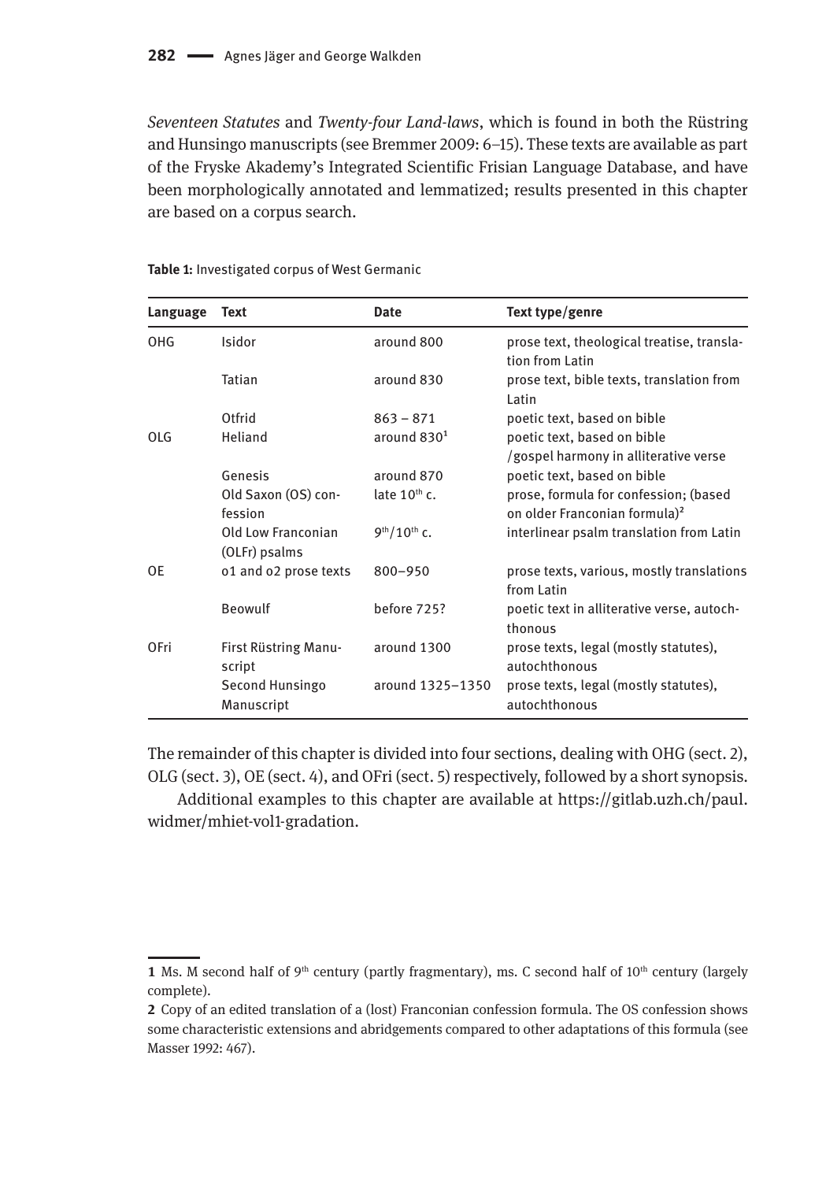*Seventeen Statutes* and *Twenty-four Land-laws*, which is found in both the Rüstring and Hunsingo manuscripts (see Bremmer 2009: 6–15). These texts are available as part of the Fryske Akademy's Integrated Scientific Frisian Language Database, and have been morphologically annotated and lemmatized; results presented in this chapter are based on a corpus search.

**Table 1:** Investigated corpus of West Germanic

| Language | Text | Date | Text type/genre |
|---|---|---|---|
| OHG | Isidor | around 800 | prose text, theological treatise, translation from Latin |
| | Tatian | around 830 | prose text, bible texts, translation from Latin |
| | Otfrid | 863 – 871 | poetic text, based on bible |
| OLG | Heliand | around 830[1] | poetic text, based on bible /gospel harmony in alliterative verse |
| | Genesis | around 870 | poetic text, based on bible |
| | Old Saxon (OS) confession | late 10th c. | prose, formula for confession; (based on older Franconian formula)[2] |
| | Old Low Franconian (OLFr) psalms | 9th/10th c. | interlinear psalm translation from Latin |
| OE | o1 and o2 prose texts | 800–950 | prose texts, various, mostly translations from Latin |
| | Beowulf | before 725? | poetic text in alliterative verse, autochthonous |
| OFri | First Rüstring Manuscript | around 1300 | prose texts, legal (mostly statutes), autochthonous |
| | Second Hunsingo Manuscript | around 1325–1350 | prose texts, legal (mostly statutes), autochthonous |

The remainder of this chapter is divided into four sections, dealing with OHG (sect. 2), OLG (sect. 3), OE (sect. 4), and OFri (sect. 5) respectively, followed by a short synopsis.

Additional examples to this chapter are available at https://gitlab.uzh.ch/paul.widmer/mhiet-vol1-gradation.

---

[1] Ms. M second half of 9th century (partly fragmentary), ms. C second half of 10th century (largely complete).

[2] Copy of an edited translation of a (lost) Franconian confession formula. The OS confession shows some characteristic extensions and abridgements compared to other adaptations of this formula (see Masser 1992: 467).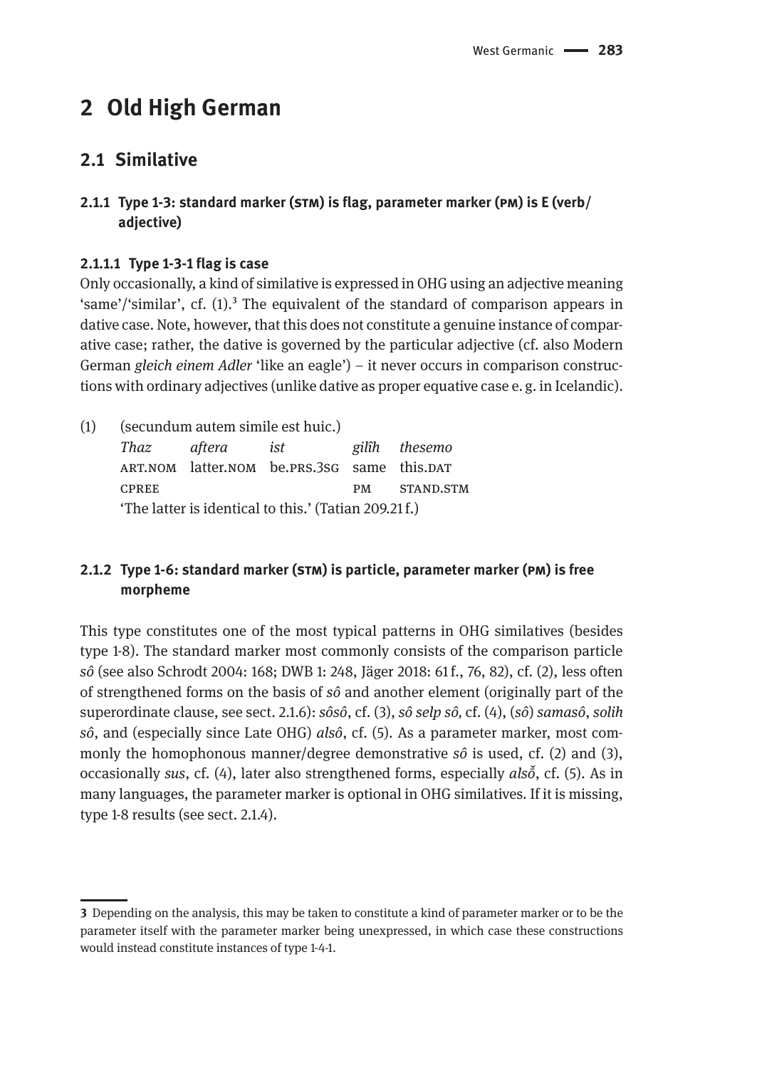# 2 Old High German

## 2.1 Similative

### 2.1.1 Type 1-3: standard marker (STM) is flag, parameter marker (PM) is E (verb/adjective)

#### 2.1.1.1 Type 1-3-1 flag is case

Only occasionally, a kind of similative is expressed in OHG using an adjective meaning 'same'/'similar', cf. (1).[3] The equivalent of the standard of comparison appears in dative case. Note, however, that this does not constitute a genuine instance of comparative case; rather, the dative is governed by the particular adjective (cf. also Modern German *gleich einem Adler* 'like an eagle') – it never occurs in comparison constructions with ordinary adjectives (unlike dative as proper equative case e. g. in Icelandic).

(1) (secundum autem simile est huic.)

| *Thaz* | *aftera* | *ist* | *gilîh* | *thesemo* |
|---|---|---|---|---|
| ART.NOM | latter.NOM | be.PRS.3SG | same | this.DAT |
| CPREE | | | PM | STAND.STM |

'The latter is identical to this.' (Tatian 209.21 f.)

### 2.1.2 Type 1-6: standard marker (STM) is particle, parameter marker (PM) is free morpheme

This type constitutes one of the most typical patterns in OHG similatives (besides type 1-8). The standard marker most commonly consists of the comparison particle *sô* (see also Schrodt 2004: 168; DWB 1: 248, Jäger 2018: 61 f., 76, 82), cf. (2), less often of strengthened forms on the basis of *sô* and another element (originally part of the superordinate clause, see sect. 2.1.6): *sôsô*, cf. (3), *sô selp sô,* cf. (4), (*sô*) *samasô*, *solih sô*, and (especially since Late OHG) *alsô*, cf. (5). As a parameter marker, most commonly the homophonous manner/degree demonstrative *sô* is used, cf. (2) and (3), occasionally *sus*, cf. (4), later also strengthened forms, especially *alsŏ̂*, cf. (5). As in many languages, the parameter marker is optional in OHG similatives. If it is missing, type 1-8 results (see sect. 2.1.4).

---

[3] Depending on the analysis, this may be taken to constitute a kind of parameter marker or to be the parameter itself with the parameter marker being unexpressed, in which case these constructions would instead constitute instances of type 1-4-1.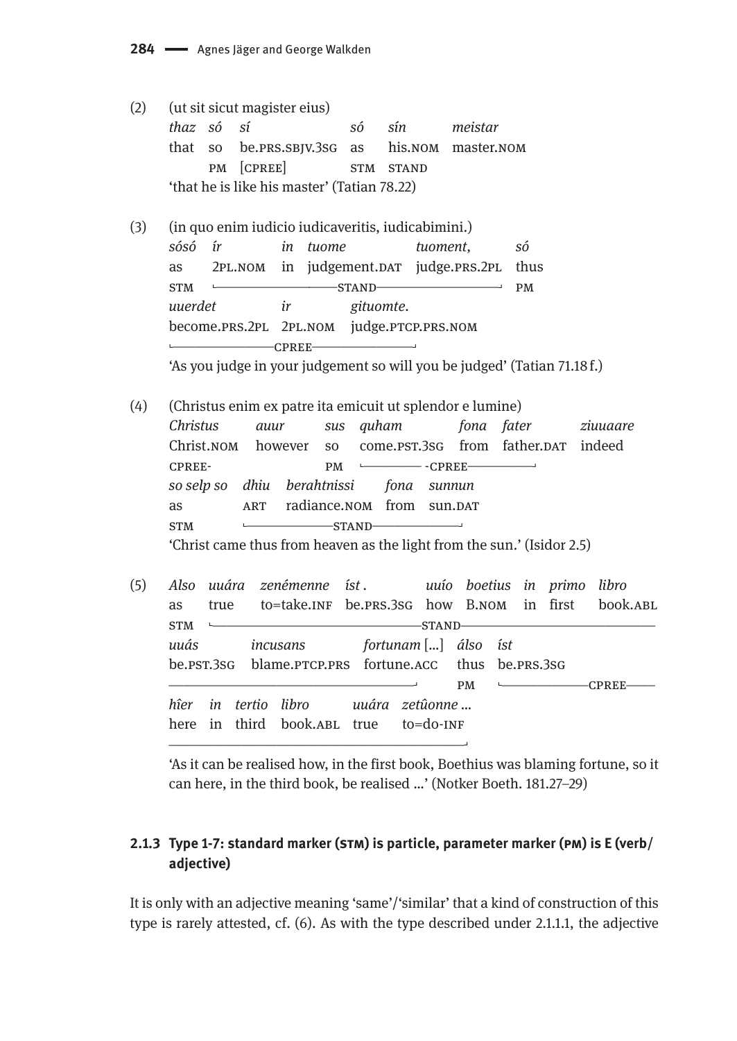(2) (ut sit sicut magister eius)

*thaz só sí só sín meistar*
that so be.PRS.SBJV.3SG as his.NOM master.NOM
PM [CPREE] STM STAND
'that he is like his master' (Tatian 78.22)

(3) (in quo enim iudicio iudicaveritis, iudicabimini.)

*sósó ír in tuome tuoment, só*
as 2PL.NOM in judgement.DAT judge.PRS.2PL thus
STM └──────STAND──────┘ PM
*uuerdet ir gituomte.*
become.PRS.2PL 2PL.NOM judge.PTCP.PRS.NOM
└──────CPREE──────┘
'As you judge in your judgement so will you be judged' (Tatian 71.18 f.)

(4) (Christus enim ex patre ita emicuit ut splendor e lumine)

*Christus auur sus quham fona fater ziuuaare*
Christ.NOM however so come.PST.3SG from father.DAT indeed
CPREE- PM └──────-CPREE──────┘
*so selp so dhiu berahtnissi fona sunnun*
as ART radiance.NOM from sun.DAT
STM └──────STAND──────┘
'Christ came thus from heaven as the light from the sun.' (Isidor 2.5)

(5) *Also uuára zenémenne íst . uuío boetius in primo libro*
as true to=take.INF be.PRS.3SG how B.NOM in first book.ABL
STM └──────────────STAND──────────────
*uuás incusans fortunam [...] álso íst*
be.PST.3SG blame.PTCP.PRS fortune.ACC thus be.PRS.3SG
──────────────────────┘ PM └──────CPREE──────
*hîer in tertio libro uuára zetûonne ...*
here in third book.ABL true to=do-INF
──────────────────────┘
'As it can be realised how, in the first book, Boethius was blaming fortune, so it can here, in the third book, be realised ...' (Notker Boeth. 181.27–29)

### 2.1.3 Type 1-7: standard marker (STM) is particle, parameter marker (PM) is E (verb/adjective)

It is only with an adjective meaning 'same'/'similar' that a kind of construction of this type is rarely attested, cf. (6). As with the type described under 2.1.1.1, the adjective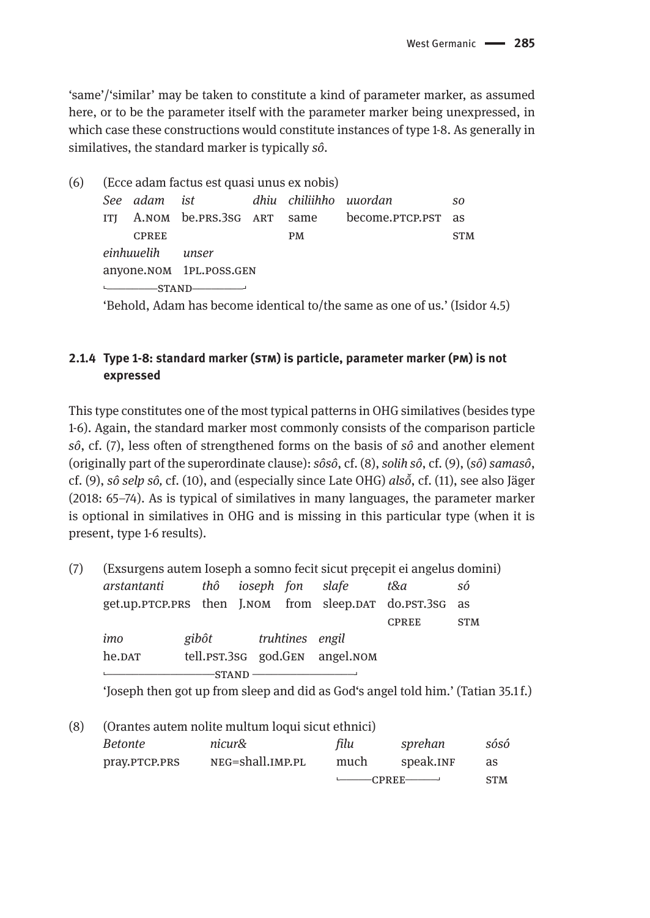'same'/'similar' may be taken to constitute a kind of parameter marker, as assumed here, or to be the parameter itself with the parameter marker being unexpressed, in which case these constructions would constitute instances of type 1-8. As generally in similatives, the standard marker is typically *sô*.

(6) (Ecce adam factus est quasi unus ex nobis)

| *See* | *adam* | *ist* | *dhiu* | *chiliihho* | *uuordan* | *so* |
|---|---|---|---|---|---|---|
| ITJ | A.NOM | be.PRS.3SG | ART | same | become.PTCP.PST | as |
| | CPREE | | | PM | | STM |

| *einhuuelih* | *unser* |
|---|---|
| anyone.NOM | 1PL.POSS.GEN |
| STAND | |

'Behold, Adam has become identical to/the same as one of us.' (Isidor 4.5)

### 2.1.4 Type 1-8: standard marker (STM) is particle, parameter marker (PM) is not expressed

This type constitutes one of the most typical patterns in OHG similatives (besides type 1-6). Again, the standard marker most commonly consists of the comparison particle *sô*, cf. (7), less often of strengthened forms on the basis of *sô* and another element (originally part of the superordinate clause): *sôsô*, cf. (8), *solih sô*, cf. (9), (*sô*) *samasô*, cf. (9), *sô selp sô,* cf. (10), and (especially since Late OHG) *alsŏ̂*, cf. (11), see also Jäger (2018: 65–74). As is typical of similatives in many languages, the parameter marker is optional in similatives in OHG and is missing in this particular type (when it is present, type 1-6 results).

(7) (Exsurgens autem Ioseph a somno fecit sicut pręcepit ei angelus domini)

| *arstantanti* | *thô* | *ioseph* | *fon* | *slafe* | *t&a* | *só* |
|---|---|---|---|---|---|---|
| get.up.PTCP.PRS | then | J.NOM | from | sleep.DAT | do.PST.3SG | as |
| | | | | | CPREE | STM |

| *imo* | *gibôt* | *truhtines* | *engil* |
|---|---|---|---|
| he.DAT | tell.PST.3SG | god.GEN | angel.NOM |
| STAND | | | |

'Joseph then got up from sleep and did as God's angel told him.' (Tatian 35.1 f.)

(8) (Orantes autem nolite multum loqui sicut ethnici)

| *Betonte* | *nicur&* | *filu* | *sprehan* | *sósó* |
|---|---|---|---|---|
| pray.PTCP.PRS | NEG=shall.IMP.PL | much | speak.INF | as |
| | | CPREE | | STM |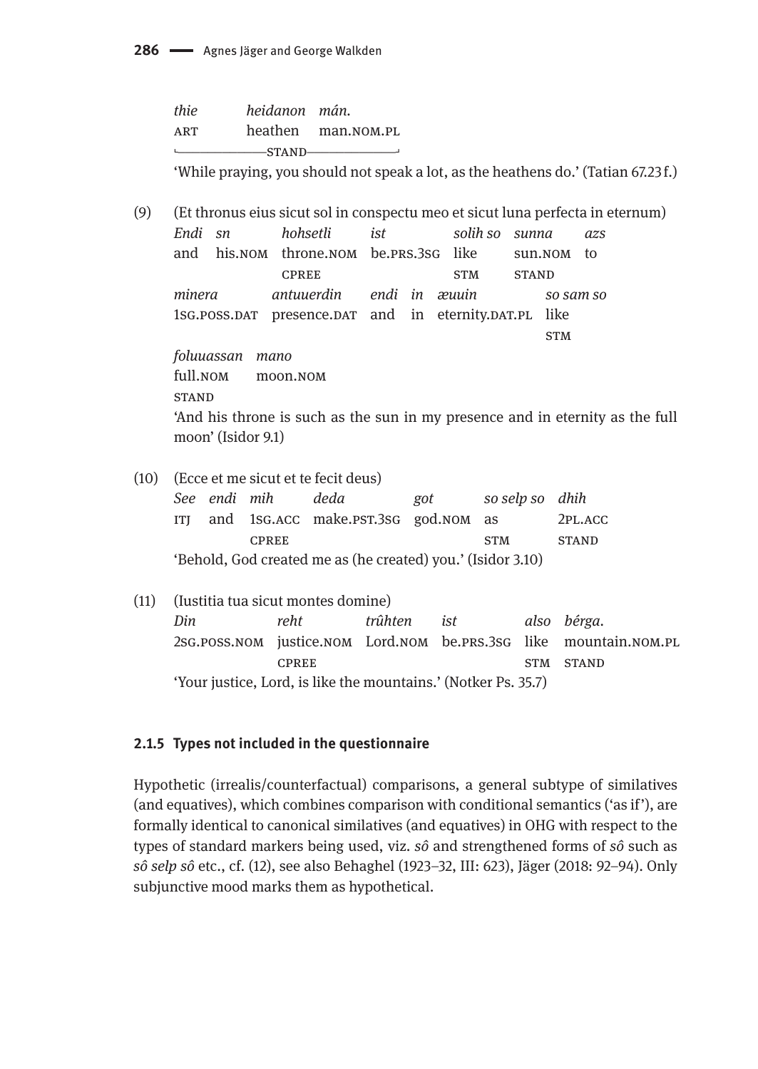*thie* *heidanon* *mán.*
ART heathen man.NOM.PL
└──────STAND──────┘
'While praying, you should not speak a lot, as the heathens do.' (Tatian 67.23 f.)

(9) (Et thronus eius sicut sol in conspectu meo et sicut luna perfecta in eternum)

| *Endi* | *sn* | *hohsetli* | *ist* | *solih so* | *sunna* | *azs* |
|---|---|---|---|---|---|---|
| and | his.NOM | throne.NOM | be.PRS.3SG | like | sun.NOM | to |
| | | CPREE | | STM | STAND | |

| *minera* | *antuuerdin* | *endi* | *in* | *æuuin* | *so sam so* |
|---|---|---|---|---|---|
| 1SG.POSS.DAT | presence.DAT | and | in | eternity.DAT.PL | like |
| | | | | | STM |

| *foluuassan* | *mano* |
|---|---|
| full.NOM | moon.NOM |
| STAND | |

'And his throne is such as the sun in my presence and in eternity as the full moon' (Isidor 9.1)

(10) (Ecce et me sicut et te fecit deus)

| *See* | *endi* | *mih* | *deda* | *got* | *so selp so* | *dhih* |
|---|---|---|---|---|---|---|
| ITJ | and | 1SG.ACC | make.PST.3SG | god.NOM | as | 2PL.ACC |
| | | CPREE | | | STM | STAND |

'Behold, God created me as (he created) you.' (Isidor 3.10)

(11) (Iustitia tua sicut montes domine)

| *Din* | *reht* | *trûhten* | *ist* | *also* | *bérga.* |
|---|---|---|---|---|---|
| 2SG.POSS.NOM | justice.NOM | Lord.NOM | be.PRS.3SG | like | mountain.NOM.PL |
| | CPREE | | | STM | STAND |

'Your justice, Lord, is like the mountains.' (Notker Ps. 35.7)

#### 2.1.5 Types not included in the questionnaire

Hypothetic (irrealis/counterfactual) comparisons, a general subtype of similatives (and equatives), which combines comparison with conditional semantics ('as if'), are formally identical to canonical similatives (and equatives) in OHG with respect to the types of standard markers being used, viz. *sô* and strengthened forms of *sô* such as *sô selp sô* etc., cf. (12), see also Behaghel (1923–32, III: 623), Jäger (2018: 92–94). Only subjunctive mood marks them as hypothetical.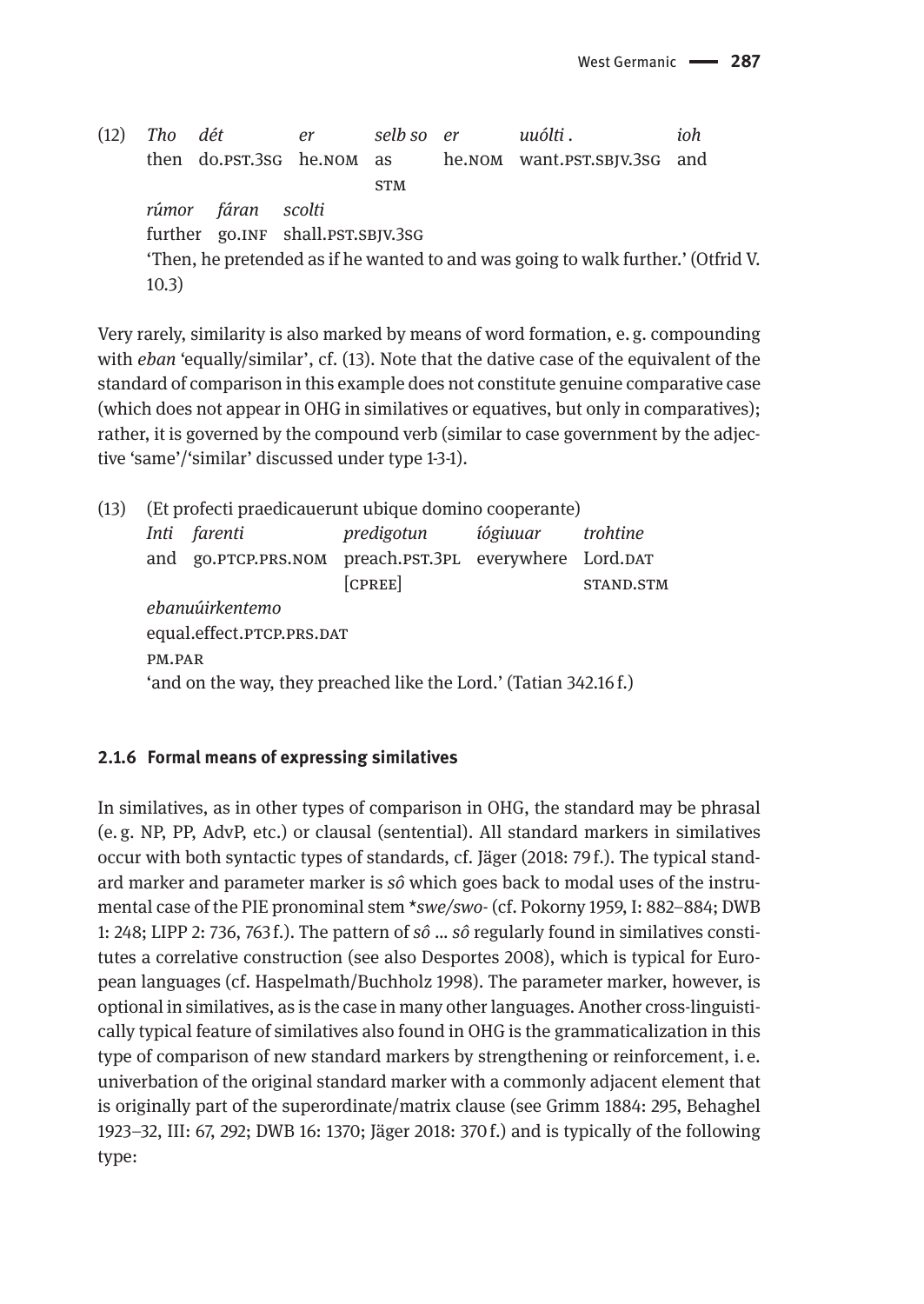(12) *Tho dét er selb so er uuólti . ioh*
then do.PST.3SG he.NOM as STM he.NOM want.PST.SBJV.3SG and
*rúmor fáran scolti*
further go.INF shall.PST.SBJV.3SG
'Then, he pretended as if he wanted to and was going to walk further.' (Otfrid V. 10.3)

Very rarely, similarity is also marked by means of word formation, e. g. compounding with *eban* 'equally/similar', cf. (13). Note that the dative case of the equivalent of the standard of comparison in this example does not constitute genuine comparative case (which does not appear in OHG in similatives or equatives, but only in comparatives); rather, it is governed by the compound verb (similar to case government by the adjective 'same'/'similar' discussed under type 1-3-1).

(13) (Et profecti praedicauerunt ubique domino cooperante)
*Inti farenti predigotun íógiuuar trohtine*
and go.PTCP.PRS.NOM preach.PST.3PL everywhere Lord.DAT
[CPREE] STAND.STM
*ebanuúirkentemo*
equal.effect.PTCP.PRS.DAT
PM.PAR
'and on the way, they preached like the Lord.' (Tatian 342.16 f.)

### 2.1.6 Formal means of expressing similatives

In similatives, as in other types of comparison in OHG, the standard may be phrasal (e. g. NP, PP, AdvP, etc.) or clausal (sentential). All standard markers in similatives occur with both syntactic types of standards, cf. Jäger (2018: 79 f.). The typical standard marker and parameter marker is *sô* which goes back to modal uses of the instrumental case of the PIE pronominal stem \**swe/swo-* (cf. Pokorny 1959, I: 882–884; DWB 1: 248; LIPP 2: 736, 763 f.). The pattern of *sô* … *sô* regularly found in similatives constitutes a correlative construction (see also Desportes 2008), which is typical for European languages (cf. Haspelmath/Buchholz 1998). The parameter marker, however, is optional in similatives, as is the case in many other languages. Another cross-linguistically typical feature of similatives also found in OHG is the grammaticalization in this type of comparison of new standard markers by strengthening or reinforcement, i. e. univerbation of the original standard marker with a commonly adjacent element that is originally part of the superordinate/matrix clause (see Grimm 1884: 295, Behaghel 1923–32, III: 67, 292; DWB 16: 1370; Jäger 2018: 370 f.) and is typically of the following type: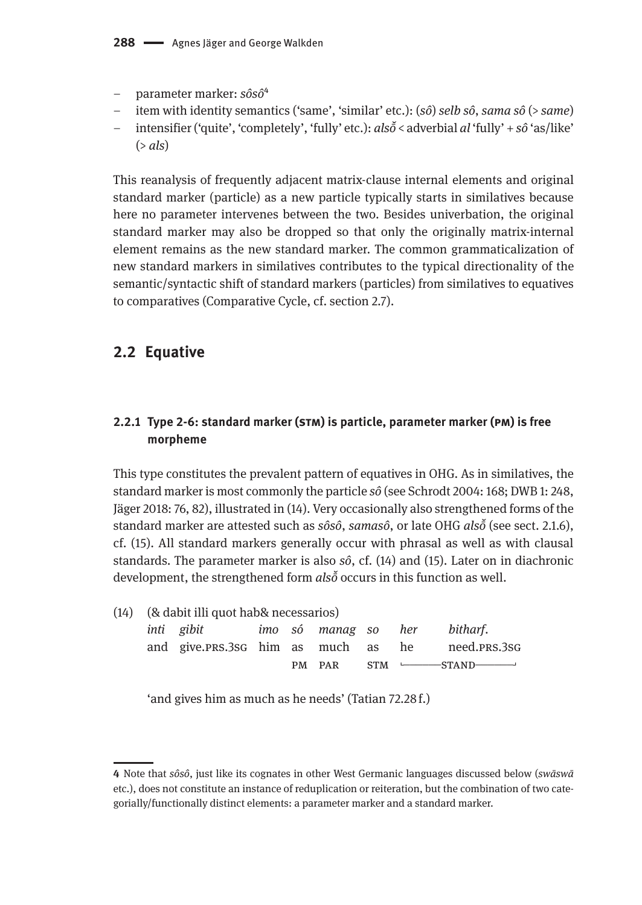- parameter marker: *sôsô*[4]
- item with identity semantics ('same', 'similar' etc.): (*sô*) *selb sô*, *sama sô* (> *same*)
- intensifier ('quite', 'completely', 'fully' etc.): *alsŏ̄* < adverbial *al* 'fully' + *sô* 'as/like' (> *als*)

This reanalysis of frequently adjacent matrix-clause internal elements and original standard marker (particle) as a new particle typically starts in similatives because here no parameter intervenes between the two. Besides univerbation, the original standard marker may also be dropped so that only the originally matrix-internal element remains as the new standard marker. The common grammaticalization of new standard markers in similatives contributes to the typical directionality of the semantic/syntactic shift of standard markers (particles) from similatives to equatives to comparatives (Comparative Cycle, cf. section 2.7).

## 2.2 Equative

### 2.2.1 Type 2-6: standard marker (STM) is particle, parameter marker (PM) is free morpheme

This type constitutes the prevalent pattern of equatives in OHG. As in similatives, the standard marker is most commonly the particle *sô* (see Schrodt 2004: 168; DWB 1: 248, Jäger 2018: 76, 82), illustrated in (14). Very occasionally also strengthened forms of the standard marker are attested such as *sôsô*, *samasô*, or late OHG *alsŏ̄* (see sect. 2.1.6), cf. (15). All standard markers generally occur with phrasal as well as with clausal standards. The parameter marker is also *sô*, cf. (14) and (15). Later on in diachronic development, the strengthened form *alsŏ̄* occurs in this function as well.

(14) (& dabit illi quot hab& necessarios)

| *inti* | *gibit* | *imo* | *só* | *manag* | *so* | *her* | *bitharf*. |
|---|---|---|---|---|---|---|---|
| and | give.PRS.3SG | him | as | much | as | he | need.PRS.3SG |
| | | | PM | PAR | STM | └──STAND── | ──┘ |

'and gives him as much as he needs' (Tatian 72.28 f.)

---

[4] Note that *sôsô*, just like its cognates in other West Germanic languages discussed below (*swāswā* etc.), does not constitute an instance of reduplication or reiteration, but the combination of two categorially/functionally distinct elements: a parameter marker and a standard marker.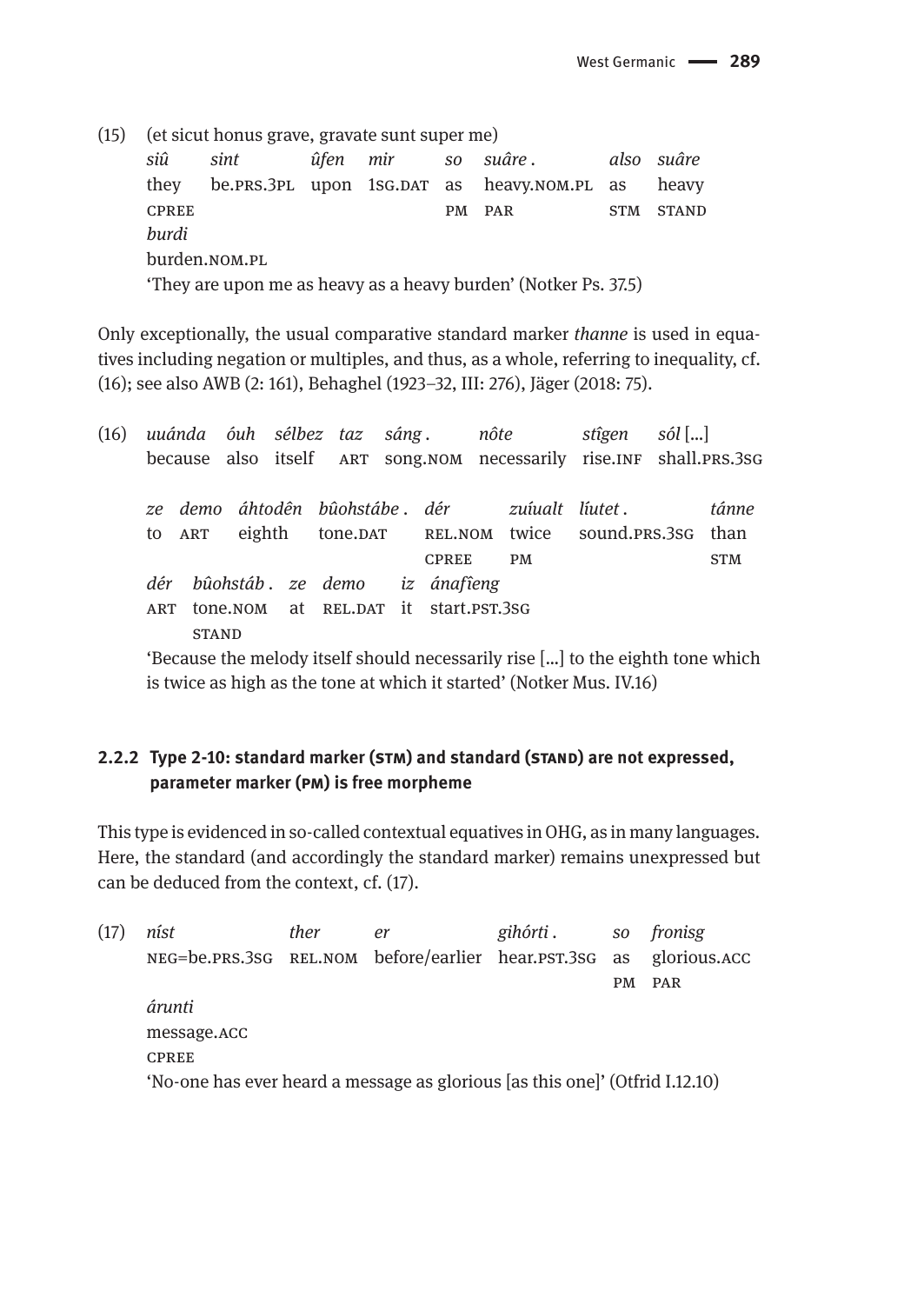(15) (et sicut honus grave, gravate sunt super me)

| *siû* | *sint* | *ûfen* | *mir* | *so* | *suâre .* | *also* | *suâre* |
|---|---|---|---|---|---|---|---|
| they | be.PRS.3PL | upon | 1SG.DAT | as | heavy.NOM.PL | as | heavy |
| CPREE | | | | PM | PAR | STM | STAND |

| *burdi* |
|---|
| burden.NOM.PL |

'They are upon me as heavy as a heavy burden' (Notker Ps. 37.5)

Only exceptionally, the usual comparative standard marker *thanne* is used in equatives including negation or multiples, and thus, as a whole, referring to inequality, cf. (16); see also AWB (2: 161), Behaghel (1923–32, III: 276), Jäger (2018: 75).

(16)

| *uuánda* | *óuh* | *sélbez* | *taz* | *sáng .* | *nôte* | *stîgen* | *sól* [...] |
|---|---|---|---|---|---|---|---|
| because | also | itself | ART | song.NOM | necessarily | rise.INF | shall.PRS.3SG |

| *ze* | *demo* | *áhtodên* | *bûohstábe .* | *dér* | *zuíualt* | *líutet .* | *tánne* |
|---|---|---|---|---|---|---|---|
| to | ART | eighth | tone.DAT | REL.NOM | twice | sound.PRS.3SG | than |
| | | | | CPREE | PM | | STM |

| *dér* | *bûohstáb .* | *ze* | *demo* | *iz* | *ánafîeng* |
|---|---|---|---|---|---|
| ART | tone.NOM | at | REL.DAT | it | start.PST.3SG |
| | STAND | | | | |

'Because the melody itself should necessarily rise [...] to the eighth tone which is twice as high as the tone at which it started' (Notker Mus. IV.16)

### 2.2.2 Type 2-10: standard marker (STM) and standard (STAND) are not expressed, parameter marker (PM) is free morpheme

This type is evidenced in so-called contextual equatives in OHG, as in many languages. Here, the standard (and accordingly the standard marker) remains unexpressed but can be deduced from the context, cf. (17).

(17)

| *níst* | *ther* | *er* | *gihórti .* | *so* | *fronisg* |
|---|---|---|---|---|---|
| NEG=be.PRS.3SG | REL.NOM | before/earlier | hear.PST.3SG | as | glorious.ACC |
| | | | | PM | PAR |

| *árunti* |
|---|
| message.ACC |
| CPREE |

'No-one has ever heard a message as glorious [as this one]' (Otfrid I.12.10)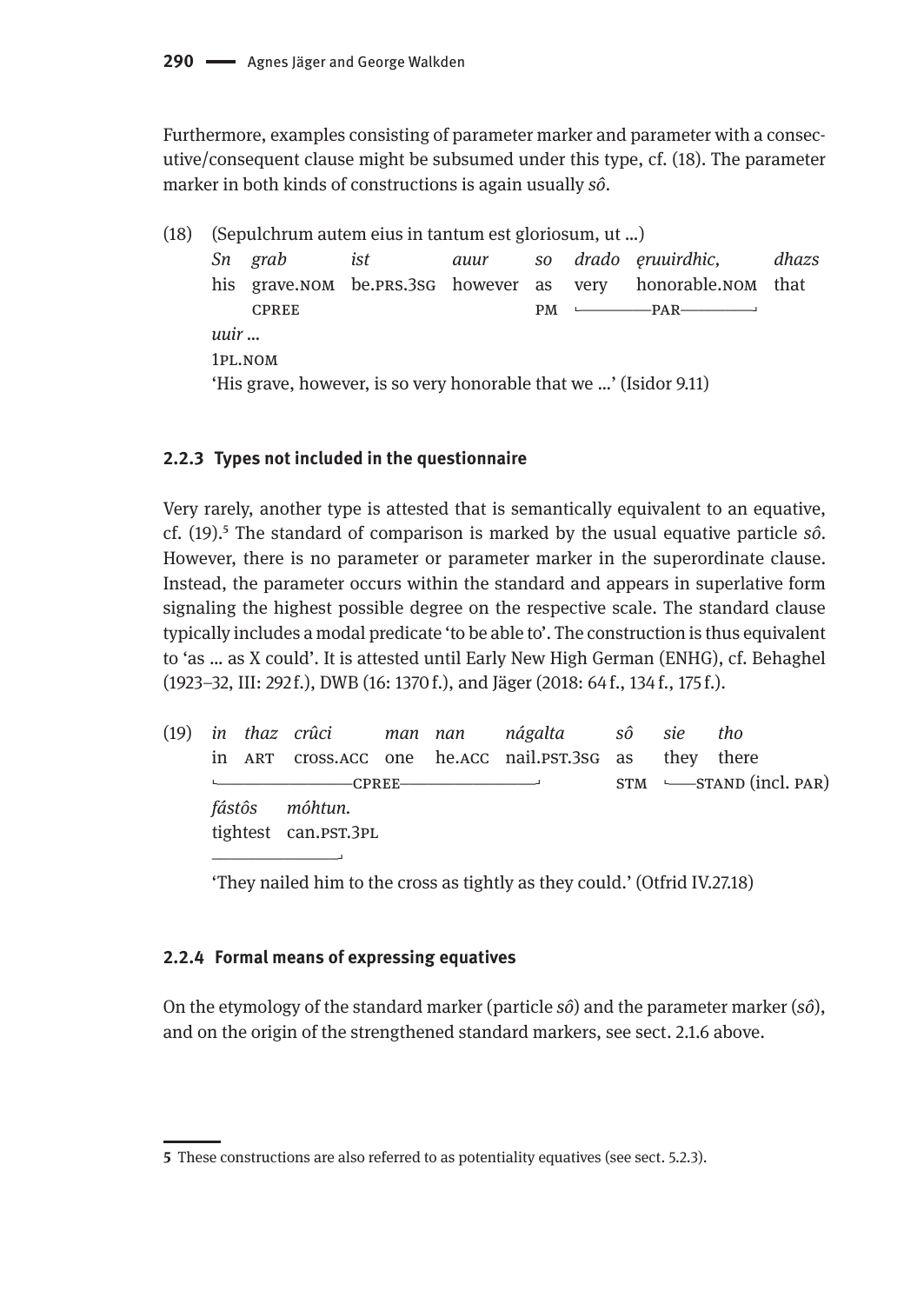Furthermore, examples consisting of parameter marker and parameter with a consecutive/consequent clause might be subsumed under this type, cf. (18). The parameter marker in both kinds of constructions is again usually *sô*.

(18) (Sepulchrum autem eius in tantum est gloriosum, ut ...)

| *Sn* | *grab* | *ist* | *auur* | *so* | *drado* | *ęruuirdhic,* | *dhazs* |
|---|---|---|---|---|---|---|---|
| his | grave.NOM | be.PRS.3SG | however | as | very | honorable.NOM | that |
| | CPREE | | | PM | PAR | | |

*uuir* ...
1PL.NOM

'His grave, however, is so very honorable that we ...' (Isidor 9.11)

### 2.2.3 Types not included in the questionnaire

Very rarely, another type is attested that is semantically equivalent to an equative, cf. (19).[5] The standard of comparison is marked by the usual equative particle *sô*. However, there is no parameter or parameter marker in the superordinate clause. Instead, the parameter occurs within the standard and appears in superlative form signaling the highest possible degree on the respective scale. The standard clause typically includes a modal predicate 'to be able to'. The construction is thus equivalent to 'as ... as X could'. It is attested until Early New High German (ENHG), cf. Behaghel (1923–32, III: 292 f.), DWB (16: 1370 f.), and Jäger (2018: 64 f., 134 f., 175 f.).

(19)

| *in* | *thaz* | *crûci* | *man* | *nan* | *nágalta* | *sô* | *sie* | *tho* |
|---|---|---|---|---|---|---|---|---|
| in | ART | cross.ACC | one | he.ACC | nail.PST.3SG | as | they | there |
| CPREE | | | | | | STM | STAND (incl. PAR) | |

*fástôs* *móhtun.*
tightest can.PST.3PL

'They nailed him to the cross as tightly as they could.' (Otfrid IV.27.18)

### 2.2.4 Formal means of expressing equatives

On the etymology of the standard marker (particle *sô*) and the parameter marker (*sô*), and on the origin of the strengthened standard markers, see sect. 2.1.6 above.

---

[5] These constructions are also referred to as potentiality equatives (see sect. 5.2.3).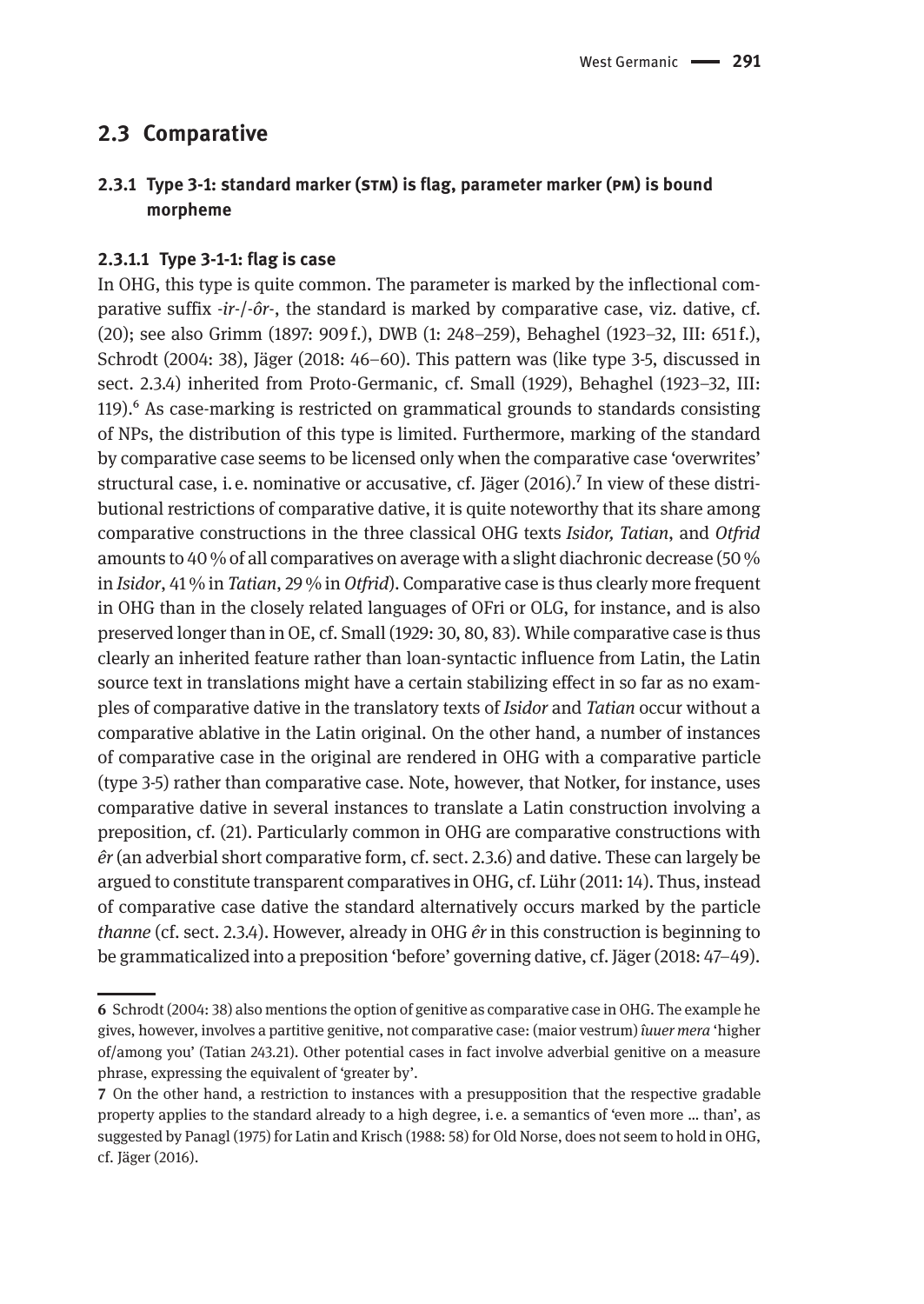## 2.3 Comparative

### 2.3.1 Type 3-1: standard marker (STM) is flag, parameter marker (PM) is bound morpheme

#### 2.3.1.1 Type 3-1-1: flag is case

In OHG, this type is quite common. The parameter is marked by the inflectional comparative suffix *-ir-*/*-ôr-*, the standard is marked by comparative case, viz. dative, cf. (20); see also Grimm (1897: 909 f.), DWB (1: 248–259), Behaghel (1923–32, III: 651 f.), Schrodt (2004: 38), Jäger (2018: 46–60). This pattern was (like type 3-5, discussed in sect. 2.3.4) inherited from Proto-Germanic, cf. Small (1929), Behaghel (1923–32, III: 119).[6] As case-marking is restricted on grammatical grounds to standards consisting of NPs, the distribution of this type is limited. Furthermore, marking of the standard by comparative case seems to be licensed only when the comparative case 'overwrites' structural case, i. e. nominative or accusative, cf. Jäger (2016).[7] In view of these distributional restrictions of comparative dative, it is quite noteworthy that its share among comparative constructions in the three classical OHG texts *Isidor, Tatian*, and *Otfrid* amounts to 40 % of all comparatives on average with a slight diachronic decrease (50 % in *Isidor*, 41 % in *Tatian*, 29 % in *Otfrid*). Comparative case is thus clearly more frequent in OHG than in the closely related languages of OFri or OLG, for instance, and is also preserved longer than in OE, cf. Small (1929: 30, 80, 83). While comparative case is thus clearly an inherited feature rather than loan-syntactic influence from Latin, the Latin source text in translations might have a certain stabilizing effect in so far as no examples of comparative dative in the translatory texts of *Isidor* and *Tatian* occur without a comparative ablative in the Latin original. On the other hand, a number of instances of comparative case in the original are rendered in OHG with a comparative particle (type 3-5) rather than comparative case. Note, however, that Notker, for instance, uses comparative dative in several instances to translate a Latin construction involving a preposition, cf. (21). Particularly common in OHG are comparative constructions with *êr* (an adverbial short comparative form, cf. sect. 2.3.6) and dative. These can largely be argued to constitute transparent comparatives in OHG, cf. Lühr (2011: 14). Thus, instead of comparative case dative the standard alternatively occurs marked by the particle *thanne* (cf. sect. 2.3.4). However, already in OHG *êr* in this construction is beginning to be grammaticalized into a preposition 'before' governing dative, cf. Jäger (2018: 47–49).

---

6 Schrodt (2004: 38) also mentions the option of genitive as comparative case in OHG. The example he gives, however, involves a partitive genitive, not comparative case: (maior vestrum) *îuuer mera* 'higher of/among you' (Tatian 243.21). Other potential cases in fact involve adverbial genitive on a measure phrase, expressing the equivalent of 'greater by'.

7 On the other hand, a restriction to instances with a presupposition that the respective gradable property applies to the standard already to a high degree, i. e. a semantics of 'even more … than', as suggested by Panagl (1975) for Latin and Krisch (1988: 58) for Old Norse, does not seem to hold in OHG, cf. Jäger (2016).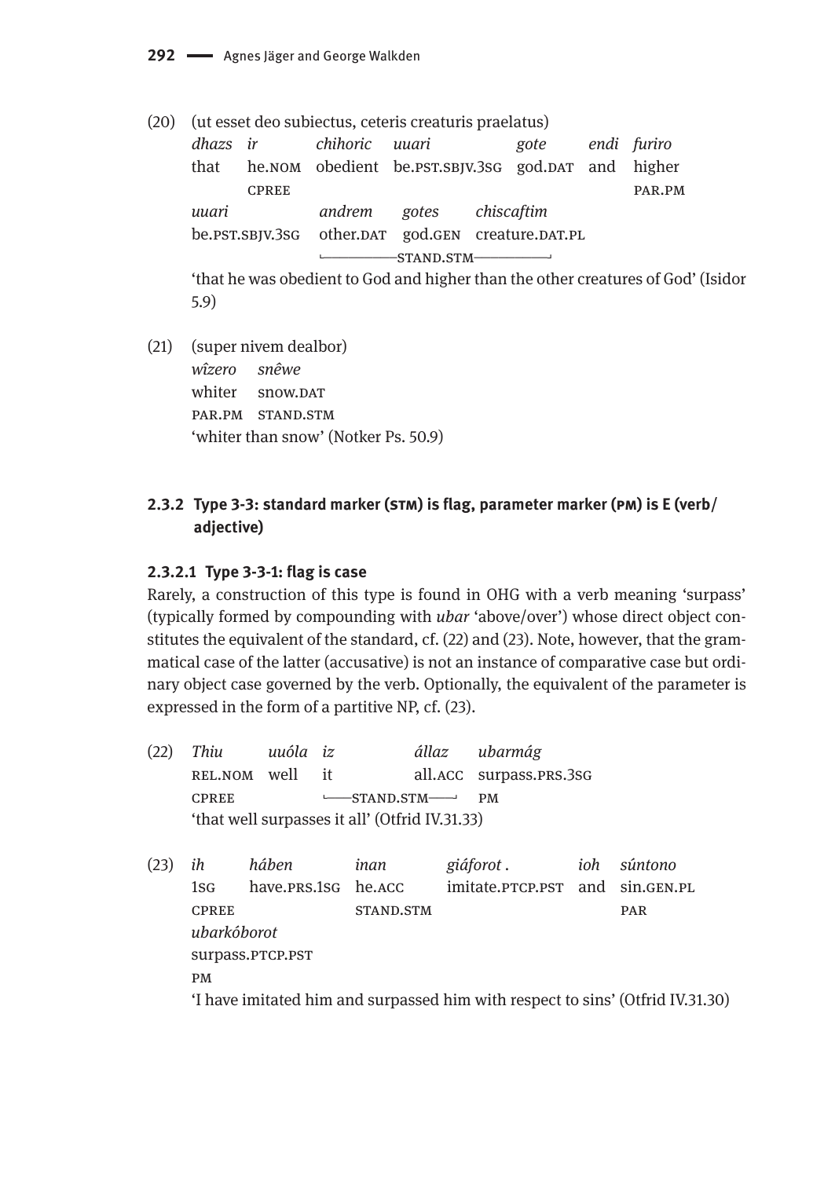(20) (ut esset deo subiectus, ceteris creaturis praelatus)

| *dhazs* | *ir* | *chihoric* | *uuari* | *gote* | *endi* | *furiro* |
|---|---|---|---|---|---|---|
| that | he.NOM | obedient | be.PST.SBJV.3SG | god.DAT | and | higher |
| | CPREE | | | | | PAR.PM |

| *uuari* | *andrem* | *gotes* | *chiscaftim* |
|---|---|---|---|
| be.PST.SBJV.3SG | other.DAT | god.GEN | creature.DAT.PL |
| | └── | STAND.STM | ──┘ |

'that he was obedient to God and higher than the other creatures of God' (Isidor 5.9)

(21) (super nivem dealbor)

| *wîzero* | *snêwe* |
|---|---|
| whiter | snow.DAT |
| PAR.PM | STAND.STM |

'whiter than snow' (Notker Ps. 50.9)

### 2.3.2 Type 3-3: standard marker (STM) is flag, parameter marker (PM) is E (verb/adjective)

#### 2.3.2.1 Type 3-3-1: flag is case

Rarely, a construction of this type is found in OHG with a verb meaning 'surpass' (typically formed by compounding with *ubar* 'above/over') whose direct object constitutes the equivalent of the standard, cf. (22) and (23). Note, however, that the grammatical case of the latter (accusative) is not an instance of comparative case but ordinary object case governed by the verb. Optionally, the equivalent of the parameter is expressed in the form of a partitive NP, cf. (23).

(22)

| *Thiu* | *uuóla* | *iz* | *állaz* | *ubarmág* |
|---|---|---|---|---|
| REL.NOM | well | it | all.ACC | surpass.PRS.3SG |
| CPREE | | └── STAND.STM | ──┘ | PM |

'that well surpasses it all' (Otfrid IV.31.33)

(23)

| *ih* | *hában* | *inan* | *giáforot* . | *ioh* | *súntono* |
|---|---|---|---|---|---|
| 1SG | have.PRS.1SG | he.ACC | imitate.PTCP.PST | and | sin.GEN.PL |
| CPREE | | STAND.STM | | | PAR |

| *ubarkóborot* |
|---|
| surpass.PTCP.PST |
| PM |

'I have imitated him and surpassed him with respect to sins' (Otfrid IV.31.30)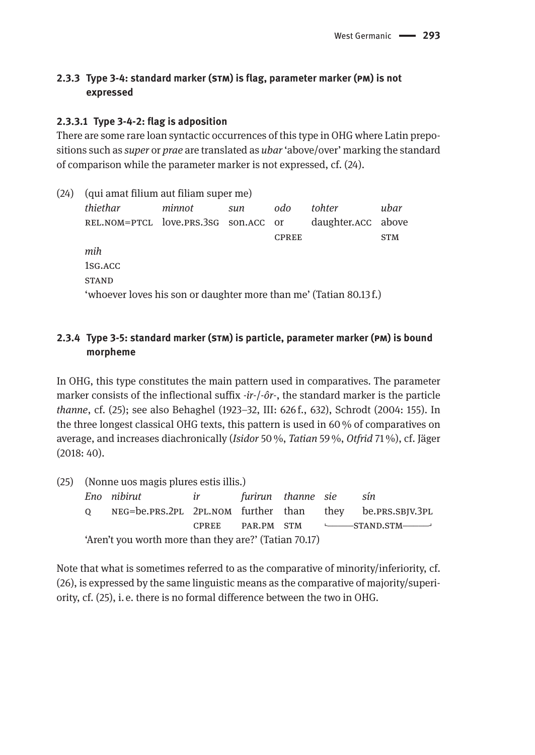### 2.3.3 Type 3-4: standard marker (STM) is flag, parameter marker (PM) is not expressed

#### 2.3.3.1 Type 3-4-2: flag is adposition

There are some rare loan syntactic occurrences of this type in OHG where Latin prepositions such as *super* or *prae* are translated as *ubar* 'above/over' marking the standard of comparison while the parameter marker is not expressed, cf. (24).

(24) (qui amat filium aut filiam super me)

| *thiethar* | *minnot* | *sun* | *odo* | *tohter* | *ubar* |
|---|---|---|---|---|---|
| REL.NOM=PTCL | love.PRS.3SG | son.ACC | or | daughter.ACC | above |
| | | | CPREE | | STM |

| *mih* |
|---|
| 1SG.ACC |
| STAND |

'whoever loves his son or daughter more than me' (Tatian 80.13 f.)

### 2.3.4 Type 3-5: standard marker (STM) is particle, parameter marker (PM) is bound morpheme

In OHG, this type constitutes the main pattern used in comparatives. The parameter marker consists of the inflectional suffix *-ir-*/*-ôr-*, the standard marker is the particle *thanne*, cf. (25); see also Behaghel (1923–32, III: 626 f., 632), Schrodt (2004: 155). In the three longest classical OHG texts, this pattern is used in 60 % of comparatives on average, and increases diachronically (*Isidor* 50 %, *Tatian* 59 %, *Otfrid* 71 %), cf. Jäger (2018: 40).

(25) (Nonne uos magis plures estis illis.)

| *Eno* | *nibirut* | *ir* | *furirun* | *thanne* | *sie* | *sín* |
|---|---|---|---|---|---|---|
| Q | NEG=be.PRS.2PL | 2PL.NOM | further | than | they | be.PRS.SBJV.3PL |
| | | CPREE | PAR.PM | STM | STAND.STM | |

'Aren't you worth more than they are?' (Tatian 70.17)

Note that what is sometimes referred to as the comparative of minority/inferiority, cf. (26), is expressed by the same linguistic means as the comparative of majority/superiority, cf. (25), i. e. there is no formal difference between the two in OHG.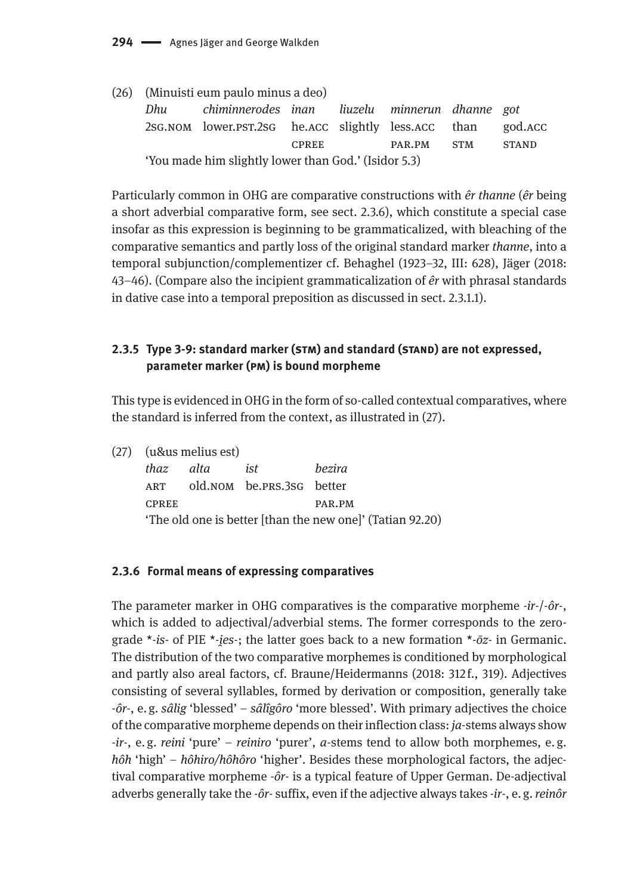(26) (Minuisti eum paulo minus a deo)

| *Dhu* | *chiminnerodes* | *inan* | *liuzelu* | *minnerun* | *dhanne* | *got* |
|---|---|---|---|---|---|---|
| 2SG.NOM | lower.PST.2SG | he.ACC | slightly | less.ACC | than | god.ACC |
| | | CPREE | | PAR.PM | STM | STAND |

'You made him slightly lower than God.' (Isidor 5.3)

Particularly common in OHG are comparative constructions with *êr thanne* (*êr* being a short adverbial comparative form, see sect. 2.3.6), which constitute a special case insofar as this expression is beginning to be grammaticalized, with bleaching of the comparative semantics and partly loss of the original standard marker *thanne*, into a temporal subjunction/complementizer cf. Behaghel (1923–32, III: 628), Jäger (2018: 43–46). (Compare also the incipient grammaticalization of *êr* with phrasal standards in dative case into a temporal preposition as discussed in sect. 2.3.1.1).

### 2.3.5 Type 3-9: standard marker (STM) and standard (STAND) are not expressed, parameter marker (PM) is bound morpheme

This type is evidenced in OHG in the form of so-called contextual comparatives, where the standard is inferred from the context, as illustrated in (27).

(27) (u&us melius est)

| *thaz* | *alta* | *ist* | *bezira* |
|---|---|---|---|
| ART | old.NOM | be.PRS.3SG | better |
| CPREE | | | PAR.PM |

'The old one is better [than the new one]' (Tatian 92.20)

### 2.3.6 Formal means of expressing comparatives

The parameter marker in OHG comparatives is the comparative morpheme *-ir-*/*-ôr-*, which is added to adjectival/adverbial stems. The former corresponds to the zero-grade *\*-is-* of PIE *\*-i̯es-*; the latter goes back to a new formation *\*-ōz-* in Germanic. The distribution of the two comparative morphemes is conditioned by morphological and partly also areal factors, cf. Braune/Heidermanns (2018: 312 f., 319). Adjectives consisting of several syllables, formed by derivation or composition, generally take *-ôr-*, e. g. *sâlig* 'blessed' – *sâlîgôro* 'more blessed'. With primary adjectives the choice of the comparative morpheme depends on their inflection class: *ja*-stems always show *-ir-*, e. g. *reini* 'pure' – *reiniro* 'purer', *a*-stems tend to allow both morphemes, e. g. *hôh* 'high' – *hôhiro*/*hôhôro* 'higher'. Besides these morphological factors, the adjectival comparative morpheme *-ôr-* is a typical feature of Upper German. De-adjectival adverbs generally take the *-ôr-* suffix, even if the adjective always takes *-ir-*, e. g. *reinôr*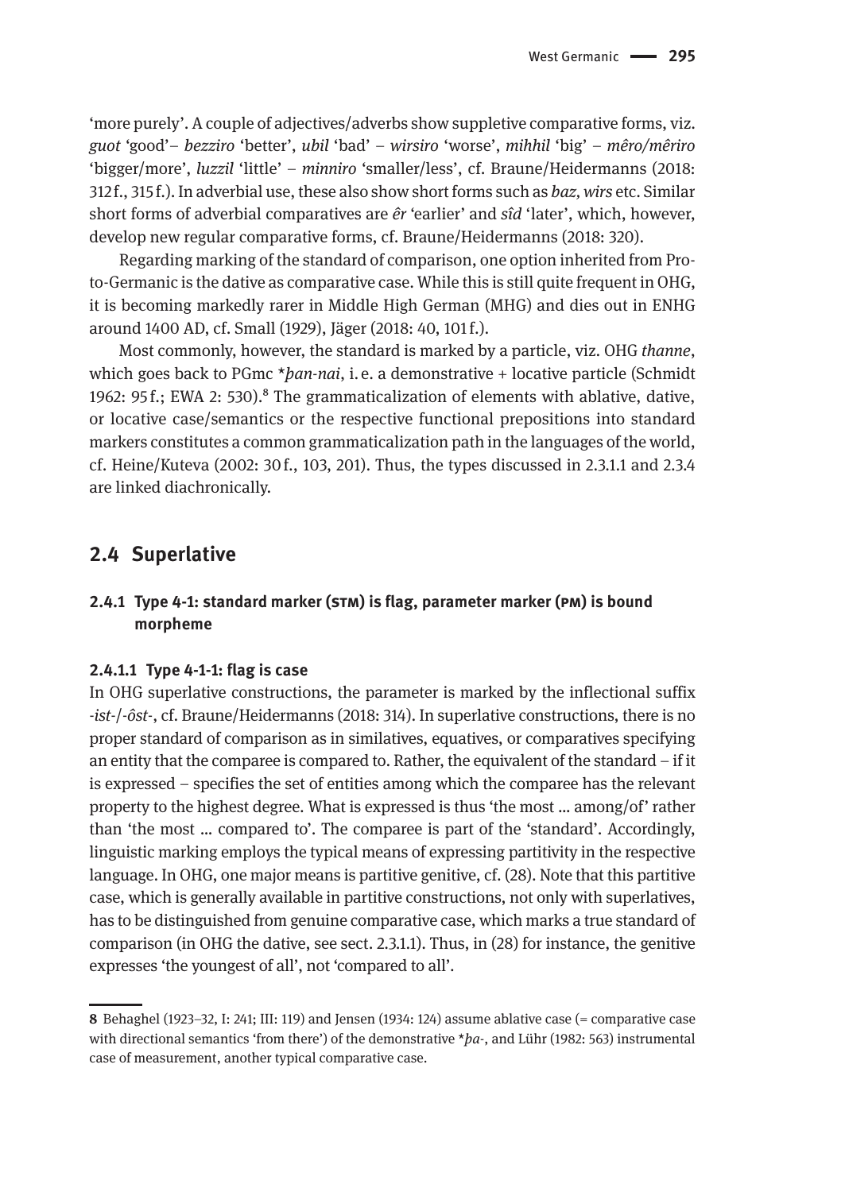'more purely'. A couple of adjectives/adverbs show suppletive comparative forms, viz. *guot* 'good'– *bezziro* 'better', *ubil* 'bad' – *wirsiro* 'worse', *mihhil* 'big' – *mêro/mêriro* 'bigger/more', *luzzil* 'little' – *minniro* 'smaller/less', cf. Braune/Heidermanns (2018: 312 f., 315 f.). In adverbial use, these also show short forms such as *baz*, *wirs* etc. Similar short forms of adverbial comparatives are *êr* 'earlier' and *sîd* 'later', which, however, develop new regular comparative forms, cf. Braune/Heidermanns (2018: 320).

Regarding marking of the standard of comparison, one option inherited from Proto-Germanic is the dative as comparative case. While this is still quite frequent in OHG, it is becoming markedly rarer in Middle High German (MHG) and dies out in ENHG around 1400 AD, cf. Small (1929), Jäger (2018: 40, 101 f.).

Most commonly, however, the standard is marked by a particle, viz. OHG *thanne*, which goes back to PGmc *\*þan-nai*, i. e. a demonstrative + locative particle (Schmidt 1962: 95 f.; EWA 2: 530).[8] The grammaticalization of elements with ablative, dative, or locative case/semantics or the respective functional prepositions into standard markers constitutes a common grammaticalization path in the languages of the world, cf. Heine/Kuteva (2002: 30 f., 103, 201). Thus, the types discussed in 2.3.1.1 and 2.3.4 are linked diachronically.

## 2.4 Superlative

### 2.4.1 Type 4-1: standard marker (STM) is flag, parameter marker (PM) is bound morpheme

#### 2.4.1.1 Type 4-1-1: flag is case

In OHG superlative constructions, the parameter is marked by the inflectional suffix *-ist-*/*-ôst-*, cf. Braune/Heidermanns (2018: 314). In superlative constructions, there is no proper standard of comparison as in similatives, equatives, or comparatives specifying an entity that the comparee is compared to. Rather, the equivalent of the standard – if it is expressed – specifies the set of entities among which the comparee has the relevant property to the highest degree. What is expressed is thus 'the most … among/of' rather than 'the most … compared to'. The comparee is part of the 'standard'. Accordingly, linguistic marking employs the typical means of expressing partitivity in the respective language. In OHG, one major means is partitive genitive, cf. (28). Note that this partitive case, which is generally available in partitive constructions, not only with superlatives, has to be distinguished from genuine comparative case, which marks a true standard of comparison (in OHG the dative, see sect. 2.3.1.1). Thus, in (28) for instance, the genitive expresses 'the youngest of all', not 'compared to all'.

---

[8] Behaghel (1923–32, I: 241; III: 119) and Jensen (1934: 124) assume ablative case (= comparative case with directional semantics 'from there') of the demonstrative *\*þa-*, and Lühr (1982: 563) instrumental case of measurement, another typical comparative case.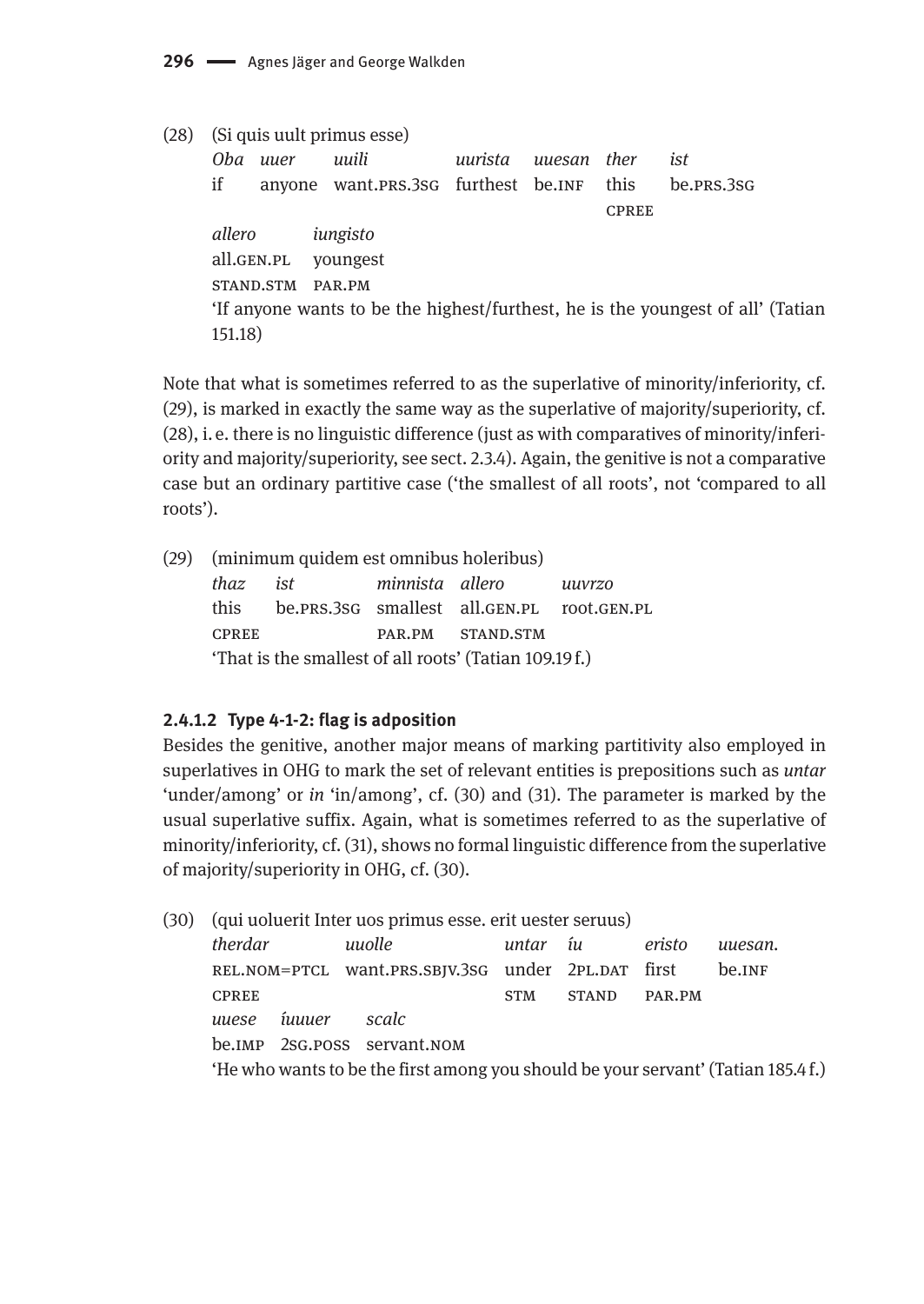(28) (Si quis uult primus esse)

| *Oba* | *uuer* | *uuili* | *uurista* | *uuesan* | *ther* | *ist* |
|---|---|---|---|---|---|---|
| if | anyone | want.PRS.3SG | furthest | be.INF | this | be.PRS.3SG |
| | | | | | CPREE | |

| *allero* | *iungisto* |
|---|---|
| all.GEN.PL | youngest |
| STAND.STM | PAR.PM |

'If anyone wants to be the highest/furthest, he is the youngest of all' (Tatian 151.18)

Note that what is sometimes referred to as the superlative of minority/inferiority, cf. (29), is marked in exactly the same way as the superlative of majority/superiority, cf. (28), i. e. there is no linguistic difference (just as with comparatives of minority/inferiority and majority/superiority, see sect. 2.3.4). Again, the genitive is not a comparative case but an ordinary partitive case ('the smallest of all roots', not 'compared to all roots').

(29) (minimum quidem est omnibus holeribus)

| *thaz* | *ist* | *minnista* | *allero* | *uuvrzo* |
|---|---|---|---|---|
| this | be.PRS.3SG | smallest | all.GEN.PL | root.GEN.PL |
| CPREE | | PAR.PM | STAND.STM | |

'That is the smallest of all roots' (Tatian 109.19 f.)

#### 2.4.1.2 Type 4-1-2: flag is adposition

Besides the genitive, another major means of marking partitivity also employed in superlatives in OHG to mark the set of relevant entities is prepositions such as *untar* 'under/among' or *in* 'in/among', cf. (30) and (31). The parameter is marked by the usual superlative suffix. Again, what is sometimes referred to as the superlative of minority/inferiority, cf. (31), shows no formal linguistic difference from the superlative of majority/superiority in OHG, cf. (30).

(30) (qui uoluerit Inter uos primus esse. erit uester seruus)

| *therdar* | *uuolle* | *untar* | *íu* | *eristo* | *uuesan.* |
|---|---|---|---|---|---|
| REL.NOM=PTCL | want.PRS.SBJV.3SG | under | 2PL.DAT | first | be.INF |
| CPREE | | STM | STAND | PAR.PM | |

| *uuese* | *íuuuer* | *scalc* |
|---|---|---|
| be.IMP | 2SG.POSS | servant.NOM |

'He who wants to be the first among you should be your servant' (Tatian 185.4 f.)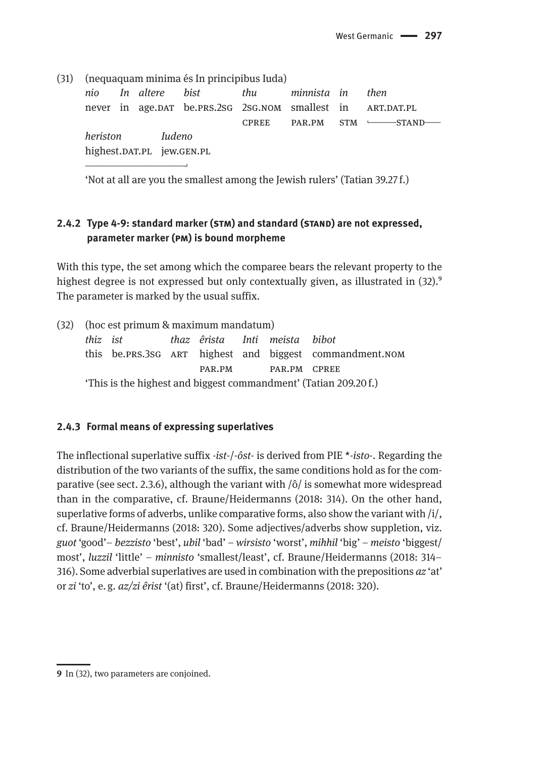(31) (nequaquam minima és In principibus Iuda)

| *nio* | *In* | *altere* | *bist* | *thu* | *minnista* | *in* | *then* |
|---|---|---|---|---|---|---|---|
| never | in | age.DAT | be.PRS.2SG | 2SG.NOM | smallest | in | ART.DAT.PL |
| | | | | CPREE | PAR.PM | STM | └——STAND—— |
| *heriston* | *Iudeno* | | | | | | |
| highest.DAT.PL | jew.GEN.PL | | | | | | |
| ————————┘ | | | | | | | |

'Not at all are you the smallest among the Jewish rulers' (Tatian 39.27 f.)

### 2.4.2 Type 4-9: standard marker (STM) and standard (STAND) are not expressed, parameter marker (PM) is bound morpheme

With this type, the set among which the comparee bears the relevant property to the highest degree is not expressed but only contextually given, as illustrated in (32).[9] The parameter is marked by the usual suffix.

(32) (hoc est primum & maximum mandatum)

| *thiz* | *ist* | *thaz* | *êrista* | *Inti* | *meista* | *bibot* |
|---|---|---|---|---|---|---|
| this | be.PRS.3SG | ART | highest | and | biggest | commandment.NOM |
| | | | PAR.PM | | PAR.PM | CPREE |

'This is the highest and biggest commandment' (Tatian 209.20 f.)

### 2.4.3 Formal means of expressing superlatives

The inflectional superlative suffix *-ist-*/*-ôst-* is derived from PIE \**-isto-*. Regarding the distribution of the two variants of the suffix, the same conditions hold as for the comparative (see sect. 2.3.6), although the variant with /ô/ is somewhat more widespread than in the comparative, cf. Braune/Heidermanns (2018: 314). On the other hand, superlative forms of adverbs, unlike comparative forms, also show the variant with /i/, cf. Braune/Heidermanns (2018: 320). Some adjectives/adverbs show suppletion, viz. *guot* 'good'– *bezzisto* 'best', *ubil* 'bad' – *wirsisto* 'worst', *mihhil* 'big' – *meisto* 'biggest/most', *luzzil* 'little' – *minnisto* 'smallest/least', cf. Braune/Heidermanns (2018: 314–316). Some adverbial superlatives are used in combination with the prepositions *az* 'at' or *zi* 'to', e. g. *az/zi êrist* '(at) first', cf. Braune/Heidermanns (2018: 320).

---

**9** In (32), two parameters are conjoined.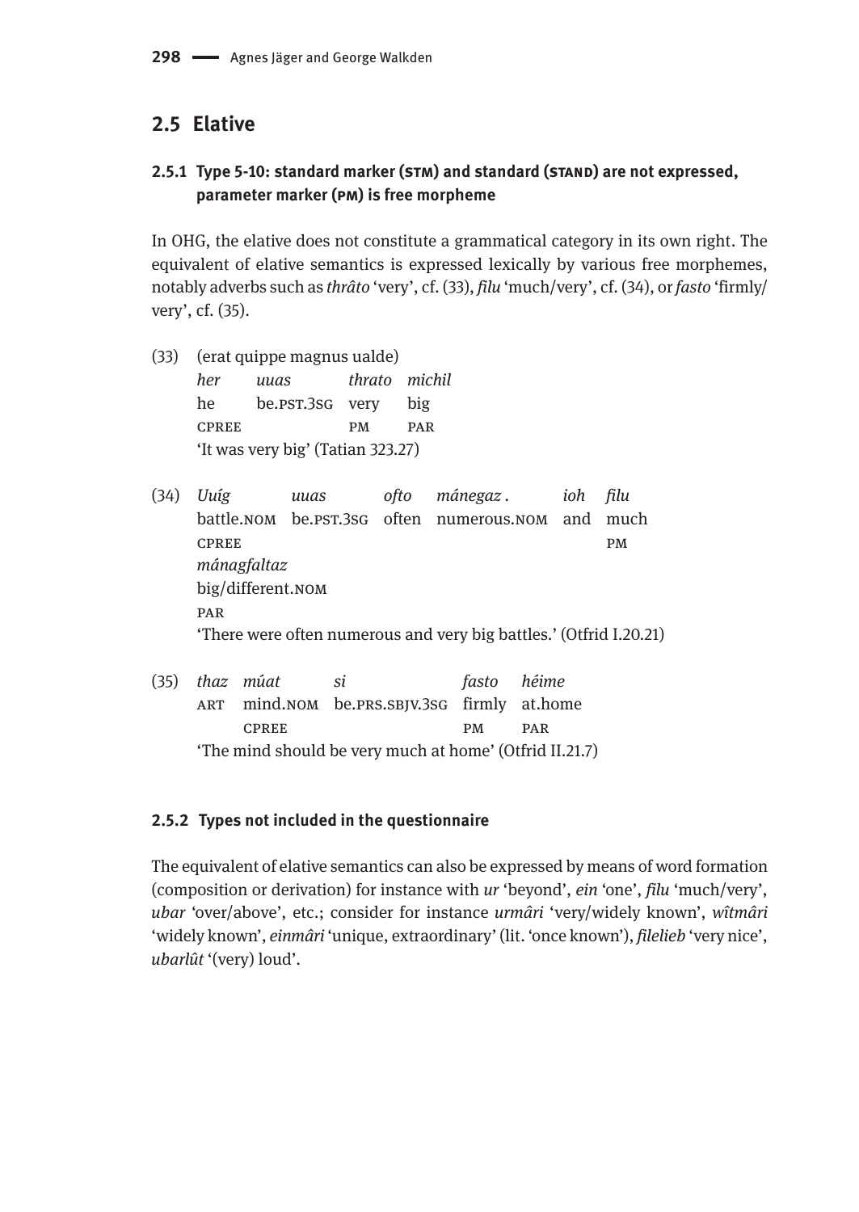## 2.5 Elative

### 2.5.1 Type 5-10: standard marker (STM) and standard (STAND) are not expressed, parameter marker (PM) is free morpheme

In OHG, the elative does not constitute a grammatical category in its own right. The equivalent of elative semantics is expressed lexically by various free morphemes, notably adverbs such as *thrâto* 'very', cf. (33), *filu* 'much/very', cf. (34), or *fasto* 'firmly/very', cf. (35).

(33) (erat quippe magnus ualde)

| *her* | *uuas* | *thrato* | *michil* |
|---|---|---|---|
| he | be.PST.3SG | very | big |
| CPREE | | PM | PAR |

'It was very big' (Tatian 323.27)

(34)

| *Uuíg* | *uuas* | *ofto* | *mánegaz .* | *ioh* | *filu* |
|---|---|---|---|---|---|
| battle.NOM | be.PST.3SG | often | numerous.NOM | and | much |
| CPREE | | | | | PM |

| *mánagfaltaz* |
|---|
| big/different.NOM |
| PAR |

'There were often numerous and very big battles.' (Otfrid I.20.21)

(35)

| *thaz* | *múat* | *si* | *fasto* | *héime* |
|---|---|---|---|---|
| ART | mind.NOM | be.PRS.SBJV.3SG | firmly | at.home |
| | CPREE | | PM | PAR |

'The mind should be very much at home' (Otfrid II.21.7)

### 2.5.2 Types not included in the questionnaire

The equivalent of elative semantics can also be expressed by means of word formation (composition or derivation) for instance with *ur* 'beyond', *ein* 'one', *filu* 'much/very', *ubar* 'over/above', etc.; consider for instance *urmâri* 'very/widely known', *wîtmâri* 'widely known', *einmâri* 'unique, extraordinary' (lit. 'once known'), *filelieb* 'very nice', *ubarlût* '(very) loud'.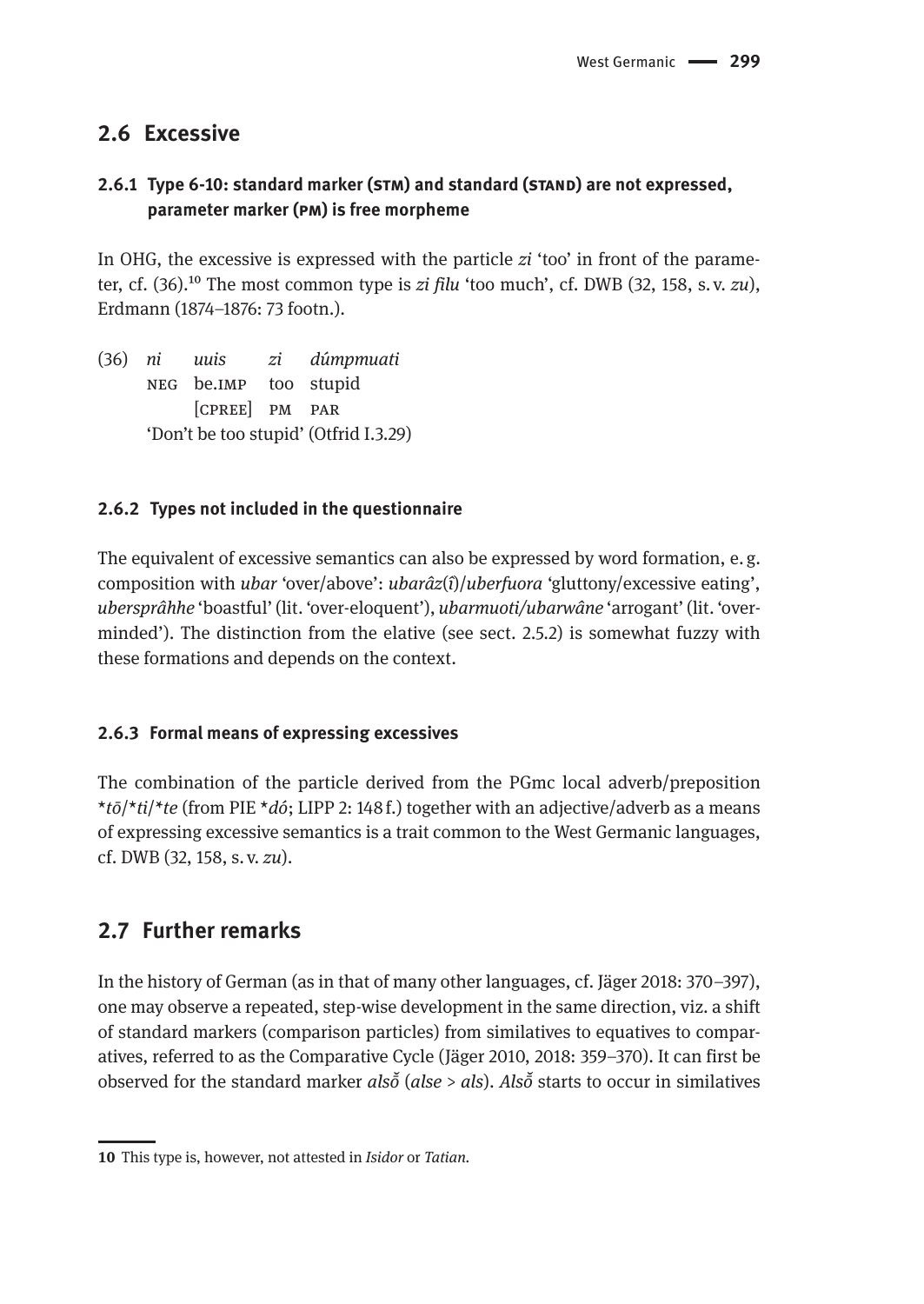## 2.6 Excessive

### 2.6.1 Type 6-10: standard marker (STM) and standard (STAND) are not expressed, parameter marker (PM) is free morpheme

In OHG, the excessive is expressed with the particle *zi* 'too' in front of the parameter, cf. (36).[10] The most common type is *zi filu* 'too much', cf. DWB (32, 158, s. v. *zu*), Erdmann (1874–1876: 73 footn.).

(36) *ni* *uuis* *zi* *dúmpmuati*
NEG be.IMP too stupid
[CPREE] PM PAR
'Don't be too stupid' (Otfrid I.3.29)

### 2.6.2 Types not included in the questionnaire

The equivalent of excessive semantics can also be expressed by word formation, e. g. composition with *ubar* 'over/above': *ubarâz*(*î*)/*uberfuora* 'gluttony/excessive eating', *ubersprâhhe* 'boastful' (lit. 'over-eloquent'), *ubarmuoti/ubarwâne* 'arrogant' (lit. 'over-minded'). The distinction from the elative (see sect. 2.5.2) is somewhat fuzzy with these formations and depends on the context.

### 2.6.3 Formal means of expressing excessives

The combination of the particle derived from the PGmc local adverb/preposition \**tō*/\**ti*/\**te* (from PIE \**dó*; LIPP 2: 148 f.) together with an adjective/adverb as a means of expressing excessive semantics is a trait common to the West Germanic languages, cf. DWB (32, 158, s. v. *zu*).

## 2.7 Further remarks

In the history of German (as in that of many other languages, cf. Jäger 2018: 370–397), one may observe a repeated, step-wise development in the same direction, viz. a shift of standard markers (comparison particles) from similatives to equatives to comparatives, referred to as the Comparative Cycle (Jäger 2010, 2018: 359–370). It can first be observed for the standard marker *alsŏ̄* (*alse* > *als*). *Alsŏ̄* starts to occur in similatives

---

10 This type is, however, not attested in *Isidor* or *Tatian*.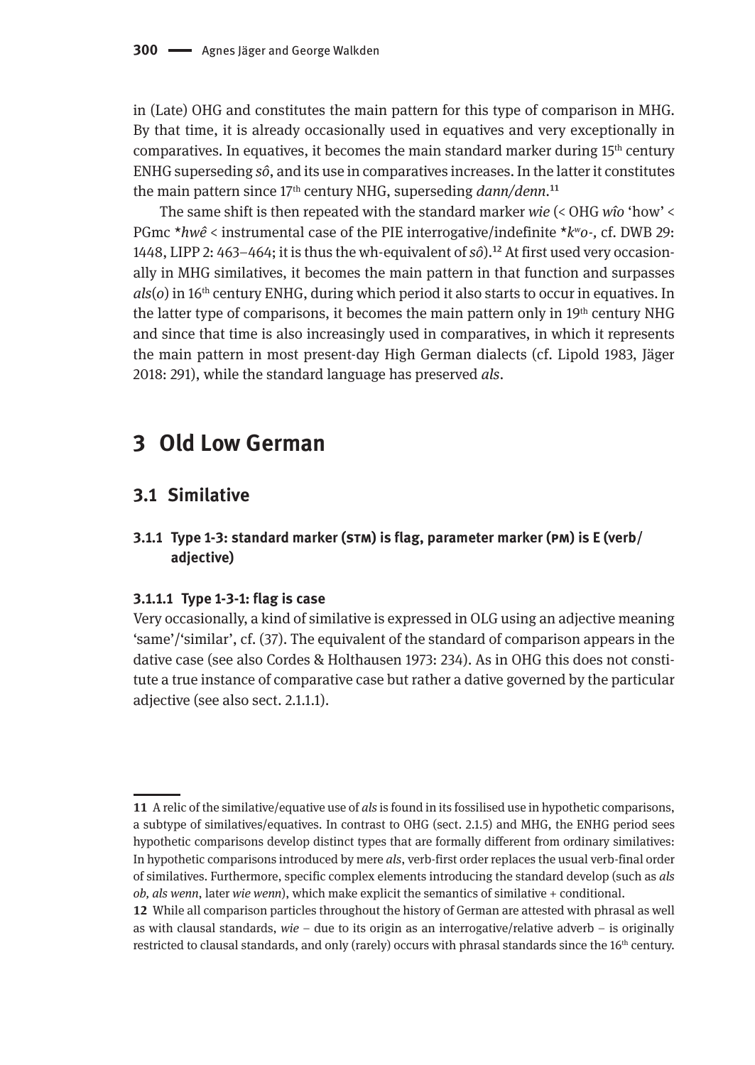in (Late) OHG and constitutes the main pattern for this type of comparison in MHG. By that time, it is already occasionally used in equatives and very exceptionally in comparatives. In equatives, it becomes the main standard marker during 15th century ENHG superseding *sô*, and its use in comparatives increases. In the latter it constitutes the main pattern since 17th century NHG, superseding *dann/denn*.[11]

The same shift is then repeated with the standard marker *wie* (< OHG *wîo* 'how' < PGmc *\*hwê* < instrumental case of the PIE interrogative/indefinite *\*k$^w$o-*, cf. DWB 29: 1448, LIPP 2: 463–464; it is thus the wh-equivalent of *sô*).[12] At first used very occasionally in MHG similatives, it becomes the main pattern in that function and surpasses *als*(*o*) in 16th century ENHG, during which period it also starts to occur in equatives. In the latter type of comparisons, it becomes the main pattern only in 19th century NHG and since that time is also increasingly used in comparatives, in which it represents the main pattern in most present-day High German dialects (cf. Lipold 1983, Jäger 2018: 291), while the standard language has preserved *als*.

# 3 Old Low German

## 3.1 Similative

### 3.1.1 Type 1-3: standard marker (STM) is flag, parameter marker (PM) is E (verb/adjective)

#### 3.1.1.1 Type 1-3-1: flag is case

Very occasionally, a kind of similative is expressed in OLG using an adjective meaning 'same'/'similar', cf. (37). The equivalent of the standard of comparison appears in the dative case (see also Cordes & Holthausen 1973: 234). As in OHG this does not constitute a true instance of comparative case but rather a dative governed by the particular adjective (see also sect. 2.1.1.1).

---

**11** A relic of the similative/equative use of *als* is found in its fossilised use in hypothetic comparisons, a subtype of similatives/equatives. In contrast to OHG (sect. 2.1.5) and MHG, the ENHG period sees hypothetic comparisons develop distinct types that are formally different from ordinary similatives: In hypothetic comparisons introduced by mere *als*, verb-first order replaces the usual verb-final order of similatives. Furthermore, specific complex elements introducing the standard develop (such as *als ob*, *als wenn*, later *wie wenn*), which make explicit the semantics of similative + conditional.

**12** While all comparison particles throughout the history of German are attested with phrasal as well as with clausal standards, *wie* – due to its origin as an interrogative/relative adverb – is originally restricted to clausal standards, and only (rarely) occurs with phrasal standards since the 16th century.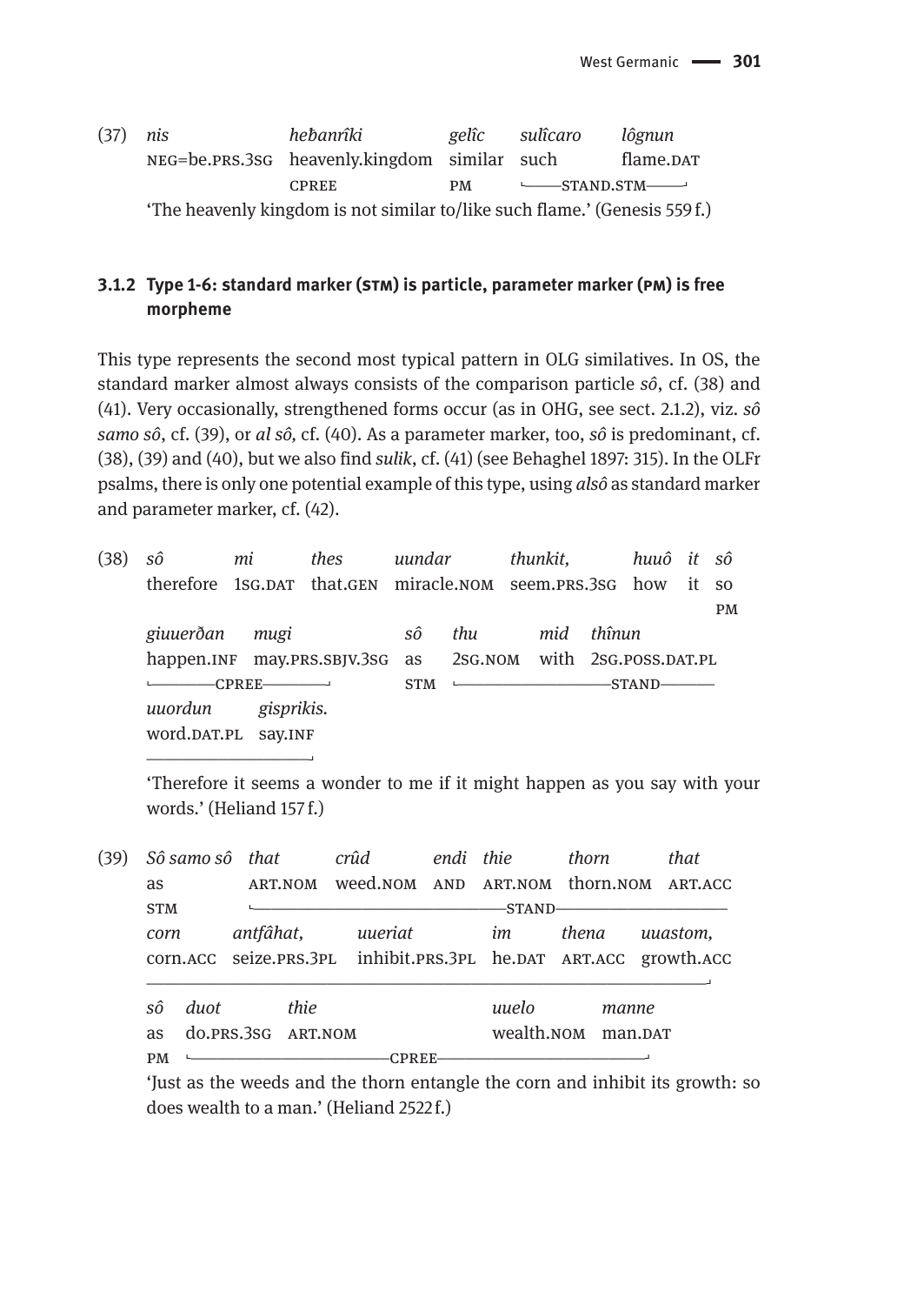(37) *nis* *heƀanrîki* *gelîc* *sulîcaro* *lôgnun*
NEG=be.PRS.3SG heavenly.kingdom similar such flame.DAT
CPREE PM └——STAND.STM——┘
'The heavenly kingdom is not similar to/like such flame.' (Genesis 559 f.)

### 3.1.2 Type 1-6: standard marker (STM) is particle, parameter marker (PM) is free morpheme

This type represents the second most typical pattern in OLG similatives. In OS, the standard marker almost always consists of the comparison particle *sô*, cf. (38) and (41). Very occasionally, strengthened forms occur (as in OHG, see sect. 2.1.2), viz. *sô samo sô*, cf. (39), or *al sô,* cf. (40). As a parameter marker, too, *sô* is predominant, cf. (38), (39) and (40), but we also find *sulik*, cf. (41) (see Behaghel 1897: 315). In the OLFr psalms, there is only one potential example of this type, using *alsô* as standard marker and parameter marker, cf. (42).

(38) *sô* *mi* *thes* *uundar* *thunkit,* *huuô* *it* *sô*
therefore 1SG.DAT that.GEN miracle.NOM seem.PRS.3SG how it so
PM
*giuuerðan* *mugi* *sô* *thu* *mid* *thînun*
happen.INF may.PRS.SBJV.3SG as 2SG.NOM with 2SG.POSS.DAT.PL
└——CPREE——┘ STM └——————STAND——————
*uuordun* *gisprikis.*
word.DAT.PL say.INF
——————┘
'Therefore it seems a wonder to me if it might happen as you say with your words.' (Heliand 157 f.)

(39) *Sô samo sô* *that* *crûd* *endi* *thie* *thorn* *that*
as ART.NOM weed.NOM AND ART.NOM thorn.NOM ART.ACC
STM └——————————STAND——————————
*corn* *antfâhat,* *uueriat* *im* *thena* *uuastom,*
corn.ACC seize.PRS.3PL inhibit.PRS.3PL he.DAT ART.ACC growth.ACC
——————————————————————————┘
*sô* *duot* *thie* *uuelo* *manne*
as do.PRS.3SG ART.NOM wealth.NOM man.DAT
PM └——————————CPREE——————————┘
'Just as the weeds and the thorn entangle the corn and inhibit its growth: so does wealth to a man.' (Heliand 2522 f.)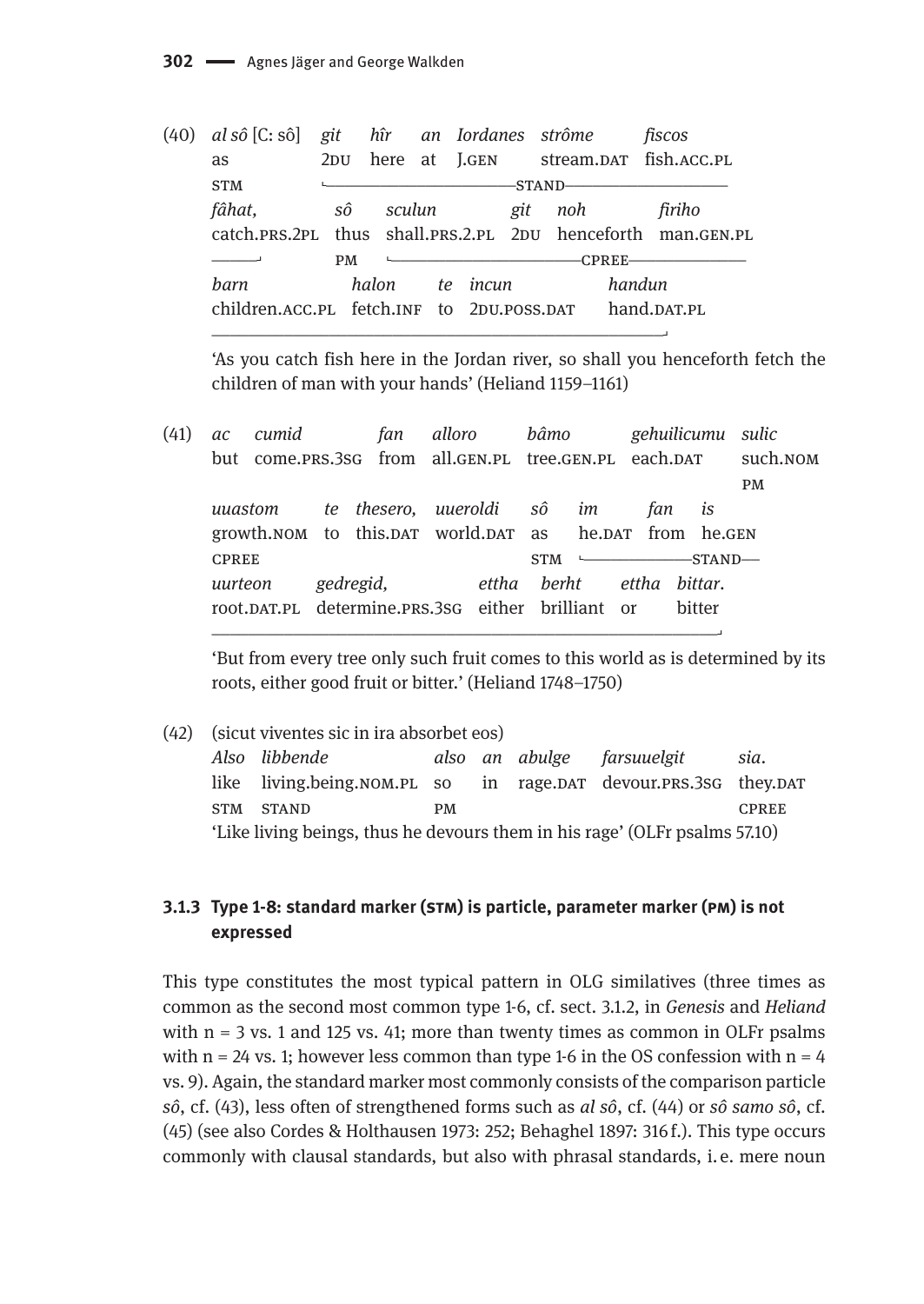(40) *al sô* [C: sô] *git hîr an Iordanes strôme fiscos*
as 2DU here at J.GEN stream.DAT fish.ACC.PL
STM └──────────STAND──────────
*fâhat, sô sculun git noh firiho*
catch.PRS.2PL thus shall.PRS.2.PL 2DU henceforth man.GEN.PL
───┘ PM └──────────CPREE──────────
*barn halon te incun handun*
children.ACC.PL fetch.INF to 2DU.POSS.DAT hand.DAT.PL
──────────────────────────┘

'As you catch fish here in the Jordan river, so shall you henceforth fetch the children of man with your hands' (Heliand 1159–1161)

(41) *ac cumid fan alloro bâmo gehuilicumu sulic*
but come.PRS.3SG from all.GEN.PL tree.GEN.PL each.DAT such.NOM
PM
*uuastom te thesero, uueroldi sô im fan is*
growth.NOM to this.DAT world.DAT as he.DAT from he.GEN
CPREE STM └──────STAND──
*uurteon gedregid, ettha berht ettha bittar.*
root.DAT.PL determine.PRS.3SG either brilliant or bitter
──────────────────────────┘

'But from every tree only such fruit comes to this world as is determined by its roots, either good fruit or bitter.' (Heliand 1748–1750)

(42) (sicut viventes sic in ira absorbet eos)
*Also libbende also an abulge farsuuelgit sia.*
like living.being.NOM.PL so in rage.DAT devour.PRS.3SG they.DAT
STM STAND PM CPREE
'Like living beings, thus he devours them in his rage' (OLFr psalms 57.10)

### 3.1.3 Type 1-8: standard marker (STM) is particle, parameter marker (PM) is not expressed

This type constitutes the most typical pattern in OLG similatives (three times as common as the second most common type 1-6, cf. sect. 3.1.2, in *Genesis* and *Heliand* with n = 3 vs. 1 and 125 vs. 41; more than twenty times as common in OLFr psalms with n = 24 vs. 1; however less common than type 1-6 in the OS confession with n = 4 vs. 9). Again, the standard marker most commonly consists of the comparison particle *sô*, cf. (43), less often of strengthened forms such as *al sô*, cf. (44) or *sô samo sô*, cf. (45) (see also Cordes & Holthausen 1973: 252; Behaghel 1897: 316 f.). This type occurs commonly with clausal standards, but also with phrasal standards, i. e. mere noun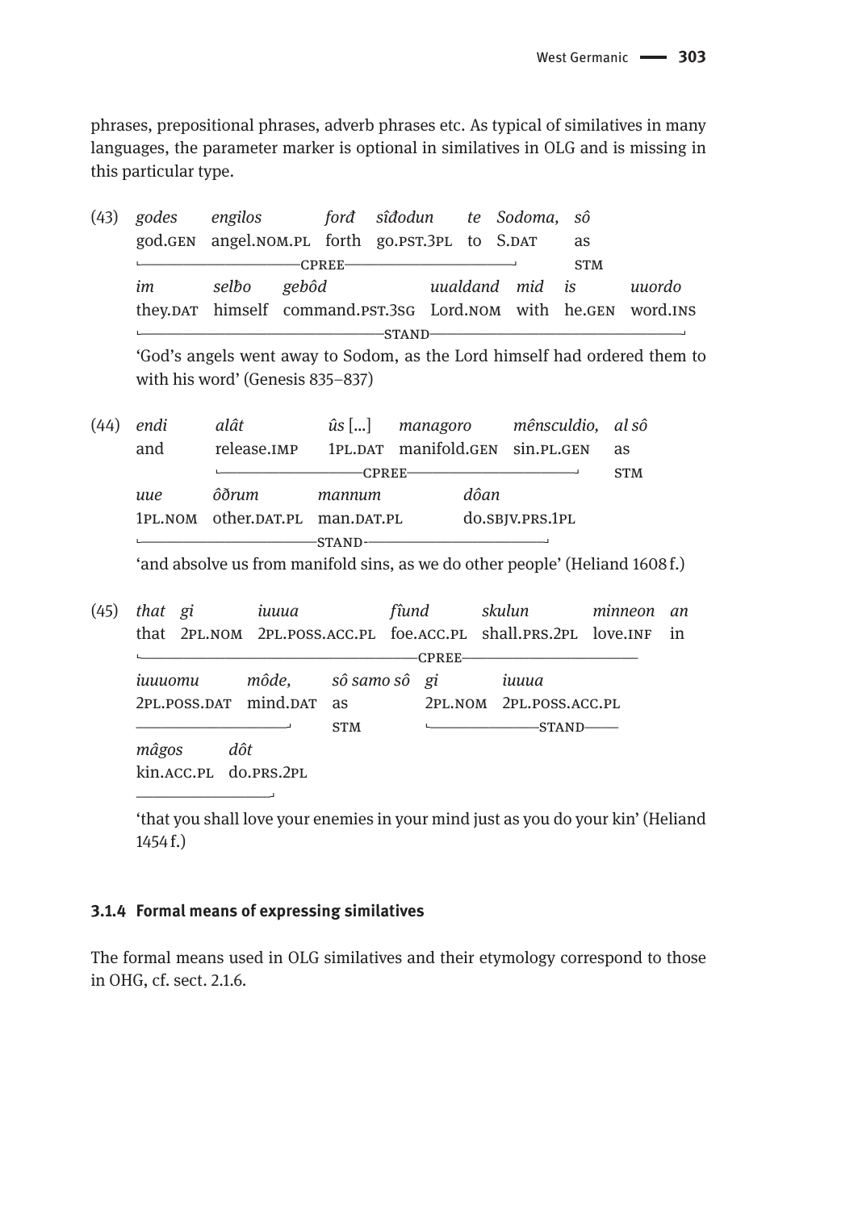phrases, prepositional phrases, adverb phrases etc. As typical of similatives in many languages, the parameter marker is optional in similatives in OLG and is missing in this particular type.

(43) *godes engilos forđ sîđodun te Sodoma, sô*
god.GEN angel.NOM.PL forth go.PST.3PL to S.DAT as
└──────────CPREE──────────┘ STM
*im selbo gebôd uualdand mid is uuordo*
they.DAT himself command.PST.3SG Lord.NOM with he.GEN word.INS
└──────────────────STAND──────────────────┘
'God's angels went away to Sodom, as the Lord himself had ordered them to with his word' (Genesis 835–837)

(44) *endi alât ûs* [...] *managoro mênsculdio, al sô*
and release.IMP 1PL.DAT manifold.GEN sin.PL.GEN as
└──────────CPREE──────────┘ STM
*uue ôðrum mannum dôan*
1PL.NOM other.DAT.PL man.DAT.PL do.SBJV.PRS.1PL
└──────────STAND──────────┘
'and absolve us from manifold sins, as we do other people' (Heliand 1608 f.)

(45) *that gi iuuua fîund skulun minneon an*
that 2PL.NOM 2PL.POSS.ACC.PL foe.ACC.PL shall.PRS.2PL love.INF in
└──────────────────CPREE──────────────────
*iuuuomu môde, sô samo sô gi iuuua*
2PL.POSS.DAT mind.DAT as 2PL.NOM 2PL.POSS.ACC.PL
──────────┘ STM └──────STAND──────
*mâgos dôt*
kin.ACC.PL do.PRS.2PL
──────────┘
'that you shall love your enemies in your mind just as you do your kin' (Heliand 1454 f.)

### 3.1.4 Formal means of expressing similatives

The formal means used in OLG similatives and their etymology correspond to those in OHG, cf. sect. 2.1.6.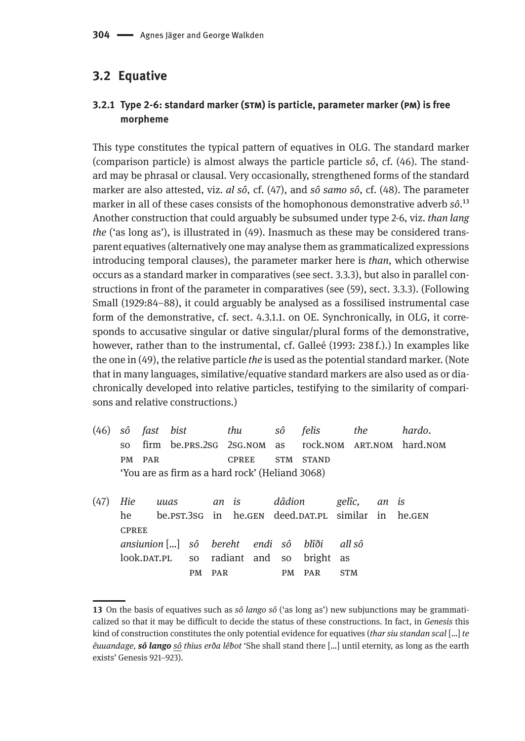## 3.2 Equative

### 3.2.1 Type 2-6: standard marker (STM) is particle, parameter marker (PM) is free morpheme

This type constitutes the typical pattern of equatives in OLG. The standard marker (comparison particle) is almost always the particle particle *sô*, cf. (46). The standard may be phrasal or clausal. Very occasionally, strengthened forms of the standard marker are also attested, viz. *al sô*, cf. (47), and *sô samo sô*, cf. (48). The parameter marker in all of these cases consists of the homophonous demonstrative adverb *sô*.[13] Another construction that could arguably be subsumed under type 2-6, viz. *than lang the* ('as long as'), is illustrated in (49). Inasmuch as these may be considered transparent equatives (alternatively one may analyse them as grammaticalized expressions introducing temporal clauses), the parameter marker here is *than*, which otherwise occurs as a standard marker in comparatives (see sect. 3.3.3), but also in parallel constructions in front of the parameter in comparatives (see (59), sect. 3.3.3). (Following Small (1929:84–88), it could arguably be analysed as a fossilised instrumental case form of the demonstrative, cf. sect. 4.3.1.1. on OE. Synchronically, in OLG, it corresponds to accusative singular or dative singular/plural forms of the demonstrative, however, rather than to the instrumental, cf. Galleé (1993: 238 f.).) In examples like the one in (49), the relative particle *the* is used as the potential standard marker. (Note that in many languages, similative/equative standard markers are also used as or diachronically developed into relative particles, testifying to the similarity of comparisons and relative constructions.)

(46) *sô fast bist thu sô felis the hardo.*
so firm be.PRS.2SG 2SG.NOM as rock.NOM ART.NOM hard.NOM
PM PAR CPREE STM STAND
'You are as firm as a hard rock' (Heliand 3068)

(47) *Hie uuas an is dâdion gelîc, an is*
he be.PST.3SG in he.GEN deed.DAT.PL similar in he.GEN
CPREE
*ansiunion* [...] *sô bereht endi sô blîði all sô*
look.DAT.PL so radiant and so bright as
PM PAR PM PAR STM

---

13 On the basis of equatives such as *sô lango sô* ('as long as') new subjunctions may be grammaticalized so that it may be difficult to decide the status of these constructions. In fact, in *Genesis* this kind of construction constitutes the only potential evidence for equatives (*thar siu standan scal* [...] *te êuuandage, **sô lango** sô thius erða lêbot* 'She shall stand there [...] until eternity, as long as the earth exists' Genesis 921–923).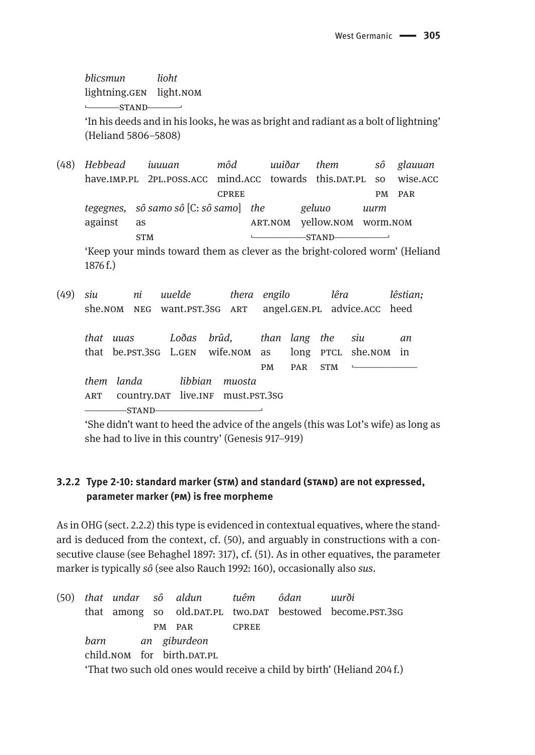*blicsmun* *lioht*
lightning.GEN light.NOM
└──STAND──┘

'In his deeds and in his looks, he was as bright and radiant as a bolt of lightning' (Heliand 5806–5808)

(48) *Hebbead* *iuuuan* *môd* *uuiðar* *them* *sô* *glauuan*
have.IMP.PL 2PL.POSS.ACC mind.ACC towards this.DAT.PL so wise.ACC
CPREE PM PAR
*tegegnes,* *sô samo sô* [C: *sô samo*] *the* *geluuo* *uurm*
against as ART.NOM yellow.NOM worm.NOM
STM └──STAND──┘

'Keep your minds toward them as clever as the bright-colored worm' (Heliand 1876 f.)

(49) *siu* *ni* *uuelde* *thera* *engilo* *lêra* *lêstian;*
she.NOM NEG want.PST.3SG ART angel.GEN.PL advice.ACC heed

*that* *uuas* *Loðas* *brûd,* *than* *lang* *the* *siu* *an*
that be.PST.3SG L.GEN wife.NOM as long PTCL she.NOM in
PM PAR STM └──
*them* *landa* *libbian* *muosta*
ART country.DAT live.INF must.PST.3SG
──STAND──┘

'She didn't want to heed the advice of the angels (this was Lot's wife) as long as she had to live in this country' (Genesis 917–919)

### 3.2.2 Type 2-10: standard marker (STM) and standard (STAND) are not expressed, parameter marker (PM) is free morpheme

As in OHG (sect. 2.2.2) this type is evidenced in contextual equatives, where the standard is deduced from the context, cf. (50), and arguably in constructions with a consecutive clause (see Behaghel 1897: 317), cf. (51). As in other equatives, the parameter marker is typically *sô* (see also Rauch 1992: 160), occasionally also *sus*.

(50) *that* *undar* *sô* *aldun* *tuêm* *ôdan* *uurði*
that among so old.DAT.PL two.DAT bestowed become.PST.3SG
PM PAR CPREE
*barn* *an* *giburdeon*
child.NOM for birth.DAT.PL

'That two such old ones would receive a child by birth' (Heliand 204 f.)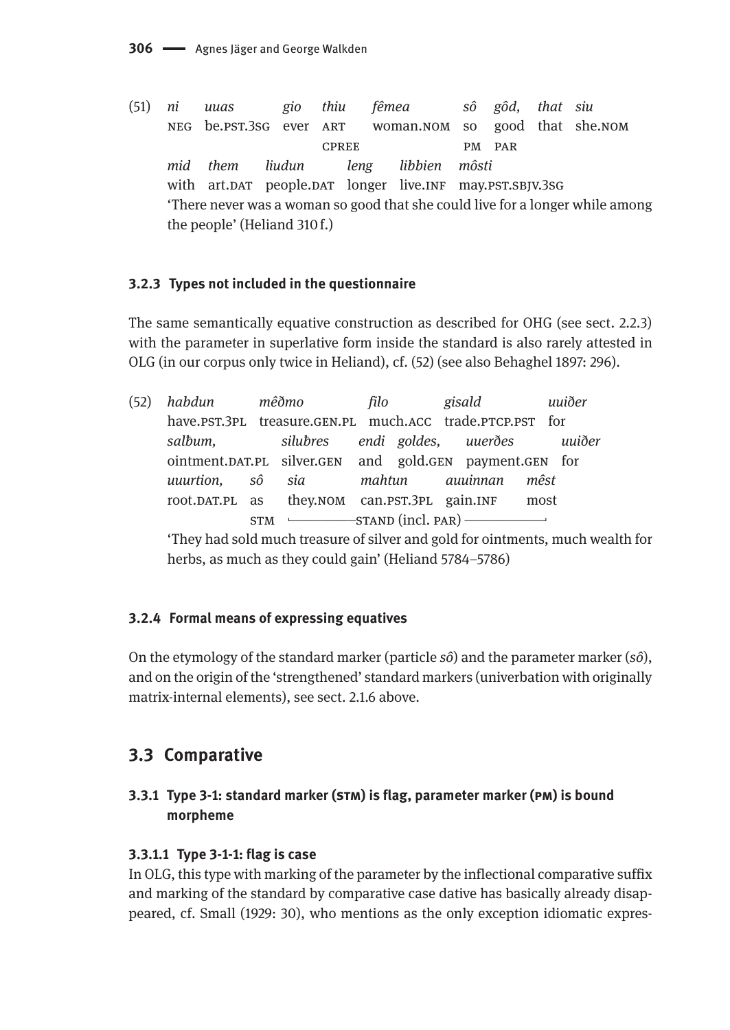(51) *ni uuas gio thiu fêmea sô gôd, that siu*
NEG be.PST.3SG ever ART woman.NOM so good that she.NOM
CPREE PM PAR
*mid them liudun leng libbien môsti*
with art.DAT people.DAT longer live.INF may.PST.SBJV.3SG
'There never was a woman so good that she could live for a longer while among the people' (Heliand 310 f.)

#### 3.2.3 Types not included in the questionnaire

The same semantically equative construction as described for OHG (see sect. 2.2.3) with the parameter in superlative form inside the standard is also rarely attested in OLG (in our corpus only twice in Heliand), cf. (52) (see also Behaghel 1897: 296).

(52) *habdun mêðmo filo gisald uuiðer*
have.PST.3PL treasure.GEN.PL much.ACC trade.PTCP.PST for
*salƀum, siluƀres endi goldes, uuerðes uuiðer*
ointment.DAT.PL silver.GEN and gold.GEN payment.GEN for
*uuurtion, sô sia mahtun auuinnan mêst*
root.DAT.PL as they.NOM can.PST.3PL gain.INF most
STM └──STAND (incl. PAR)──┘
'They had sold much treasure of silver and gold for ointments, much wealth for herbs, as much as they could gain' (Heliand 5784–5786)

#### 3.2.4 Formal means of expressing equatives

On the etymology of the standard marker (particle *sô*) and the parameter marker (*sô*), and on the origin of the 'strengthened' standard markers (univerbation with originally matrix-internal elements), see sect. 2.1.6 above.

## 3.3 Comparative

### 3.3.1 Type 3-1: standard marker (STM) is flag, parameter marker (PM) is bound morpheme

#### 3.3.1.1 Type 3-1-1: flag is case

In OLG, this type with marking of the parameter by the inflectional comparative suffix and marking of the standard by comparative case dative has basically already disappeared, cf. Small (1929: 30), who mentions as the only exception idiomatic expres-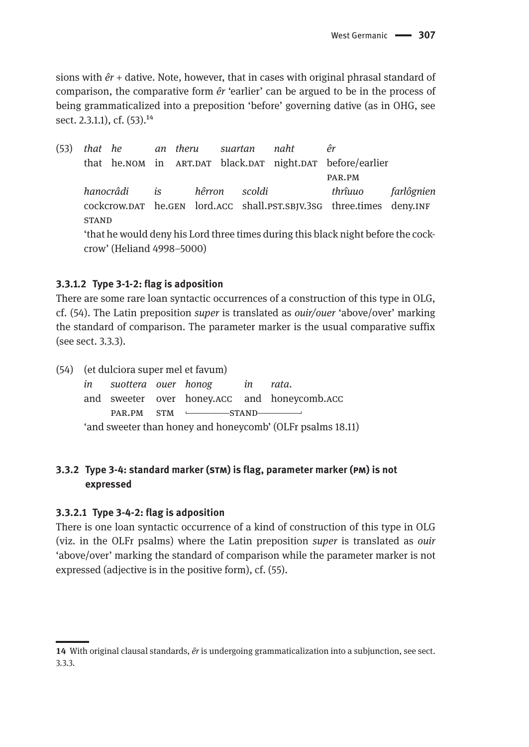sions with *êr* + dative. Note, however, that in cases with original phrasal standard of comparison, the comparative form *êr* 'earlier' can be argued to be in the process of being grammaticalized into a preposition 'before' governing dative (as in OHG, see sect. 2.3.1.1), cf. (53).[14]

(53) *that he an theru suartan naht êr*
that he.NOM in ART.DAT black.DAT night.DAT before/earlier
PAR.PM
*hanocrâdi is hêrron scoldi thrîuuo farlôgnien*
cockcrow.DAT he.GEN lord.ACC shall.PST.SBJV.3SG three.times deny.INF
STAND
'that he would deny his Lord three times during this black night before the cockcrow' (Heliand 4998–5000)

#### 3.3.1.2 Type 3-1-2: flag is adposition

There are some rare loan syntactic occurrences of a construction of this type in OLG, cf. (54). The Latin preposition *super* is translated as *ouir/ouer* 'above/over' marking the standard of comparison. The parameter marker is the usual comparative suffix (see sect. 3.3.3).

(54) (et dulciora super mel et favum)
*in suottera ouer honog in rata.*
and sweeter over honey.ACC and honeycomb.ACC
PAR.PM STM └——STAND——┘
'and sweeter than honey and honeycomb' (OLFr psalms 18.11)

### 3.3.2 Type 3-4: standard marker (STM) is flag, parameter marker (PM) is not expressed

#### 3.3.2.1 Type 3-4-2: flag is adposition

There is one loan syntactic occurrence of a kind of construction of this type in OLG (viz. in the OLFr psalms) where the Latin preposition *super* is translated as *ouir* 'above/over' marking the standard of comparison while the parameter marker is not expressed (adjective is in the positive form), cf. (55).

---

[14] With original clausal standards, *êr* is undergoing grammaticalization into a subjunction, see sect. 3.3.3.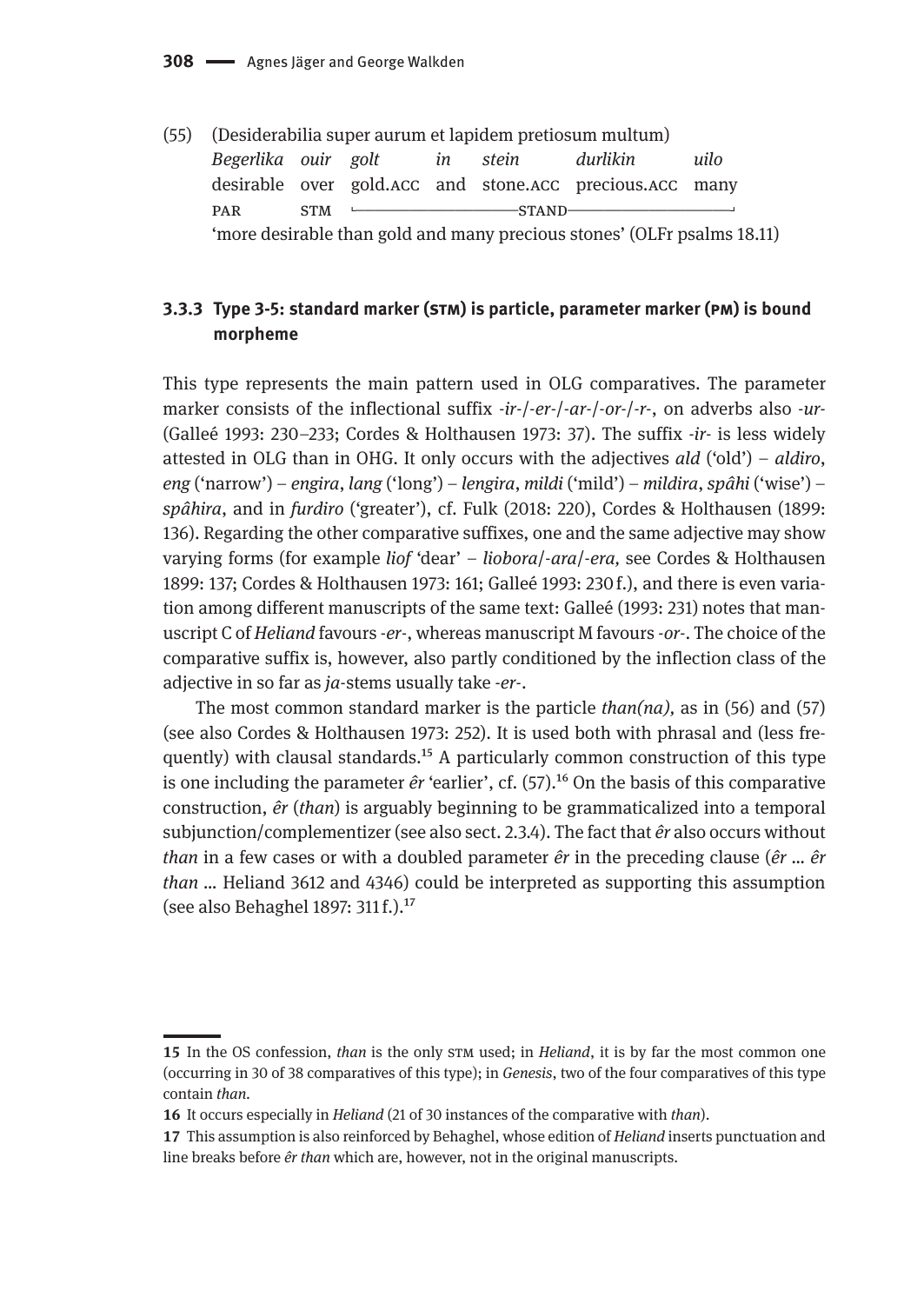(55) (Desiderabilia super aurum et lapidem pretiosum multum)

| *Begerlika* | *ouir* | *golt* | *in* | *stein* | *durlikin* | *uilo* |
|---|---|---|---|---|---|---|
| desirable | over | gold.ACC | and | stone.ACC | precious.ACC | many |
| PAR | STM | └──── | ──── | STAND | ──── | ────┘ |

'more desirable than gold and many precious stones' (OLFr psalms 18.11)

### 3.3.3 Type 3-5: standard marker (STM) is particle, parameter marker (PM) is bound morpheme

This type represents the main pattern used in OLG comparatives. The parameter marker consists of the inflectional suffix *-ir-*/*-er-*/*-ar-*/*-or-*/*-r-*, on adverbs also *-ur-* (Galleé 1993: 230–233; Cordes & Holthausen 1973: 37). The suffix *-ir-* is less widely attested in OLG than in OHG. It only occurs with the adjectives *ald* ('old') – *aldiro*, *eng* ('narrow') – *engira*, *lang* ('long') – *lengira*, *mildi* ('mild') – *mildira*, *spâhi* ('wise') – *spâhira*, and in *furdiro* ('greater'), cf. Fulk (2018: 220), Cordes & Holthausen (1899: 136). Regarding the other comparative suffixes, one and the same adjective may show varying forms (for example *liof* 'dear' – *liobora*/*-ara*/*-era*, see Cordes & Holthausen 1899: 137; Cordes & Holthausen 1973: 161; Galleé 1993: 230 f.), and there is even variation among different manuscripts of the same text: Galleé (1993: 231) notes that manuscript C of *Heliand* favours *-er-*, whereas manuscript M favours *-or-*. The choice of the comparative suffix is, however, also partly conditioned by the inflection class of the adjective in so far as *ja*-stems usually take *-er-*.

The most common standard marker is the particle *than(na)*, as in (56) and (57) (see also Cordes & Holthausen 1973: 252). It is used both with phrasal and (less frequently) with clausal standards.[15] A particularly common construction of this type is one including the parameter *êr* 'earlier', cf. (57).[16] On the basis of this comparative construction, *êr* (*than*) is arguably beginning to be grammaticalized into a temporal subjunction/complementizer (see also sect. 2.3.4). The fact that *êr* also occurs without *than* in a few cases or with a doubled parameter *êr* in the preceding clause (*êr* … *êr than* … Heliand 3612 and 4346) could be interpreted as supporting this assumption (see also Behaghel 1897: 311 f.).[17]

---

**15** In the OS confession, *than* is the only STM used; in *Heliand*, it is by far the most common one (occurring in 30 of 38 comparatives of this type); in *Genesis*, two of the four comparatives of this type contain *than*.

**16** It occurs especially in *Heliand* (21 of 30 instances of the comparative with *than*).

**17** This assumption is also reinforced by Behaghel, whose edition of *Heliand* inserts punctuation and line breaks before *êr than* which are, however, not in the original manuscripts.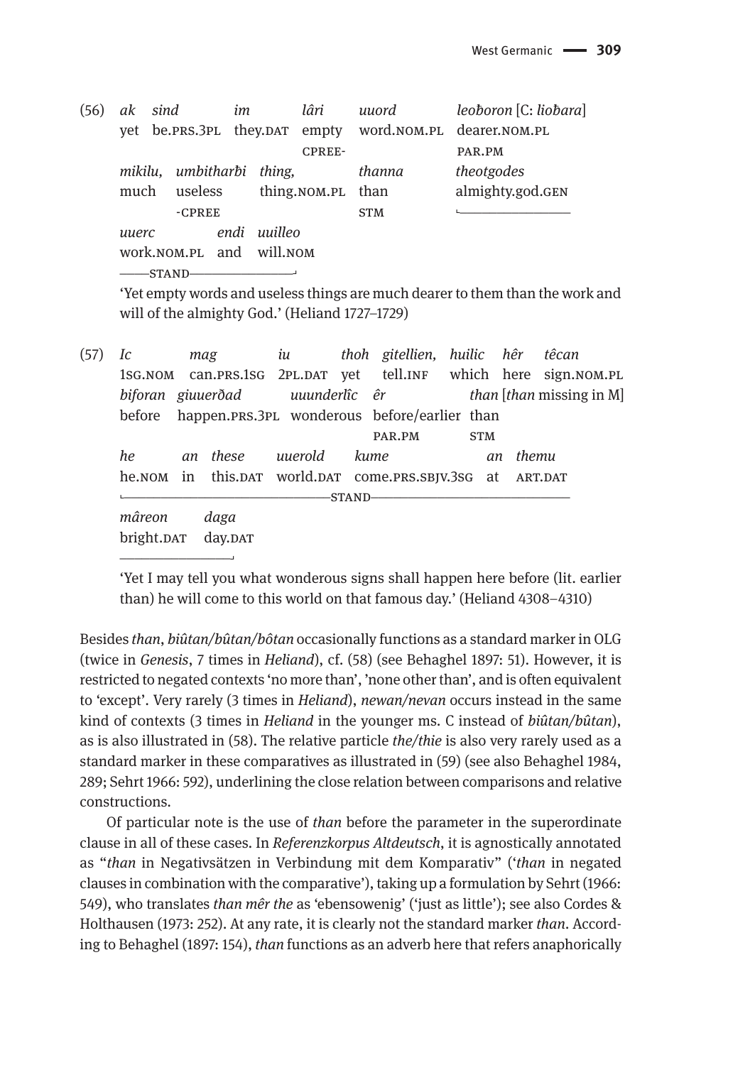(56) *ak sind im lâri uuord leoƀoron* [C: *lioƀara*]
yet be.PRS.3PL they.DAT empty word.NOM.PL dearer.NOM.PL
CPREE- PAR.PM
*mikilu, umbitharƀi thing, thanna theotgodes*
much useless thing.NOM.PL than almighty.god.GEN
-CPREE STM
*uuerc endi uuilleo*
work.NOM.PL and will.NOM
——STAND——

'Yet empty words and useless things are much dearer to them than the work and will of the almighty God.' (Heliand 1727–1729)

(57) *Ic mag iu thoh gitellien, huilic hêr têcan*
1SG.NOM can.PRS.1SG 2PL.DAT yet tell.INF which here sign.NOM.PL
*biforan giuuerðad uuunderlîc êr than* [*than* missing in M]
before happen.PRS.3PL wonderous before/earlier than
PAR.PM STM
*he an these uuerold kume an themu*
he.NOM in this.DAT world.DAT come.PRS.SBJV.3SG at ART.DAT
——STAND——
*mâreon daga*
bright.DAT day.DAT

'Yet I may tell you what wonderous signs shall happen here before (lit. earlier than) he will come to this world on that famous day.' (Heliand 4308–4310)

Besides *than*, *biûtan/bûtan/bôtan* occasionally functions as a standard marker in OLG (twice in *Genesis*, 7 times in *Heliand*), cf. (58) (see Behaghel 1897: 51). However, it is restricted to negated contexts 'no more than', 'none other than', and is often equivalent to 'except'. Very rarely (3 times in *Heliand*), *newan/nevan* occurs instead in the same kind of contexts (3 times in *Heliand* in the younger ms. C instead of *biûtan/bûtan*), as is also illustrated in (58). The relative particle *the/thie* is also very rarely used as a standard marker in these comparatives as illustrated in (59) (see also Behaghel 1984, 289; Sehrt 1966: 592), underlining the close relation between comparisons and relative constructions.

Of particular note is the use of *than* before the parameter in the superordinate clause in all of these cases. In *Referenzkorpus Altdeutsch*, it is agnostically annotated as "*than* in Negativsätzen in Verbindung mit dem Komparativ" ('*than* in negated clauses in combination with the comparative'), taking up a formulation by Sehrt (1966: 549), who translates *than mêr the* as 'ebensowenig' ('just as little'); see also Cordes & Holthausen (1973: 252). At any rate, it is clearly not the standard marker *than*. According to Behaghel (1897: 154), *than* functions as an adverb here that refers anaphorically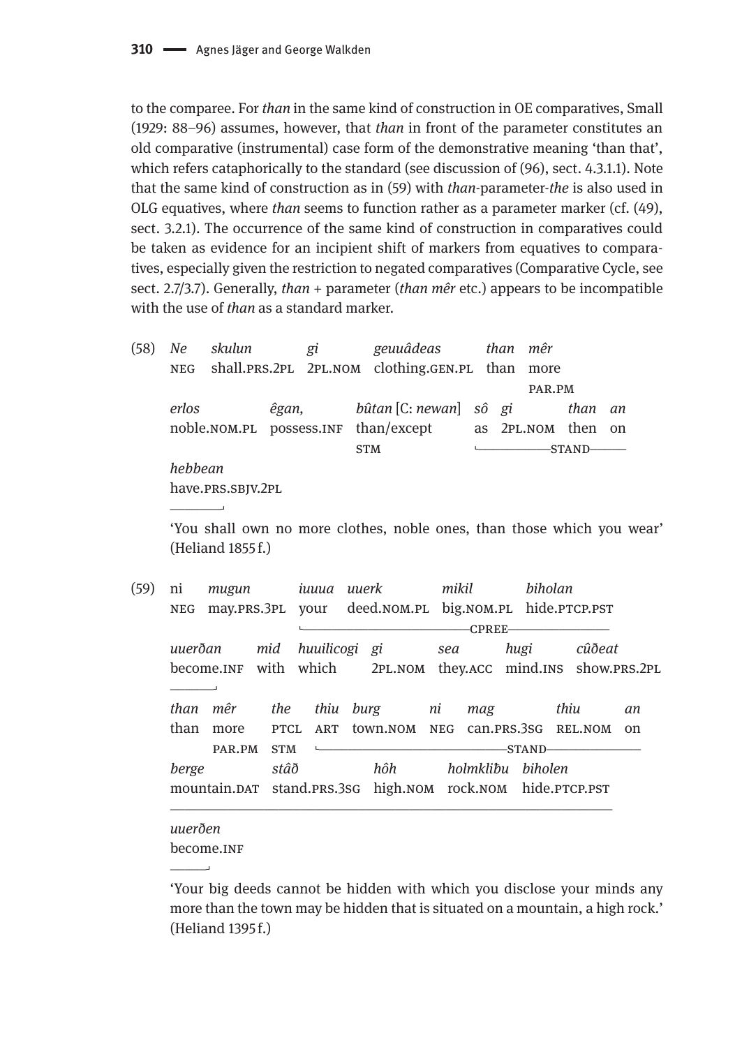to the comparee. For *than* in the same kind of construction in OE comparatives, Small (1929: 88–96) assumes, however, that *than* in front of the parameter constitutes an old comparative (instrumental) case form of the demonstrative meaning 'than that', which refers cataphorically to the standard (see discussion of (96), sect. 4.3.1.1). Note that the same kind of construction as in (59) with *than*-parameter-*the* is also used in OLG equatives, where *than* seems to function rather as a parameter marker (cf. (49), sect. 3.2.1). The occurrence of the same kind of construction in comparatives could be taken as evidence for an incipient shift of markers from equatives to comparatives, especially given the restriction to negated comparatives (Comparative Cycle, see sect. 2.7/3.7). Generally, *than* + parameter (*than mêr* etc.) appears to be incompatible with the use of *than* as a standard marker.

(58) *Ne skulun gi geuuâdeas than mêr*
NEG shall.PRS.2PL 2PL.NOM clothing.GEN.PL than more
PAR.PM
*erlos êgan, bûtan* [C: *newan*] *sô gi than an*
noble.NOM.PL possess.INF than/except as 2PL.NOM then on
STM └——STAND——
*hebbean*
have.PRS.SBJV.2PL
——┘

'You shall own no more clothes, noble ones, than those which you wear' (Heliand 1855 f.)

(59) ni *mugun iuuua uuerk mikil biholan*
NEG may.PRS.3PL your deed.NOM.PL big.NOM.PL hide.PTCP.PST
└——CPREE——
*uuerðan mid huuilicogi gi sea hugi cûðeat*
become.INF with which 2PL.NOM they.ACC mind.INS show.PRS.2PL
——┘
*than mêr the thiu burg ni mag thiu an*
than more PTCL ART town.NOM NEG can.PRS.3SG REL.NOM on
PAR.PM STM └——STAND——
*berge stâð hôh holmkliƀu biholen*
mountain.DAT stand.PRS.3SG high.NOM rock.NOM hide.PTCP.PST
————
*uuerðen*
become.INF
——┘

'Your big deeds cannot be hidden with which you disclose your minds any more than the town may be hidden that is situated on a mountain, a high rock.' (Heliand 1395 f.)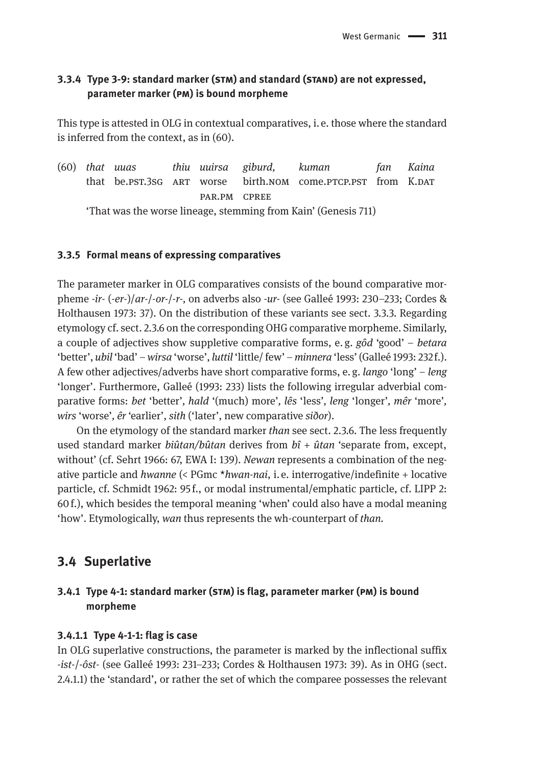### 3.3.4 Type 3-9: standard marker (STM) and standard (STAND) are not expressed, parameter marker (PM) is bound morpheme

This type is attested in OLG in contextual comparatives, i. e. those where the standard is inferred from the context, as in (60).

(60) *that uuas thiu uuirsa giburd, kuman fan Kaina*
that be.PST.3SG ART worse birth.NOM come.PTCP.PST from K.DAT
PAR.PM CPREE
'That was the worse lineage, stemming from Kain' (Genesis 711)

### 3.3.5 Formal means of expressing comparatives

The parameter marker in OLG comparatives consists of the bound comparative morpheme *-ir-* (*-er-*)/*ar-*/*-or-*/*-r-*, on adverbs also *-ur-* (see Galleé 1993: 230–233; Cordes & Holthausen 1973: 37). On the distribution of these variants see sect. 3.3.3. Regarding etymology cf. sect. 2.3.6 on the corresponding OHG comparative morpheme. Similarly, a couple of adjectives show suppletive comparative forms, e. g. *gôd* 'good' – *betara* 'better', *ubil* 'bad' – *wirsa* 'worse', *luttil* 'little/ few' – *minnera* 'less' (Galleé 1993: 232 f.). A few other adjectives/adverbs have short comparative forms, e. g. *lango* 'long' – *leng* 'longer'. Furthermore, Galleé (1993: 233) lists the following irregular adverbial comparative forms: *bet* 'better', *hald* '(much) more', *lês* 'less', *leng* 'longer', *mêr* 'more', *wirs* 'worse', *êr* 'earlier', *sith* ('later', new comparative *siðor*).

On the etymology of the standard marker *than* see sect. 2.3.6. The less frequently used standard marker *biûtan/bûtan* derives from *bî* + *ûtan* 'separate from, except, without' (cf. Sehrt 1966: 67, EWA I: 139). *Newan* represents a combination of the negative particle and *hwanne* (< PGmc \**hwan-nai*, i. e. interrogative/indefinite + locative particle, cf. Schmidt 1962: 95 f., or modal instrumental/emphatic particle, cf. LIPP 2: 60 f.), which besides the temporal meaning 'when' could also have a modal meaning 'how'. Etymologically, *wan* thus represents the wh-counterpart of *than*.

## 3.4 Superlative

### 3.4.1 Type 4-1: standard marker (STM) is flag, parameter marker (PM) is bound morpheme

#### 3.4.1.1 Type 4-1-1: flag is case

In OLG superlative constructions, the parameter is marked by the inflectional suffix *-ist-*/*-ôst-* (see Galleé 1993: 231–233; Cordes & Holthausen 1973: 39). As in OHG (sect. 2.4.1.1) the 'standard', or rather the set of which the comparee possesses the relevant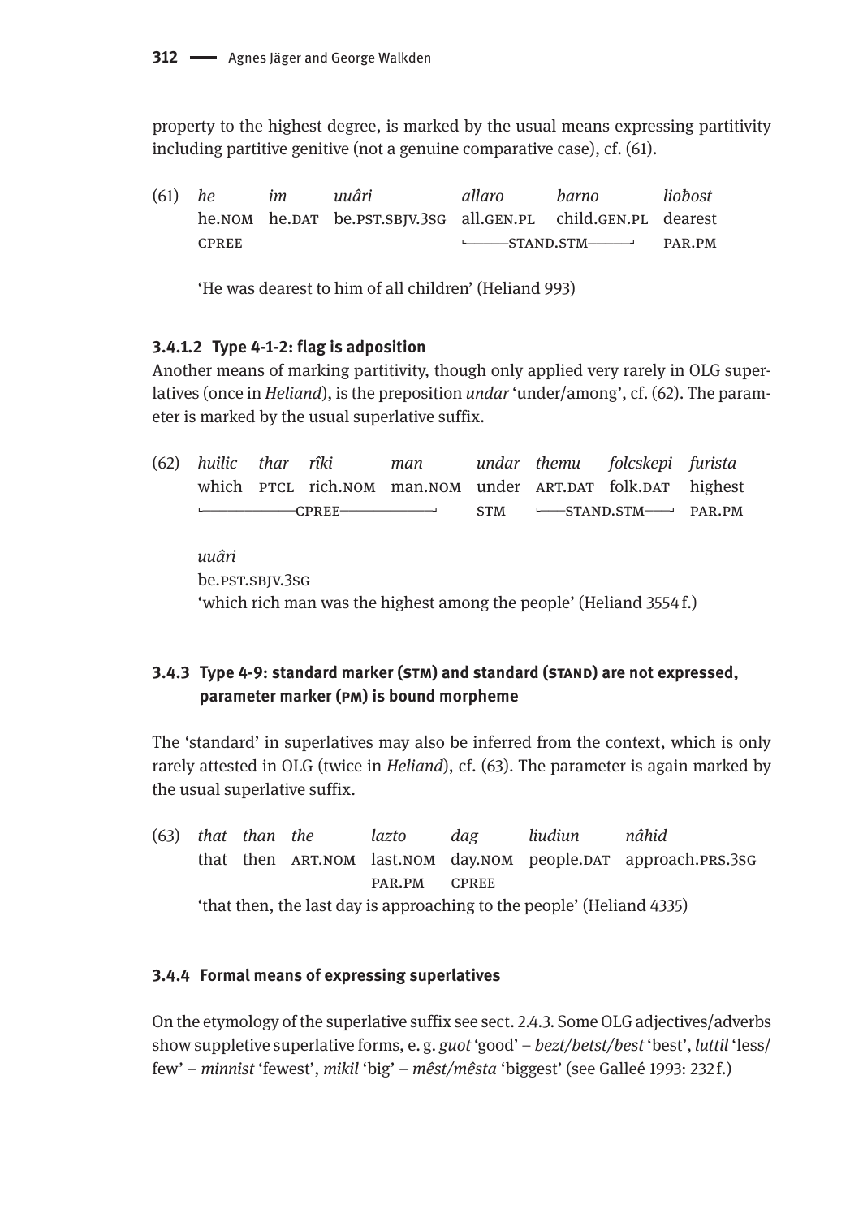property to the highest degree, is marked by the usual means expressing partitivity including partitive genitive (not a genuine comparative case), cf. (61).

(61)

| *he* | *im* | *uuâri* | *allaro* | *barno* | *liobost* |
|---|---|---|---|---|---|
| he.NOM | he.DAT | be.PST.SBJV.3SG | all.GEN.PL | child.GEN.PL | dearest |
| CPREE | | | STAND.STM | | PAR.PM |

'He was dearest to him of all children' (Heliand 993)

#### 3.4.1.2 Type 4-1-2: flag is adposition

Another means of marking partitivity, though only applied very rarely in OLG superlatives (once in *Heliand*), is the preposition *undar* 'under/among', cf. (62). The parameter is marked by the usual superlative suffix.

(62)

| *huilic* | *thar* | *rîki* | *man* | *undar* | *themu* | *folcskepi* | *furista* |
|---|---|---|---|---|---|---|---|
| which | PTCL | rich.NOM | man.NOM | under | ART.DAT | folk.DAT | highest |
| CPREE | | | | STM | STAND.STM | | PAR.PM |

*uuâri*
be.PST.SBJV.3SG
'which rich man was the highest among the people' (Heliand 3554 f.)

### 3.4.3 Type 4-9: standard marker (STM) and standard (STAND) are not expressed, parameter marker (PM) is bound morpheme

The 'standard' in superlatives may also be inferred from the context, which is only rarely attested in OLG (twice in *Heliand*), cf. (63). The parameter is again marked by the usual superlative suffix.

(63)

| *that* | *than* | *the* | *lazto* | *dag* | *liudiun* | *nâhid* |
|---|---|---|---|---|---|---|
| that | then | ART.NOM | last.NOM | day.NOM | people.DAT | approach.PRS.3SG |
| | | | PAR.PM | CPREE | | |

'that then, the last day is approaching to the people' (Heliand 4335)

### 3.4.4 Formal means of expressing superlatives

On the etymology of the superlative suffix see sect. 2.4.3. Some OLG adjectives/adverbs show suppletive superlative forms, e. g. *guot* 'good' – *bezt/betst/best* 'best', *luttil* 'less/ few' – *minnist* 'fewest', *mikil* 'big' – *mêst/mêsta* 'biggest' (see Galleé 1993: 232 f.)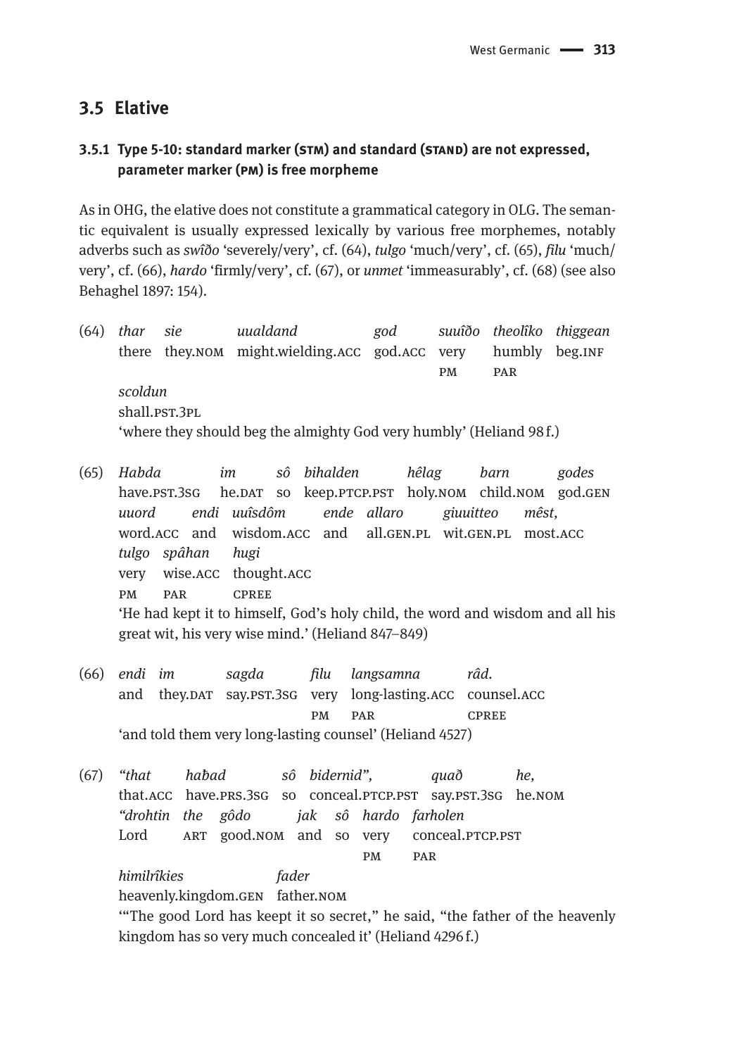## 3.5 Elative

### 3.5.1 Type 5-10: standard marker (STM) and standard (STAND) are not expressed, parameter marker (PM) is free morpheme

As in OHG, the elative does not constitute a grammatical category in OLG. The semantic equivalent is usually expressed lexically by various free morphemes, notably adverbs such as *swîðo* 'severely/very', cf. (64), *tulgo* 'much/very', cf. (65), *filu* 'much/very', cf. (66), *hardo* 'firmly/very', cf. (67), or *unmet* 'immeasurably', cf. (68) (see also Behaghel 1897: 154).

(64) *thar sie uualdand god suuîðo theolîko thiggean scoldun*
there they.NOM might.wielding.ACC god.ACC very(PM) humbly(PAR) beg.INF shall.PST.3PL
'where they should beg the almighty God very humbly' (Heliand 98 f.)

(65) *Habda im sô bihalden hêlag barn godes uuord endi uuîsdôm ende allaro giuuitteo mêst, tulgo spâhan hugi*
have.PST.3SG he.DAT so keep.PTCP.PST holy.NOM child.NOM god.GEN word.ACC and wisdom.ACC and all.GEN.PL wit.GEN.PL most.ACC very(PM) wise.ACC(PAR) thought.ACC(CPREE)
'He had kept it to himself, God's holy child, the word and wisdom and all his great wit, his very wise mind.' (Heliand 847–849)

(66) *endi im sagda filu langsamna râd.*
and they.DAT say.PST.3SG very(PM) long-lasting.ACC(PAR) counsel.ACC(CPREE)
'and told them very long-lasting counsel' (Heliand 4527)

(67) *"that habad sô bidernid", quað he, "drohtin the gôdo jak sô hardo farholen himilrîkies fader*
that.ACC have.PRS.3SG so conceal.PTCP.PST say.PST.3SG he.NOM Lord ART good.NOM and so very(PM) conceal.PTCP.PST(PAR) heavenly.kingdom.GEN father.NOM
'"The good Lord has keept it so secret," he said, "the father of the heavenly kingdom has so very much concealed it' (Heliand 4296 f.)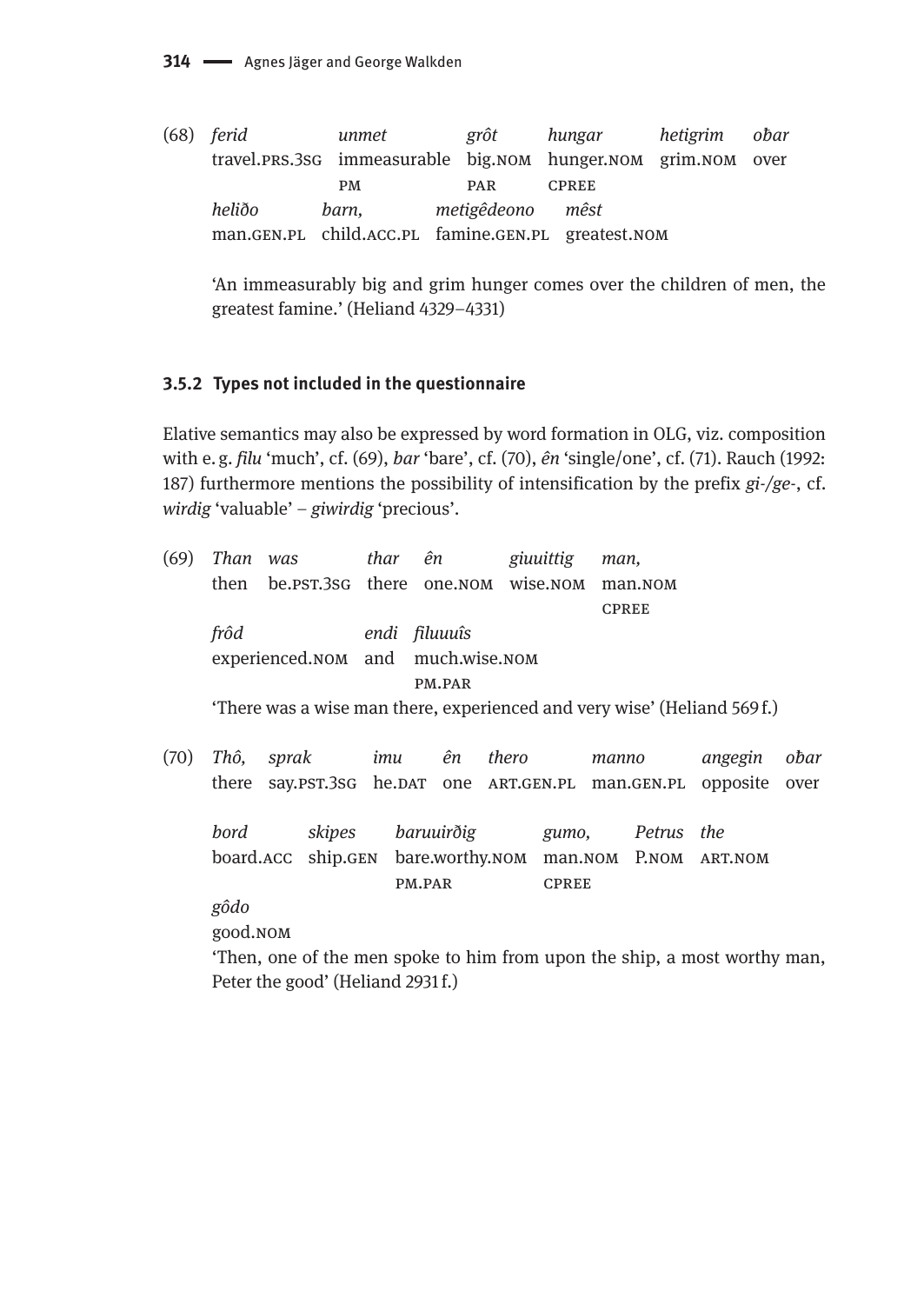(68) *ferid* *unmet* *grôt* *hungar* *hetigrim* *oƀar*
travel.PRS.3SG immeasurable big.NOM hunger.NOM grim.NOM over
PM PAR CPREE
*heliðo* *barn,* *metigêdeono* *mêst*
man.GEN.PL child.ACC.PL famine.GEN.PL greatest.NOM

'An immeasurably big and grim hunger comes over the children of men, the greatest famine.' (Heliand 4329–4331)

### 3.5.2 Types not included in the questionnaire

Elative semantics may also be expressed by word formation in OLG, viz. composition with e. g. *filu* 'much', cf. (69), *bar* 'bare', cf. (70), *ên* 'single/one', cf. (71). Rauch (1992: 187) furthermore mentions the possibility of intensification by the prefix *gi-/ge-*, cf. *wirdig* 'valuable' – *giwirdig* 'precious'.

(69) *Than* *was* *thar* *ên* *giuuittig* *man,*
then be.PST.3SG there one.NOM wise.NOM man.NOM
CPREE
*frôd* *endi* *filuuuîs*
experienced.NOM and much.wise.NOM
PM.PAR
'There was a wise man there, experienced and very wise' (Heliand 569 f.)

(70) *Thô,* *sprak* *imu* *ên* *thero* *manno* *angegin* *oƀar*
there say.PST.3SG he.DAT one ART.GEN.PL man.GEN.PL opposite over
*bord* *skipes* *baruuirðig* *gumo,* *Petrus* *the*
board.ACC ship.GEN bare.worthy.NOM man.NOM P.NOM ART.NOM
PM.PAR CPREE
*gôdo*
good.NOM
'Then, one of the men spoke to him from upon the ship, a most worthy man, Peter the good' (Heliand 2931 f.)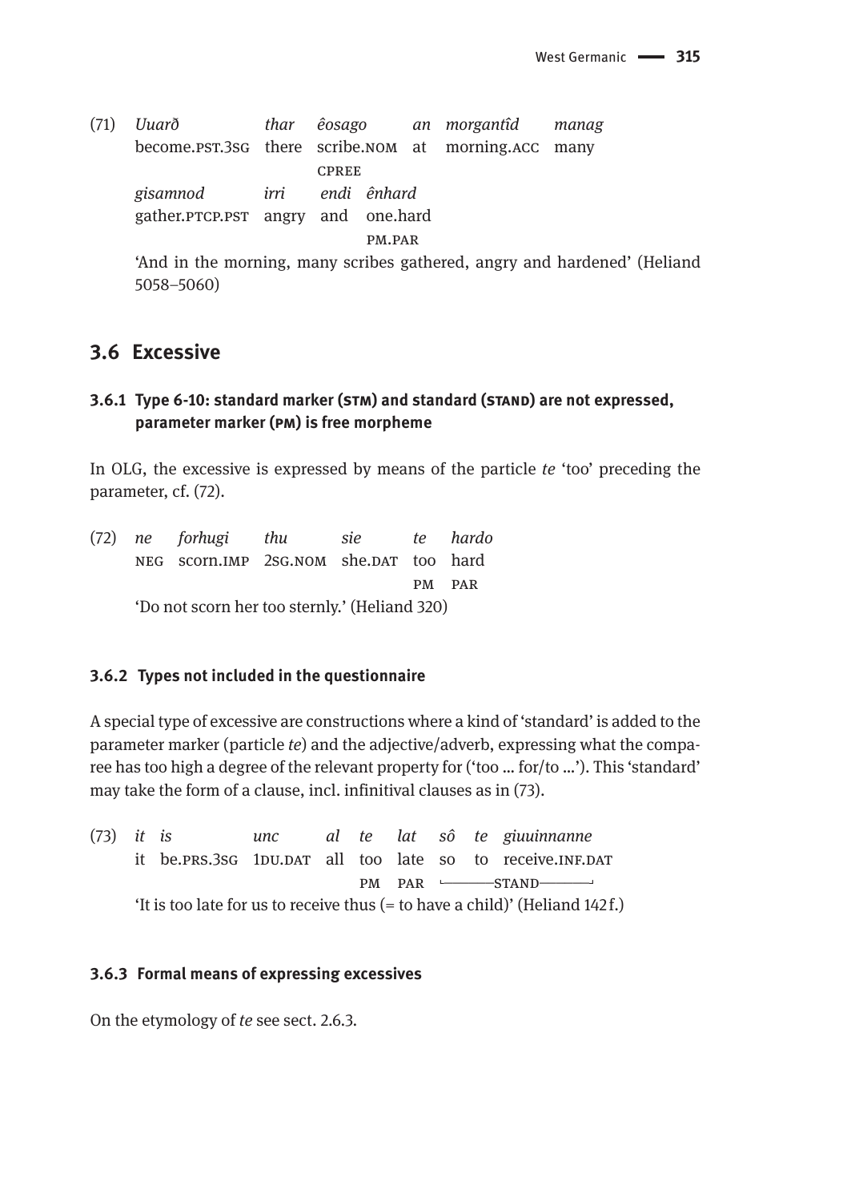(71) *Uuarð* *thar* *êosago* *an* *morgantîd* *managgisamnod* *irri* *endi* *ênhard*

| *Uuarð* | *thar* | *êosago* | *an* | *morgantîd* | *manag* |
|---|---|---|---|---|---|
| become.PST.3SG | there | scribe.NOM | at | morning.ACC | many |
| | | CPREE | | | |

| *gisamnod* | *irri* | *endi* | *ênhard* |
|---|---|---|---|
| gather.PTCP.PST | angry | and | one.hard |
| | | | PM.PAR |

'And in the morning, many scribes gathered, angry and hardened' (Heliand 5058–5060)

## 3.6 Excessive

### 3.6.1 Type 6-10: standard marker (STM) and standard (STAND) are not expressed, parameter marker (PM) is free morpheme

In OLG, the excessive is expressed by means of the particle *te* 'too' preceding the parameter, cf. (72).

(72)

| *ne* | *forhugi* | *thu* | *sie* | *te* | *hardo* |
|---|---|---|---|---|---|
| NEG | scorn.IMP | 2SG.NOM | she.DAT | too | hard |
| | | | | PM | PAR |

'Do not scorn her too sternly.' (Heliand 320)

### 3.6.2 Types not included in the questionnaire

A special type of excessive are constructions where a kind of 'standard' is added to the parameter marker (particle *te*) and the adjective/adverb, expressing what the comparee has too high a degree of the relevant property for ('too … for/to …'). This 'standard' may take the form of a clause, incl. infinitival clauses as in (73).

(73)

| *it* | *is* | *unc* | *al* | *te* | *lat* | *sô* | *te* | *giuuinnanne* |
|---|---|---|---|---|---|---|---|---|
| it | be.PRS.3SG | 1DU.DAT | all | too | late | so | to | receive.INF.DAT |
| | | | | PM | PAR | STAND | STAND | STAND |

'It is too late for us to receive thus (= to have a child)' (Heliand 142 f.)

### 3.6.3 Formal means of expressing excessives

On the etymology of *te* see sect. 2.6.3.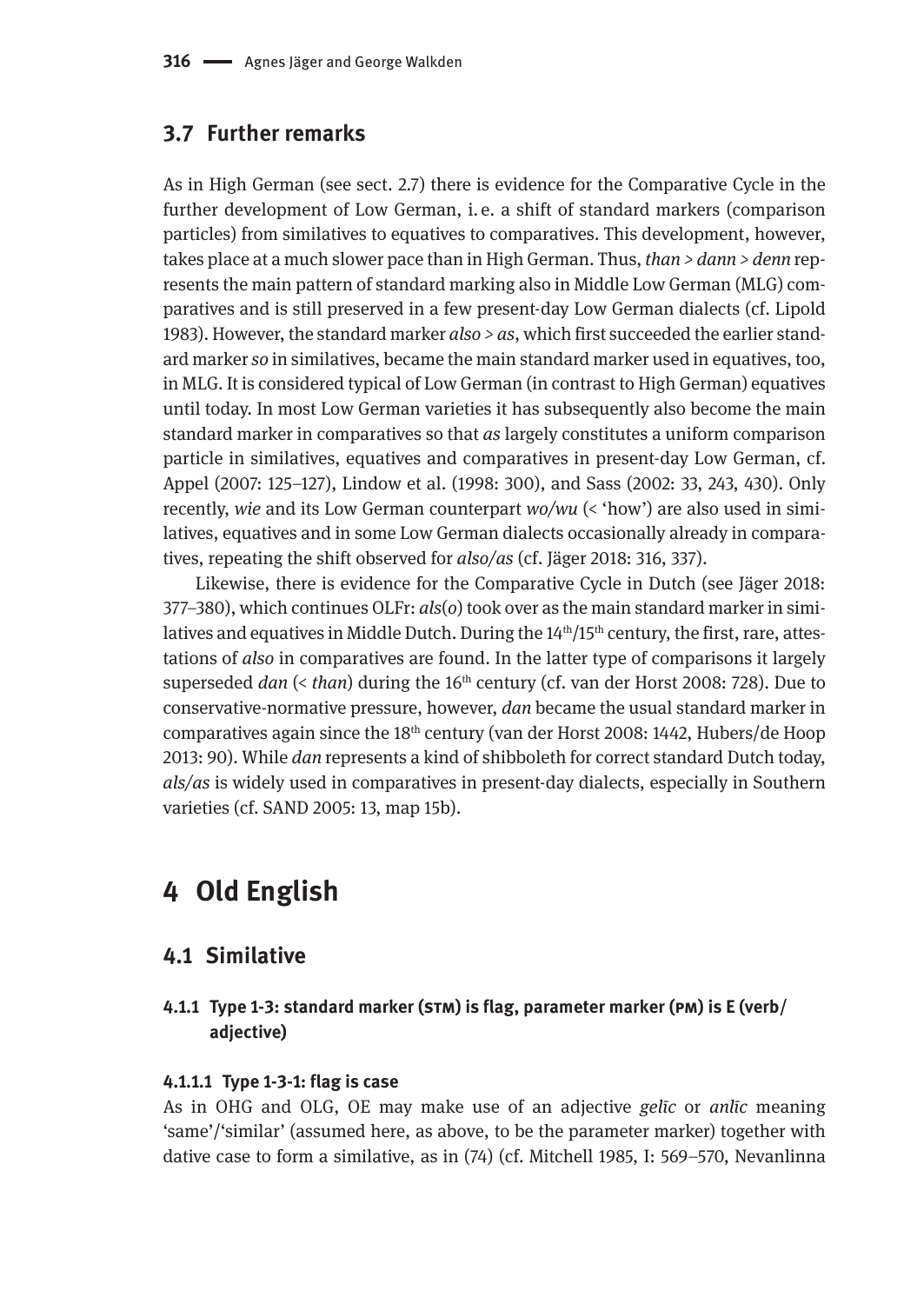### 3.7 Further remarks

As in High German (see sect. 2.7) there is evidence for the Comparative Cycle in the further development of Low German, i. e. a shift of standard markers (comparison particles) from similatives to equatives to comparatives. This development, however, takes place at a much slower pace than in High German. Thus, *than* > *dann* > *denn* represents the main pattern of standard marking also in Middle Low German (MLG) comparatives and is still preserved in a few present-day Low German dialects (cf. Lipold 1983). However, the standard marker *also* > *as*, which first succeeded the earlier standard marker *so* in similatives, became the main standard marker used in equatives, too, in MLG. It is considered typical of Low German (in contrast to High German) equatives until today. In most Low German varieties it has subsequently also become the main standard marker in comparatives so that *as* largely constitutes a uniform comparison particle in similatives, equatives and comparatives in present-day Low German, cf. Appel (2007: 125–127), Lindow et al. (1998: 300), and Sass (2002: 33, 243, 430). Only recently, *wie* and its Low German counterpart *wo/wu* (< 'how') are also used in similatives, equatives and in some Low German dialects occasionally already in comparatives, repeating the shift observed for *also/as* (cf. Jäger 2018: 316, 337).

Likewise, there is evidence for the Comparative Cycle in Dutch (see Jäger 2018: 377–380), which continues OLFr: *als*(*o*) took over as the main standard marker in similatives and equatives in Middle Dutch. During the 14th/15th century, the first, rare, attestations of *also* in comparatives are found. In the latter type of comparisons it largely superseded *dan* (< *than*) during the 16th century (cf. van der Horst 2008: 728). Due to conservative-normative pressure, however, *dan* became the usual standard marker in comparatives again since the 18th century (van der Horst 2008: 1442, Hubers/de Hoop 2013: 90). While *dan* represents a kind of shibboleth for correct standard Dutch today, *als/as* is widely used in comparatives in present-day dialects, especially in Southern varieties (cf. SAND 2005: 13, map 15b).

## 4 Old English

### 4.1 Similative

#### 4.1.1 Type 1-3: standard marker (STM) is flag, parameter marker (PM) is E (verb/adjective)

##### 4.1.1.1 Type 1-3-1: flag is case

As in OHG and OLG, OE may make use of an adjective *gelīc* or *anlīc* meaning 'same'/'similar' (assumed here, as above, to be the parameter marker) together with dative case to form a similative, as in (74) (cf. Mitchell 1985, I: 569–570, Nevanlinna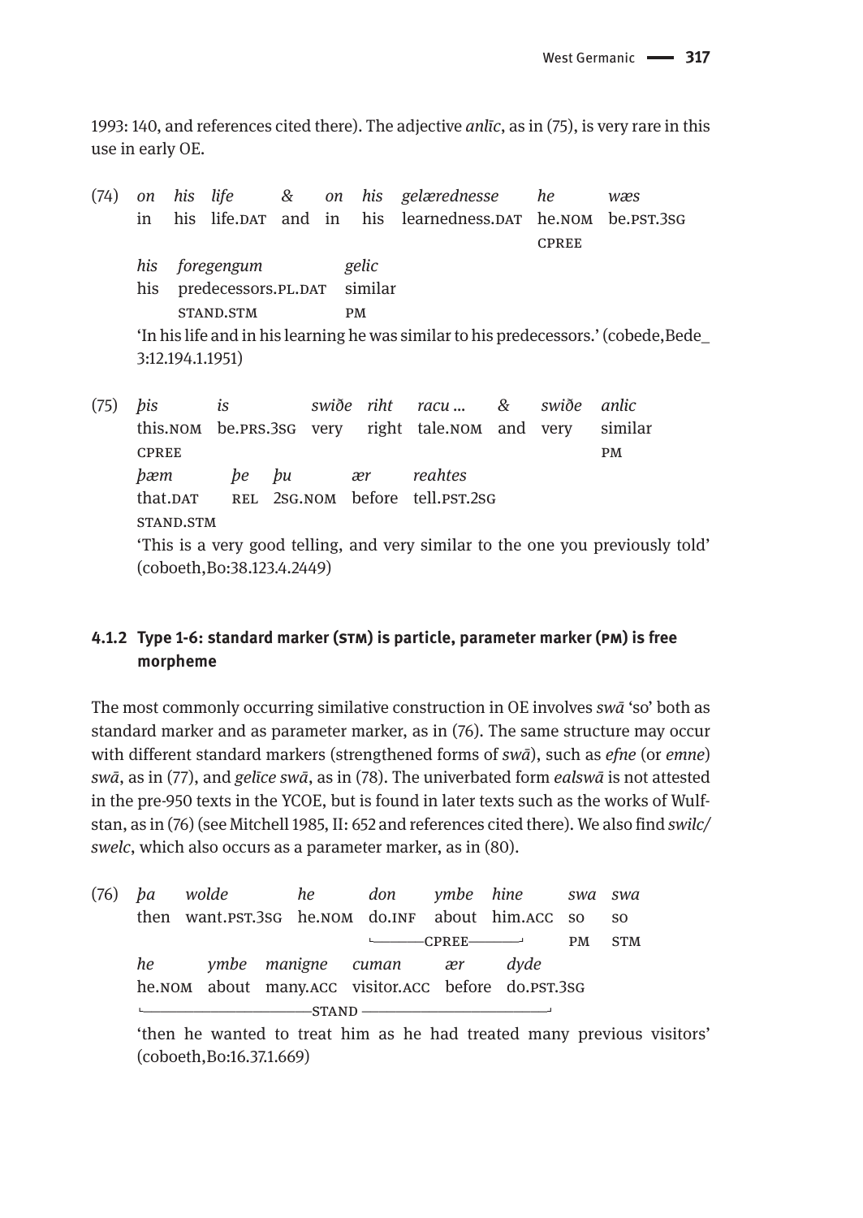1993: 140, and references cited there). The adjective *anlīc*, as in (75), is very rare in this use in early OE.

(74) *on his life & on his gelærednesse he wæs*
in his life.DAT and in his learnedness.DAT he.NOM be.PST.3SG
CPREE
*his foregengum gelic*
his predecessors.PL.DAT similar
STAND.STM PM
'In his life and in his learning he was similar to his predecessors.' (cobede,Bede_3:12.194.1.1951)

(75) *þis is swiðe riht racu ... & swiðe anlic*
this.NOM be.PRS.3SG very right tale.NOM and very similar
CPREE PM
*þæm þe þu ær reahtes*
that.DAT REL 2SG.NOM before tell.PST.2SG
STAND.STM
'This is a very good telling, and very similar to the one you previously told' (coboeth,Bo:38.123.4.2449)

### 4.1.2 Type 1-6: standard marker (STM) is particle, parameter marker (PM) is free morpheme

The most commonly occurring similative construction in OE involves *swā* 'so' both as standard marker and as parameter marker, as in (76). The same structure may occur with different standard markers (strengthened forms of *swā*), such as *efne* (or *emne*) *swā*, as in (77), and *gelīce swā*, as in (78). The univerbated form *ealswā* is not attested in the pre-950 texts in the YCOE, but is found in later texts such as the works of Wulfstan, as in (76) (see Mitchell 1985, II: 652 and references cited there). We also find *swilc/swelc*, which also occurs as a parameter marker, as in (80).

(76) *þa wolde he don ymbe hine swa swa*
then want.PST.3SG he.NOM do.INF about him.ACC so so
└──CPREE──┘ PM STM
*he ymbe manigne cuman ær dyde*
he.NOM about many.ACC visitor.ACC before do.PST.3SG
└──────────STAND──────────┘
'then he wanted to treat him as he had treated many previous visitors' (coboeth,Bo:16.37.1.669)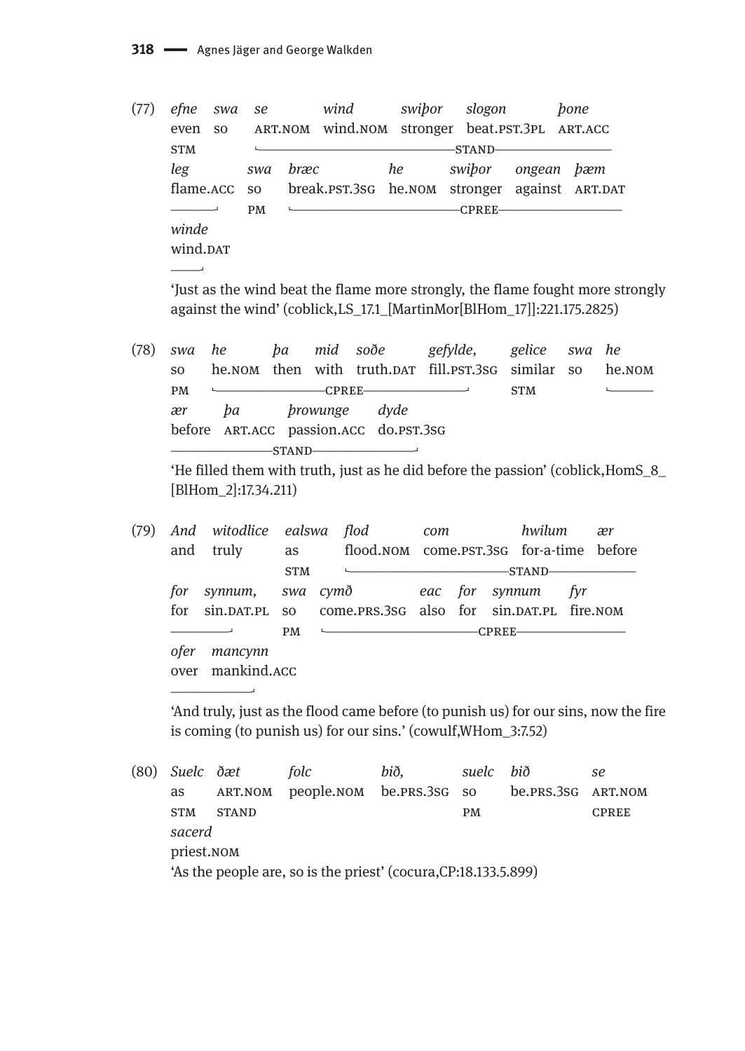(77) *efne swa se wind swiþor slogon þone*
even so ART.NOM wind.NOM stronger beat.PST.3PL ART.ACC
STM └——STAND——
*leg swa bræc he swiþor ongean þæm*
flame.ACC so break.PST.3SG he.NOM stronger against ART.DAT
——┘ PM └——CPREE——
*winde*
wind.DAT
——┘
'Just as the wind beat the flame more strongly, the flame fought more strongly against the wind' (coblick,LS_17.1_[MartinMor[BlHom_17]]:221.175.2825)

(78) *swa he þa mid soðe gefylde, gelice swa he*
so he.NOM then with truth.DAT fill.PST.3SG similar so he.NOM
PM └——CPREE——┘ STM └——
*ær þa þrowunge dyde*
before ART.ACC passion.ACC do.PST.3SG
——STAND——┘
'He filled them with truth, just as he did before the passion' (coblick,HomS_8_[BlHom_2]:17.34.211)

(79) *And witodlice ealswa flod com hwilum ær*
and truly as flood.NOM come.PST.3SG for-a-time before
STM └——STAND——
*for synnum, swa cymð eac for synnum fyr*
for sin.DAT.PL so come.PRS.3SG also for sin.DAT.PL fire.NOM
——┘ PM └——CPREE——
*ofer mancynn*
over mankind.ACC
——┘
'And truly, just as the flood came before (to punish us) for our sins, now the fire is coming (to punish us) for our sins.' (cowulf,WHom_3:7.52)

(80) *Suelc ðæt folc bið, suelc bið se*
as ART.NOM people.NOM be.PRS.3SG so be.PRS.3SG ART.NOM
STM STAND PM CPREE
*sacerd*
priest.NOM
'As the people are, so is the priest' (cocura,CP:18.133.5.899)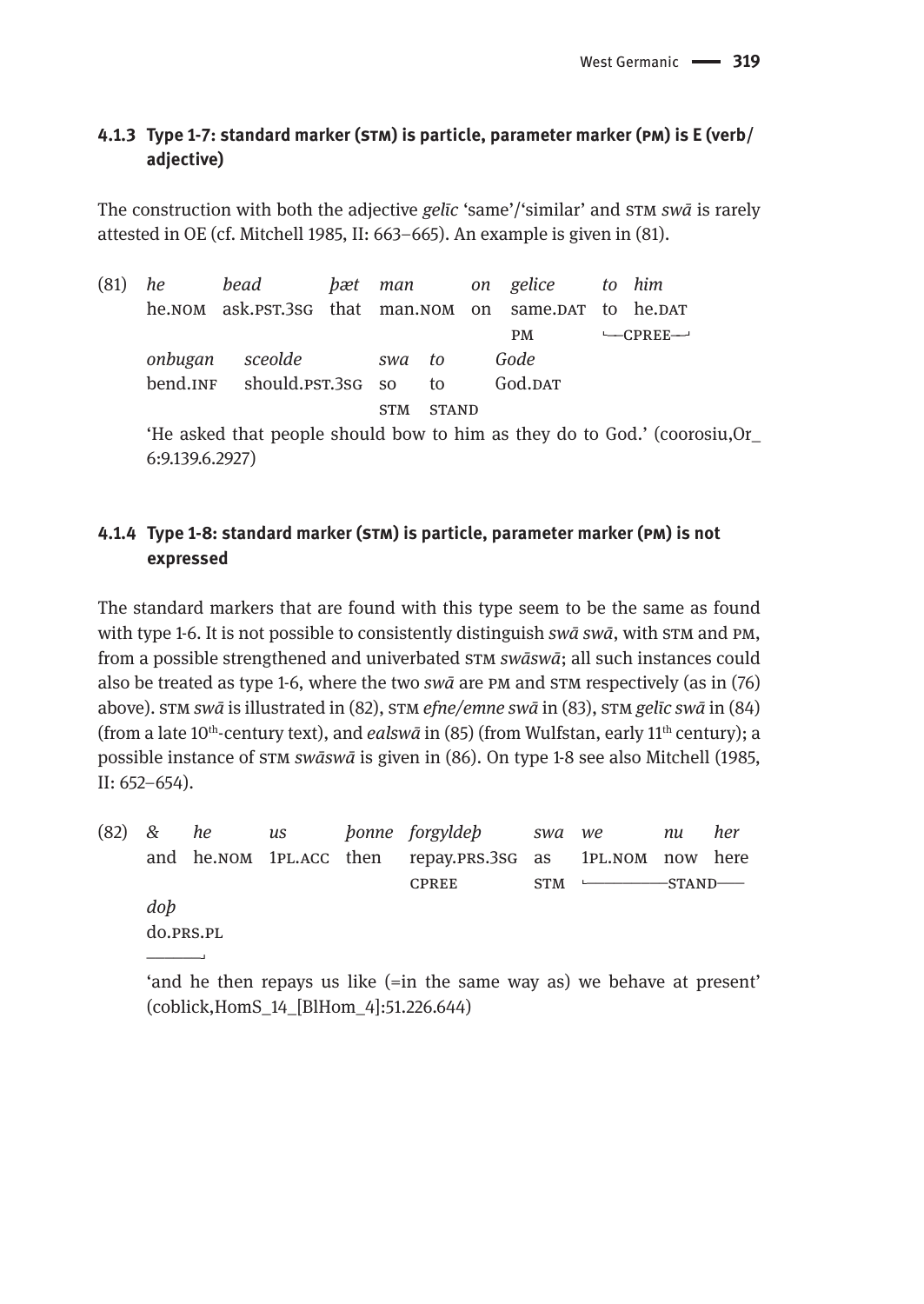### 4.1.3 Type 1-7: standard marker (STM) is particle, parameter marker (PM) is E (verb/adjective)

The construction with both the adjective *gelīc* 'same'/'similar' and STM *swā* is rarely attested in OE (cf. Mitchell 1985, II: 663–665). An example is given in (81).

(81) *he bead þæt man on gelice to him*
he.NOM ask.PST.3SG that man.NOM on same.DAT to he.DAT
PM └—CPREE—┘
*onbugan sceolde swa to Gode*
bend.INF should.PST.3SG so to God.DAT
STM STAND
'He asked that people should bow to him as they do to God.' (coorosiu,Or_6:9.139.6.2927)

### 4.1.4 Type 1-8: standard marker (STM) is particle, parameter marker (PM) is not expressed

The standard markers that are found with this type seem to be the same as found with type 1-6. It is not possible to consistently distinguish *swā swā*, with STM and PM, from a possible strengthened and univerbated STM *swāswā*; all such instances could also be treated as type 1-6, where the two *swā* are PM and STM respectively (as in (76) above). STM *swā* is illustrated in (82), STM *efne/emne swā* in (83), STM *gelīc swā* in (84) (from a late 10th-century text), and *ealswā* in (85) (from Wulfstan, early 11th century); a possible instance of STM *swāswā* is given in (86). On type 1-8 see also Mitchell (1985, II: 652–654).

(82) *& he us þonne forgyldeþ swa we nu her doþ*
and he.NOM 1PL.ACC then repay.PRS.3SG as 1PL.NOM now here do.PRS.PL
CPREE STM └——————STAND——————┘
'and he then repays us like (=in the same way as) we behave at present' (coblick,HomS_14_[BlHom_4]:51.226.644)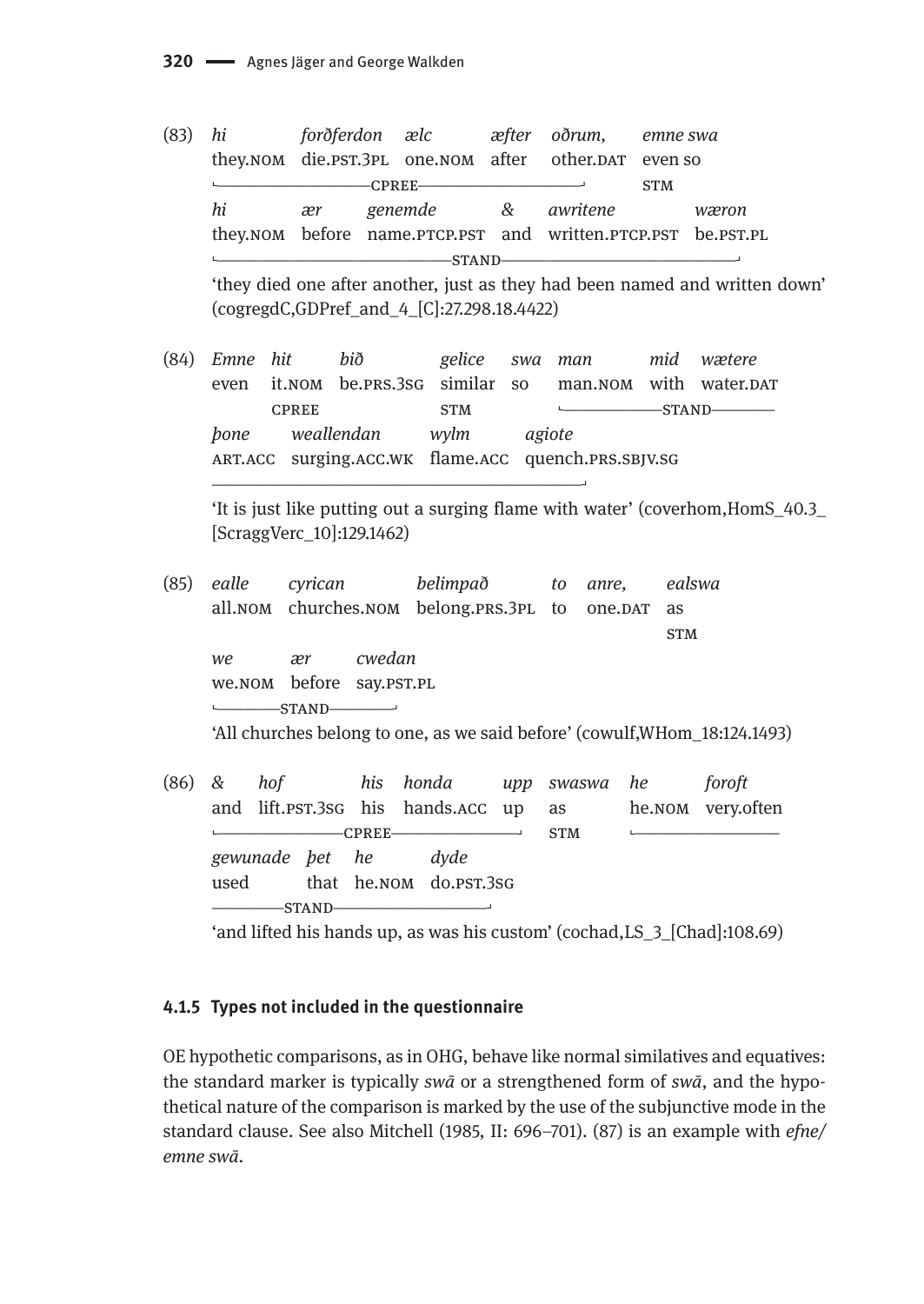(83) *hi* *forðferdon* *ælc* *æfter* *oðrum,* *emne swa*
they.NOM die.PST.3PL one.NOM after other.DAT even so
└——CPREE——┘ STM
*hi* *ær* *genemde* *&* *awritene* *wæron*
they.NOM before name.PTCP.PST and written.PTCP.PST be.PST.PL
└——STAND——┘
'they died one after another, just as they had been named and written down' (cogregdC,GDPref_and_4_[C]:27.298.18.4422)

(84) *Emne* *hit* *bið* *gelice* *swa* *man* *mid* *wætere*
even it.NOM be.PRS.3SG similar so man.NOM with water.DAT
CPREE STM └——STAND——
*þone* *weallendan* *wylm* *agiote*
ART.ACC surging.ACC.WK flame.ACC quench.PRS.SBJV.SG
——┘
'It is just like putting out a surging flame with water' (coverhom,HomS_40.3_[ScraggVerc_10]:129.1462)

(85) *ealle* *cyrican* *belimpað* *to* *anre,* *ealswa*
all.NOM churches.NOM belong.PRS.3PL to one.DAT as
STM
*we* *ær* *cwedan*
we.NOM before say.PST.PL
└——STAND——┘
'All churches belong to one, as we said before' (cowulf,WHom_18:124.1493)

(86) *&* *hof* *his* *honda* *upp* *swaswa* *he* *foroft*
and lift.PST.3SG his hands.ACC up as he.NOM very.often
└——CPREE——┘ STM └——
*gewunade* *þet* *he* *dyde*
used that he.NOM do.PST.3SG
——STAND——┘
'and lifted his hands up, as was his custom' (cochad,LS_3_[Chad]:108.69)

#### 4.1.5 Types not included in the questionnaire

OE hypothetic comparisons, as in OHG, behave like normal similatives and equatives: the standard marker is typically *swā* or a strengthened form of *swā*, and the hypothetical nature of the comparison is marked by the use of the subjunctive mode in the standard clause. See also Mitchell (1985, II: 696–701). (87) is an example with *efne/emne swā*.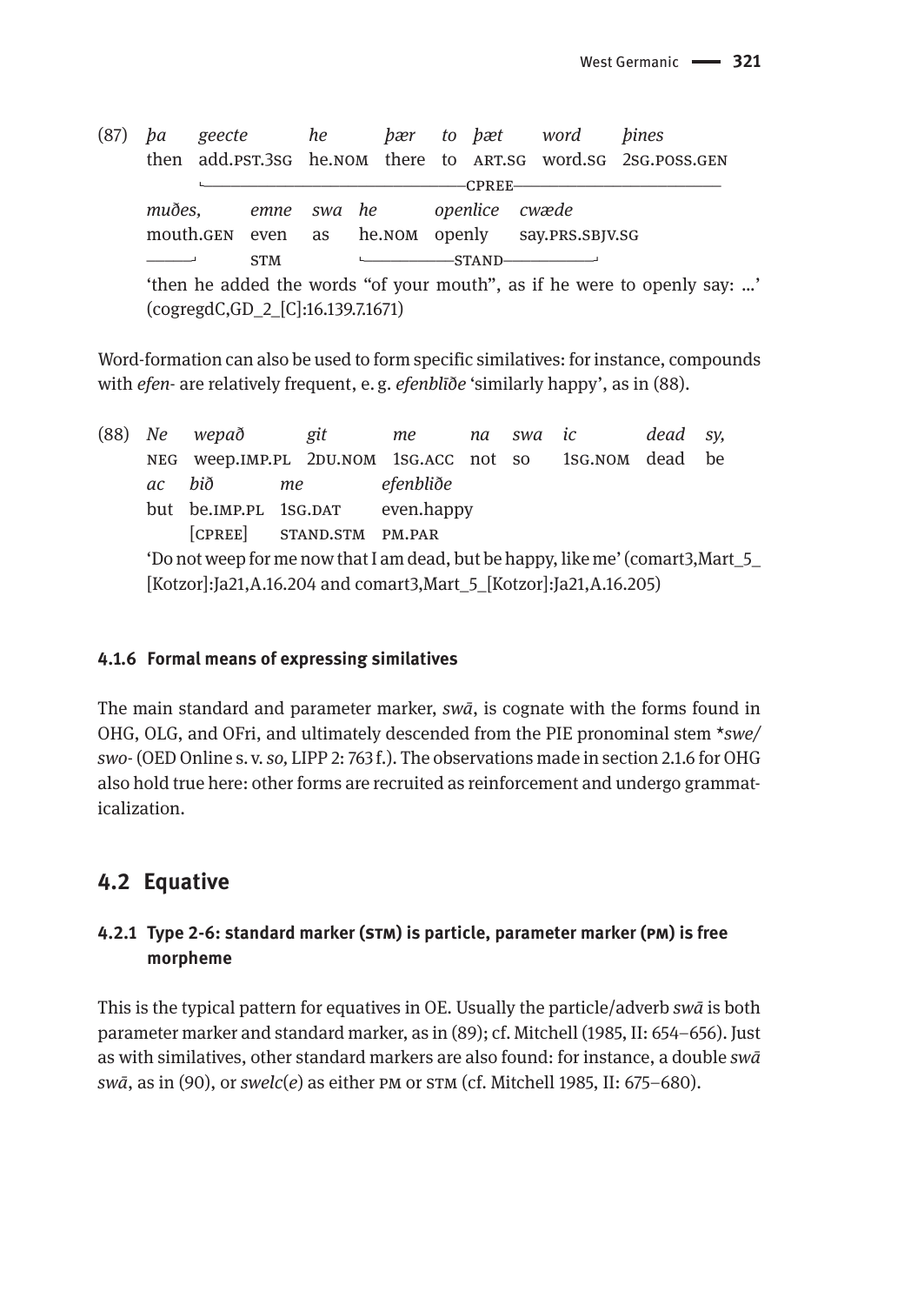(87) *þa geecte he þær to þæt word þines*
then add.PST.3SG he.NOM there to ART.SG word.SG 2SG.POSS.GEN
└──────────────CPREE──────────────
*muðes, emne swa he openlice cwæde*
mouth.GEN even as he.NOM openly say.PRS.SBJV.SG
───┘ STM └─────STAND─────┘
'then he added the words "of your mouth", as if he were to openly say: ...' (cogregdC,GD_2_[C]:16.139.7.1671)

Word-formation can also be used to form specific similatives: for instance, compounds with *efen-* are relatively frequent, e. g. *efenblīðe* 'similarly happy', as in (88).

(88) *Ne wepað git me na swa ic dead sy,*
NEG weep.IMP.PL 2DU.NOM 1SG.ACC not so 1SG.NOM dead be
*ac bið me efenbliðe*
but be.IMP.PL 1SG.DAT even.happy
[CPREE] STAND.STM PM.PAR
'Do not weep for me now that I am dead, but be happy, like me' (comart3,Mart_5_[Kotzor]:Ja21,A.16.204 and comart3,Mart_5_[Kotzor]:Ja21,A.16.205)

#### 4.1.6 Formal means of expressing similatives

The main standard and parameter marker, *swā*, is cognate with the forms found in OHG, OLG, and OFri, and ultimately descended from the PIE pronominal stem *\*swe/swo-* (OED Online s. v. *so,* LIPP 2: 763 f.). The observations made in section 2.1.6 for OHG also hold true here: other forms are recruited as reinforcement and undergo grammaticalization.

## 4.2 Equative

#### 4.2.1 Type 2-6: standard marker (STM) is particle, parameter marker (PM) is free morpheme

This is the typical pattern for equatives in OE. Usually the particle/adverb *swā* is both parameter marker and standard marker, as in (89); cf. Mitchell (1985, II: 654–656). Just as with similatives, other standard markers are also found: for instance, a double *swā swā*, as in (90), or *swelc(e)* as either PM or STM (cf. Mitchell 1985, II: 675–680).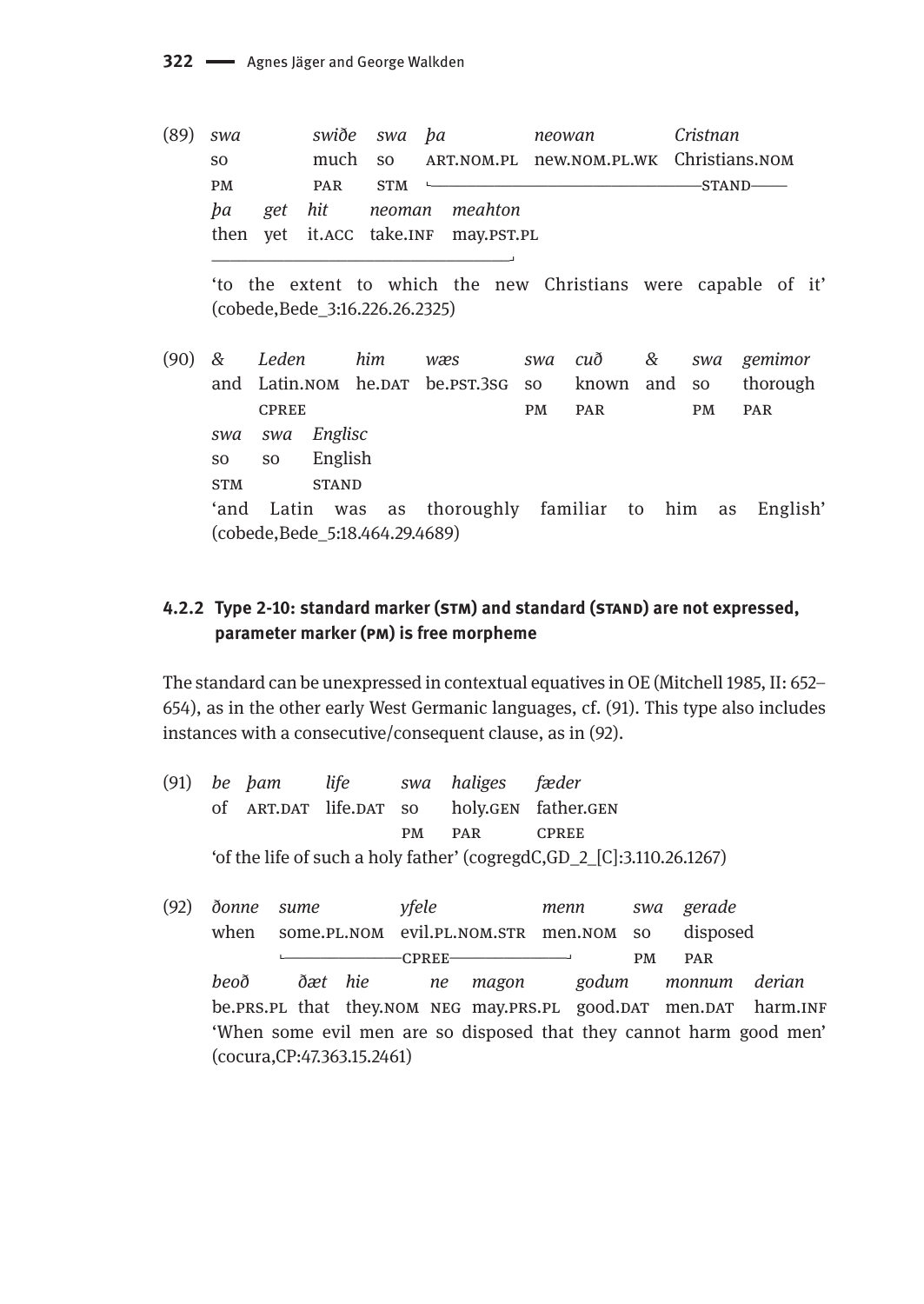(89) *swa swiðe swa þa neowan Cristnan*
so much so ART.NOM.PL new.NOM.PL.WK Christians.NOM
PM PAR STM ———STAND———
*þa get hit neoman meahton*
then yet it.ACC take.INF may.PST.PL

'to the extent to which the new Christians were capable of it' (cobede,Bede_3:16.226.26.2325)

(90) *& Leden him wæs swa cuð & swa gemimor*
and Latin.NOM he.DAT be.PST.3SG so known and so thorough
CPREE PM PAR PM PAR
*swa swa Englisc*
so so English
STM STAND
'and Latin was as thoroughly familiar to him as English' (cobede,Bede_5:18.464.29.4689)

### 4.2.2 Type 2-10: standard marker (STM) and standard (STAND) are not expressed, parameter marker (PM) is free morpheme

The standard can be unexpressed in contextual equatives in OE (Mitchell 1985, II: 652–654), as in the other early West Germanic languages, cf. (91). This type also includes instances with a consecutive/consequent clause, as in (92).

(91) *be þam life swa haliges fæder*
of ART.DAT life.DAT so holy.GEN father.GEN
PM PAR CPREE
'of the life of such a holy father' (cogregdC,GD_2_[C]:3.110.26.1267)

(92) *ðonne sume yfele menn swa gerade*
when some.PL.NOM evil.PL.NOM.STR men.NOM so disposed
———CPREE——— PM PAR
*beoð ðæt hie ne magon godum monnum derian*
be.PRS.PL that they.NOM NEG may.PRS.PL good.DAT men.DAT harm.INF
'When some evil men are so disposed that they cannot harm good men' (cocura,CP:47.363.15.2461)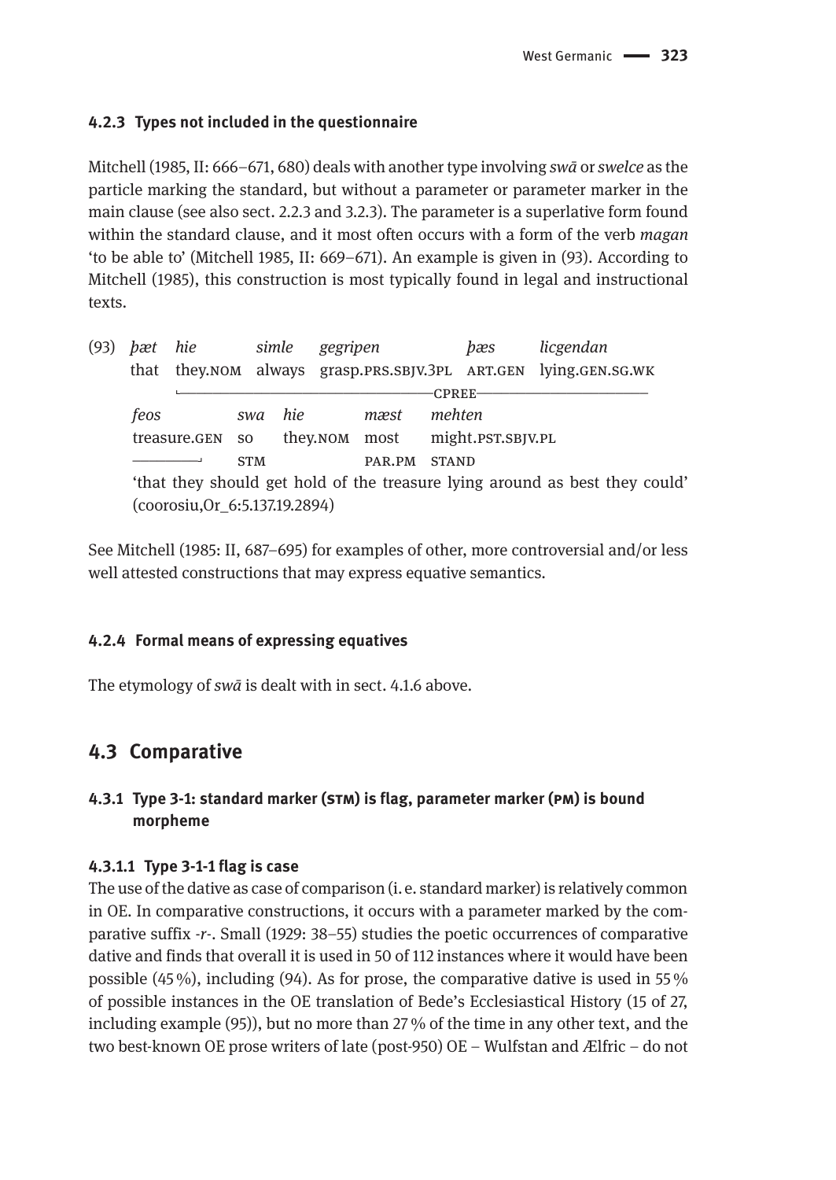#### 4.2.3 Types not included in the questionnaire

Mitchell (1985, II: 666–671, 680) deals with another type involving *swā* or *swelce* as the particle marking the standard, but without a parameter or parameter marker in the main clause (see also sect. 2.2.3 and 3.2.3). The parameter is a superlative form found within the standard clause, and it most often occurs with a form of the verb *magan* 'to be able to' (Mitchell 1985, II: 669–671). An example is given in (93). According to Mitchell (1985), this construction is most typically found in legal and instructional texts.

(93) *þæt hie simle gegripen þæs licgendan*
that they.NOM always grasp.PRS.SBJV.3PL ART.GEN lying.GEN.SG.WK
└──────────────────CPREE──────────────────
*feos swa hie mæst mehten*
treasure.GEN so they.NOM most might.PST.SBJV.PL
──────┘ STM PAR.PM STAND
'that they should get hold of the treasure lying around as best they could'
(coorosiu,Or_6:5.137.19.2894)

See Mitchell (1985: II, 687–695) for examples of other, more controversial and/or less well attested constructions that may express equative semantics.

#### 4.2.4 Formal means of expressing equatives

The etymology of *swā* is dealt with in sect. 4.1.6 above.

## 4.3 Comparative

### 4.3.1 Type 3-1: standard marker (STM) is flag, parameter marker (PM) is bound morpheme

#### 4.3.1.1 Type 3-1-1 flag is case

The use of the dative as case of comparison (i. e. standard marker) is relatively common in OE. In comparative constructions, it occurs with a parameter marked by the comparative suffix *-r-*. Small (1929: 38–55) studies the poetic occurrences of comparative dative and finds that overall it is used in 50 of 112 instances where it would have been possible (45 %), including (94). As for prose, the comparative dative is used in 55 % of possible instances in the OE translation of Bede's Ecclesiastical History (15 of 27, including example (95)), but no more than 27 % of the time in any other text, and the two best-known OE prose writers of late (post-950) OE – Wulfstan and Ælfric – do not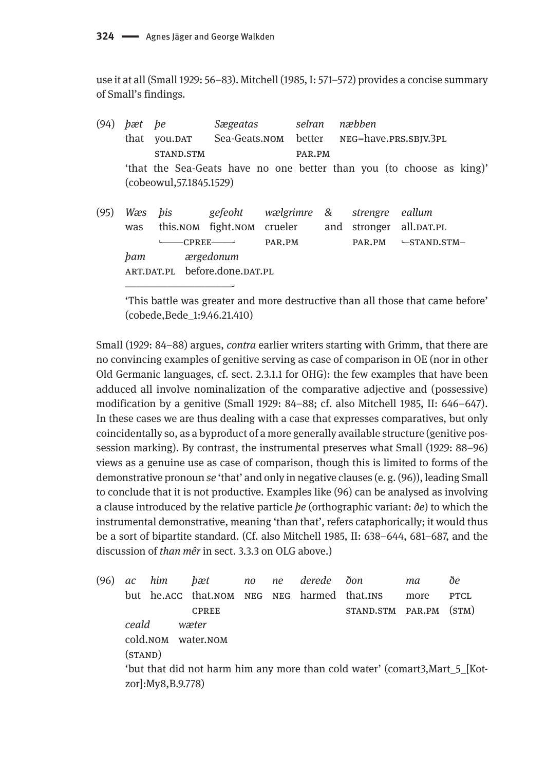use it at all (Small 1929: 56–83). Mitchell (1985, I: 571–572) provides a concise summary of Small's findings.

(94) *þæt þe Sægeatas selran næbben*
that you.DAT Sea-Geats.NOM better NEG=have.PRS.SBJV.3PL
STAND.STM PAR.PM
'that the Sea-Geats have no one better than you (to choose as king)' (cobeowul,57.1845.1529)

(95) *Wæs þis gefeoht wælgrimre & strengre eallum þam ærgedonum*
was this.NOM fight.NOM crueler and stronger all.DAT.PL ART.DAT.PL before.done.DAT.PL
CPREE (this fight) PAR.PM PAR.PM STAND.STM (all those before done)
'This battle was greater and more destructive than all those that came before' (cobede,Bede_1:9.46.21.410)

Small (1929: 84–88) argues, *contra* earlier writers starting with Grimm, that there are no convincing examples of genitive serving as case of comparison in OE (nor in other Old Germanic languages, cf. sect. 2.3.1.1 for OHG): the few examples that have been adduced all involve nominalization of the comparative adjective and (possessive) modification by a genitive (Small 1929: 84–88; cf. also Mitchell 1985, II: 646–647). In these cases we are thus dealing with a case that expresses comparatives, but only coincidentally so, as a byproduct of a more generally available structure (genitive possession marking). By contrast, the instrumental preserves what Small (1929: 88–96) views as a genuine use as case of comparison, though this is limited to forms of the demonstrative pronoun *se* 'that' and only in negative clauses (e.g. (96)), leading Small to conclude that it is not productive. Examples like (96) can be analysed as involving a clause introduced by the relative particle *þe* (orthographic variant: *ðe*) to which the instrumental demonstrative, meaning 'than that', refers cataphorically; it would thus be a sort of bipartite standard. (Cf. also Mitchell 1985, II: 638–644, 681–687, and the discussion of *than mêr* in sect. 3.3.3 on OLG above.)

(96) *ac him þæt no ne derede ðon ma ðe ceald wæter*
but he.ACC that.NOM NEG NEG harmed that.INS more PTCL cold.NOM water.NOM
CPREE STAND.STM PAR.PM (STM) (STAND)
'but that did not harm him any more than cold water' (comart3,Mart_5_[Kotzor]:My8,B.9.778)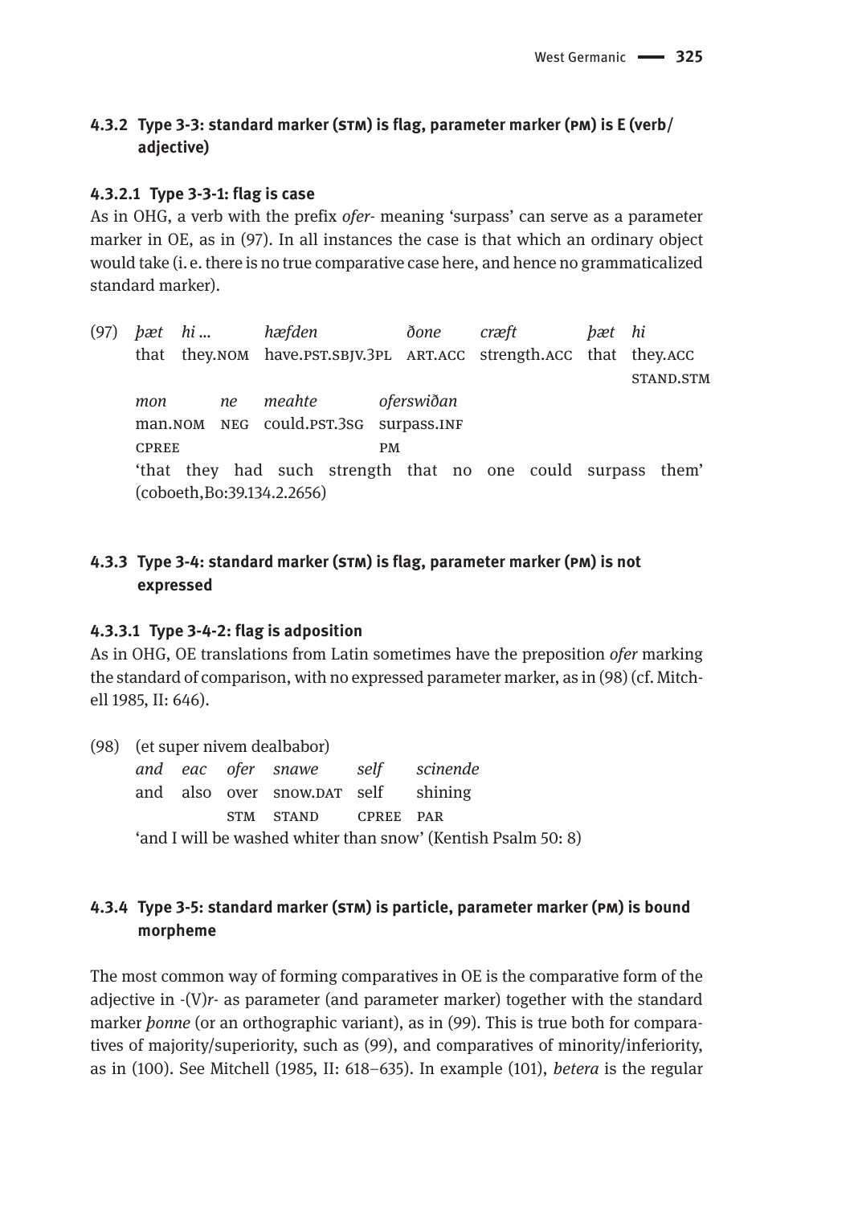### 4.3.2 Type 3-3: standard marker (STM) is flag, parameter marker (PM) is E (verb/adjective)

#### 4.3.2.1 Type 3-3-1: flag is case

As in OHG, a verb with the prefix *ofer-* meaning 'surpass' can serve as a parameter marker in OE, as in (97). In all instances the case is that which an ordinary object would take (i. e. there is no true comparative case here, and hence no grammaticalized standard marker).

(97) *þæt hi … hæfden ðone cræft þæt hi*
that they.NOM have.PST.SBJV.3PL ART.ACC strength.ACC that they.ACC
STAND.STM
*mon ne meahte oferswiðan*
man.NOM NEG could.PST.3SG surpass.INF
CPREE PM
'that they had such strength that no one could surpass them' (coboeth,Bo:39.134.2.2656)

### 4.3.3 Type 3-4: standard marker (STM) is flag, parameter marker (PM) is not expressed

#### 4.3.3.1 Type 3-4-2: flag is adposition

As in OHG, OE translations from Latin sometimes have the preposition *ofer* marking the standard of comparison, with no expressed parameter marker, as in (98) (cf. Mitchell 1985, II: 646).

(98) (et super nivem dealbabor)
*and eac ofer snawe self scinende*
and also over snow.DAT self shining
STM STAND CPREE PAR
'and I will be washed whiter than snow' (Kentish Psalm 50: 8)

### 4.3.4 Type 3-5: standard marker (STM) is particle, parameter marker (PM) is bound morpheme

The most common way of forming comparatives in OE is the comparative form of the adjective in -(V)*r*- as parameter (and parameter marker) together with the standard marker *þonne* (or an orthographic variant), as in (99). This is true both for comparatives of majority/superiority, such as (99), and comparatives of minority/inferiority, as in (100). See Mitchell (1985, II: 618–635). In example (101), *betera* is the regular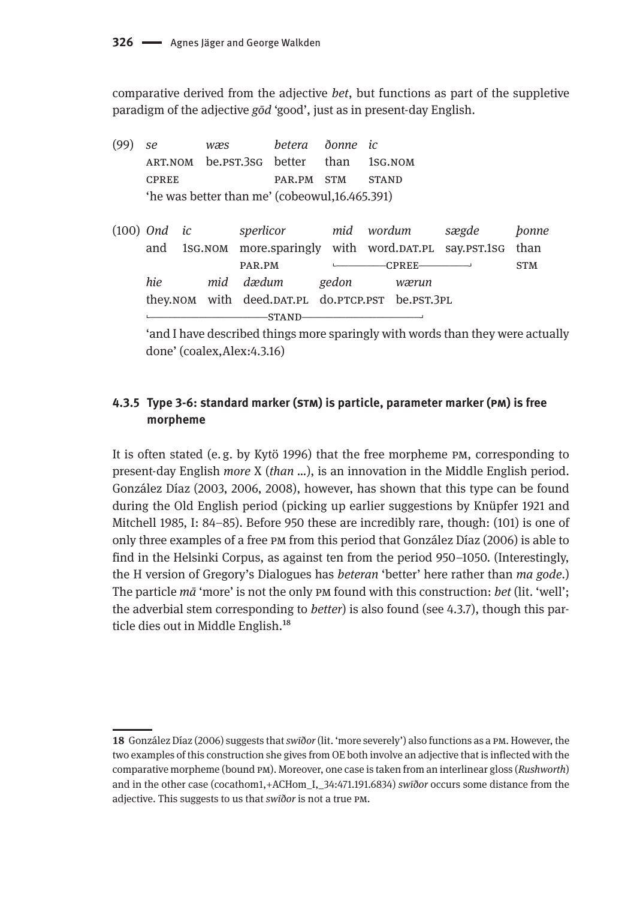comparative derived from the adjective *bet*, but functions as part of the suppletive paradigm of the adjective *gōd* 'good', just as in present-day English.

(99)

| *se* | *wæs* | *betera* | *ðonne* | *ic* |
|---|---|---|---|---|
| ART.NOM | be.PST.3SG | better | than | 1SG.NOM |
| CPREE | | PAR.PM | STM | STAND |

'he was better than me' (cobeowul,16.465.391)

(100)

| *Ond* | *ic* | *sperlicor* | *mid* | *wordum* | *sægde* | *þonne* |
|---|---|---|---|---|---|---|
| and | 1SG.NOM | more.sparingly | with | word.DAT.PL | say.PST.1SG | than |
| | | PAR.PM | CPREE | | | STM |

| *hie* | *mid* | *dædum* | *gedon* | *wærun* |
|---|---|---|---|---|
| they.NOM | with | deed.DAT.PL | do.PTCP.PST | be.PST.3PL |
| STAND | | | | |

'and I have described things more sparingly with words than they were actually done' (coalex,Alex:4.3.16)

### 4.3.5 Type 3-6: standard marker (STM) is particle, parameter marker (PM) is free morpheme

It is often stated (e. g. by Kytö 1996) that the free morpheme PM, corresponding to present-day English *more* X (*than* ...), is an innovation in the Middle English period. González Díaz (2003, 2006, 2008), however, has shown that this type can be found during the Old English period (picking up earlier suggestions by Knüpfer 1921 and Mitchell 1985, I: 84–85). Before 950 these are incredibly rare, though: (101) is one of only three examples of a free PM from this period that González Díaz (2006) is able to find in the Helsinki Corpus, as against ten from the period 950–1050. (Interestingly, the H version of Gregory's Dialogues has *beteran* 'better' here rather than *ma gode*.) The particle *mā* 'more' is not the only PM found with this construction: *bet* (lit. 'well'; the adverbial stem corresponding to *better*) is also found (see 4.3.7), though this particle dies out in Middle English.[18]

[18] González Díaz (2006) suggests that *swīðor* (lit. 'more severely') also functions as a PM. However, the two examples of this construction she gives from OE both involve an adjective that is inflected with the comparative morpheme (bound PM). Moreover, one case is taken from an interlinear gloss (*Rushworth*) and in the other case (cocathom1,+ACHom_I,_34:471.191.6834) *swīðor* occurs some distance from the adjective. This suggests to us that *swīðor* is not a true PM.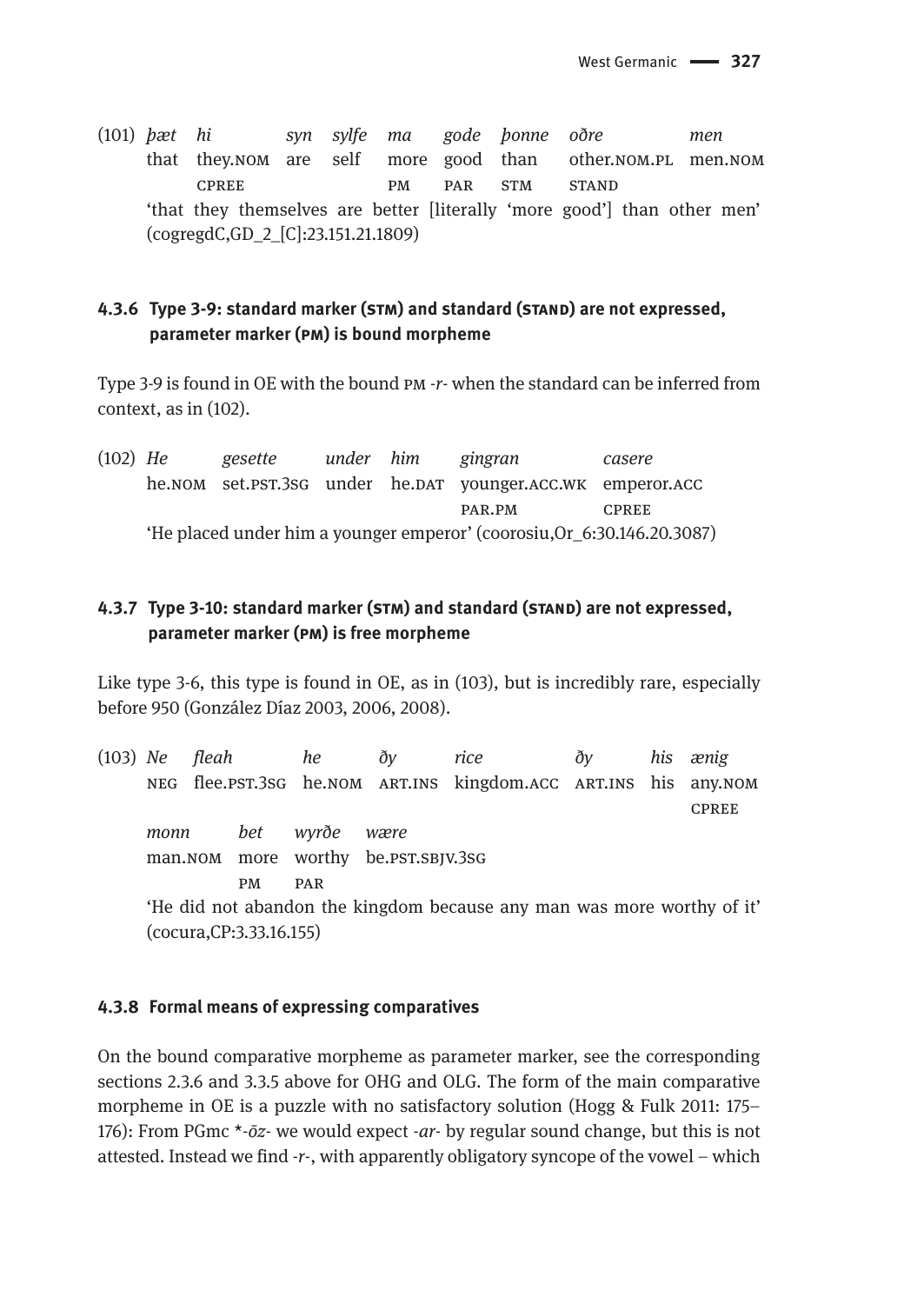(101) *þæt hi syn sylfe ma gode þonne oðre men*
that they.NOM are self more good than other.NOM.PL men.NOM
CPREE PM PAR STM STAND
'that they themselves are better [literally 'more good'] than other men' (cogregdC,GD_2_[C]:23.151.21.1809)

### 4.3.6 Type 3-9: standard marker (STM) and standard (STAND) are not expressed, parameter marker (PM) is bound morpheme

Type 3-9 is found in OE with the bound PM *-r-* when the standard can be inferred from context, as in (102).

(102) *He gesette under him gingran casere*
he.NOM set.PST.3SG under he.DAT younger.ACC.WK emperor.ACC
PAR.PM CPREE
'He placed under him a younger emperor' (coorosiu,Or_6:30.146.20.3087)

### 4.3.7 Type 3-10: standard marker (STM) and standard (STAND) are not expressed, parameter marker (PM) is free morpheme

Like type 3-6, this type is found in OE, as in (103), but is incredibly rare, especially before 950 (González Díaz 2003, 2006, 2008).

(103) *Ne fleah he ðy rice ðy his ænig*
NEG flee.PST.3SG he.NOM ART.INS kingdom.ACC ART.INS his any.NOM
CPREE
*monn bet wyrðe wære*
man.NOM more worthy be.PST.SBJV.3SG
PM PAR
'He did not abandon the kingdom because any man was more worthy of it' (cocura,CP:3.33.16.155)

### 4.3.8 Formal means of expressing comparatives

On the bound comparative morpheme as parameter marker, see the corresponding sections 2.3.6 and 3.3.5 above for OHG and OLG. The form of the main comparative morpheme in OE is a puzzle with no satisfactory solution (Hogg & Fulk 2011: 175–176): From PGmc *\*-ōz-* we would expect *-ar-* by regular sound change, but this is not attested. Instead we find *-r-*, with apparently obligatory syncope of the vowel – which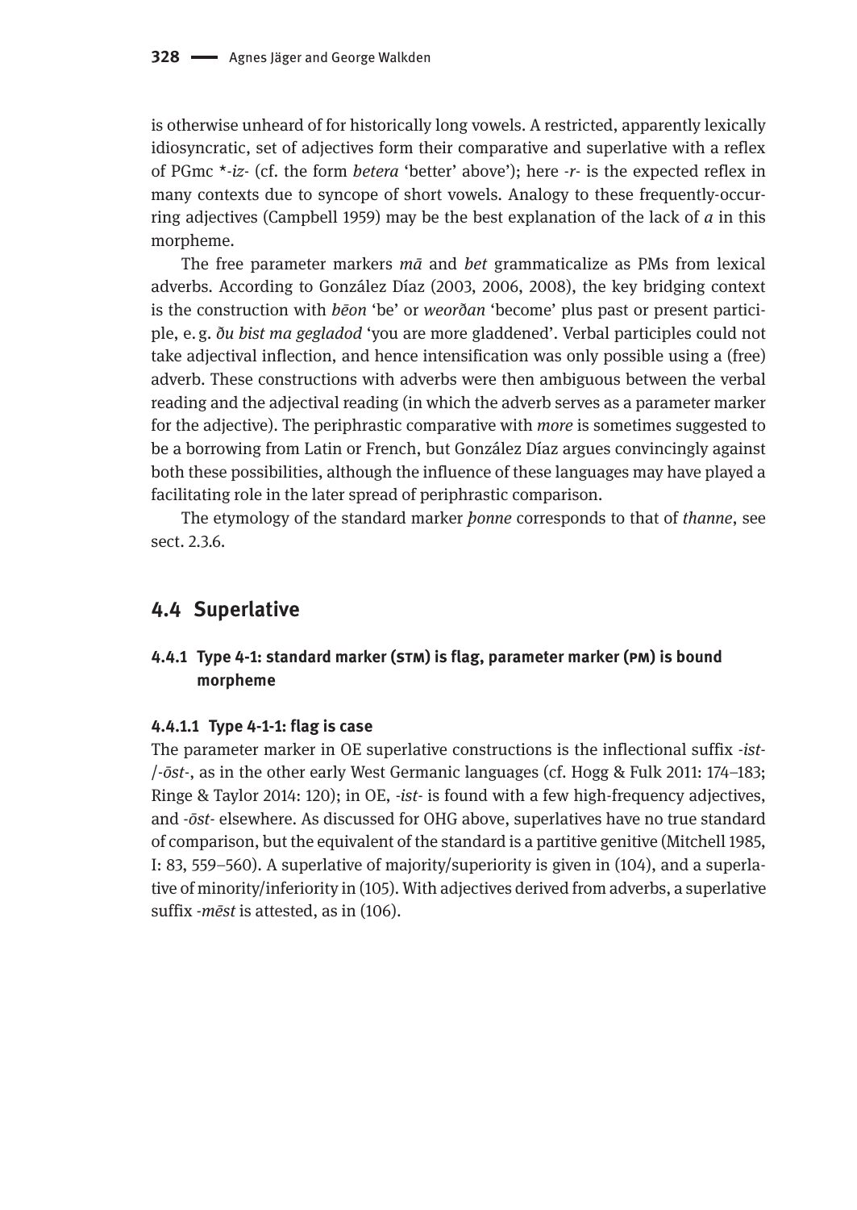is otherwise unheard of for historically long vowels. A restricted, apparently lexically idiosyncratic, set of adjectives form their comparative and superlative with a reflex of PGmc *-*iz*- (cf. the form *betera* 'better' above'); here -*r*- is the expected reflex in many contexts due to syncope of short vowels. Analogy to these frequently-occurring adjectives (Campbell 1959) may be the best explanation of the lack of *a* in this morpheme.

The free parameter markers *mā* and *bet* grammaticalize as PMs from lexical adverbs. According to González Díaz (2003, 2006, 2008), the key bridging context is the construction with *bēon* 'be' or *weorðan* 'become' plus past or present participle, e. g. *ðu bist ma gegladod* 'you are more gladdened'. Verbal participles could not take adjectival inflection, and hence intensification was only possible using a (free) adverb. These constructions with adverbs were then ambiguous between the verbal reading and the adjectival reading (in which the adverb serves as a parameter marker for the adjective). The periphrastic comparative with *more* is sometimes suggested to be a borrowing from Latin or French, but González Díaz argues convincingly against both these possibilities, although the influence of these languages may have played a facilitating role in the later spread of periphrastic comparison.

The etymology of the standard marker *þonne* corresponds to that of *thanne*, see sect. 2.3.6.

## 4.4 Superlative

### 4.4.1 Type 4-1: standard marker (STM) is flag, parameter marker (PM) is bound morpheme

#### 4.4.1.1 Type 4-1-1: flag is case

The parameter marker in OE superlative constructions is the inflectional suffix -*ist*-/-*ōst*-, as in the other early West Germanic languages (cf. Hogg & Fulk 2011: 174–183; Ringe & Taylor 2014: 120); in OE, -*ist*- is found with a few high-frequency adjectives, and -*ōst*- elsewhere. As discussed for OHG above, superlatives have no true standard of comparison, but the equivalent of the standard is a partitive genitive (Mitchell 1985, I: 83, 559–560). A superlative of majority/superiority is given in (104), and a superlative of minority/inferiority in (105). With adjectives derived from adverbs, a superlative suffix -*mēst* is attested, as in (106).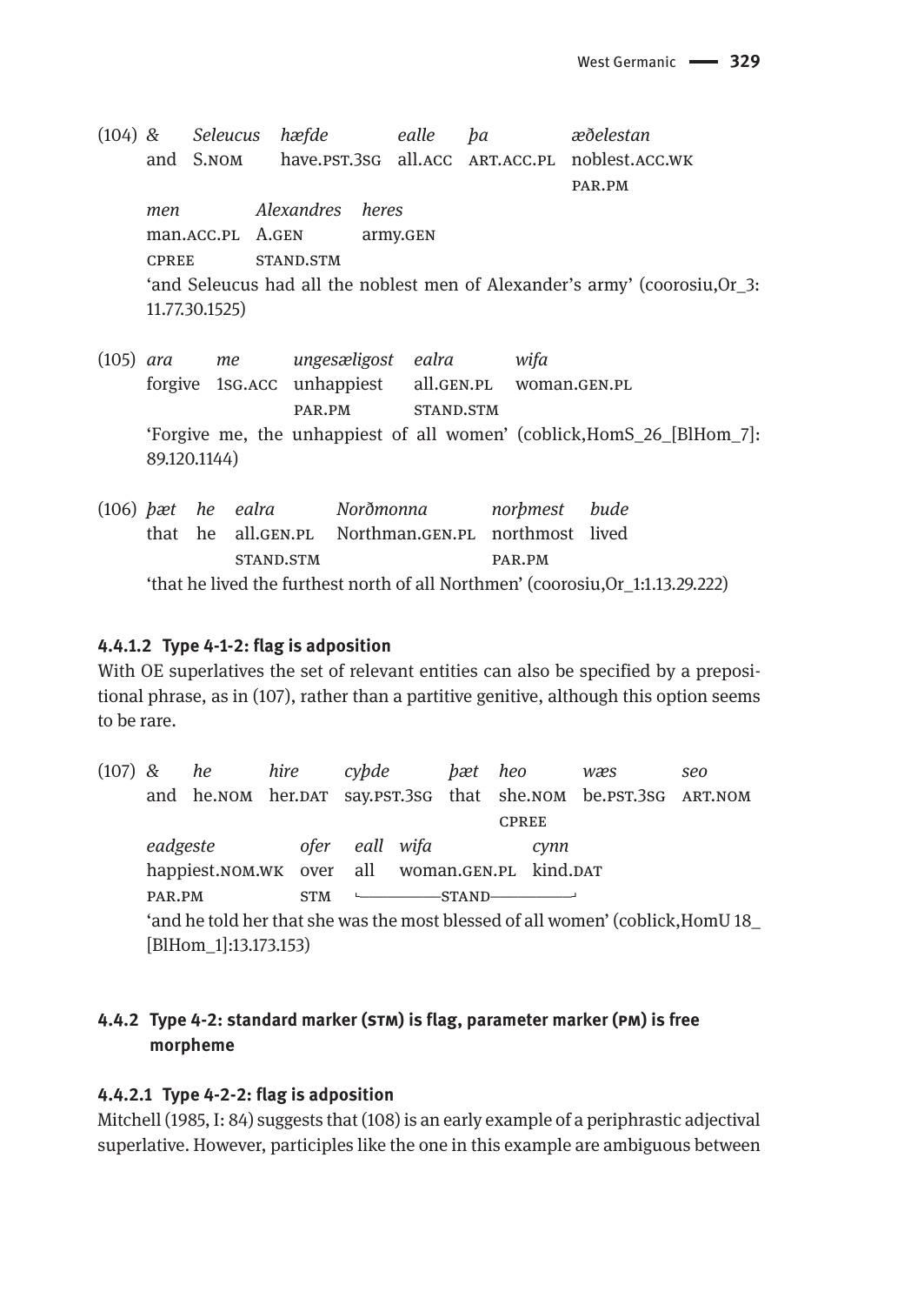(104) *&* *Seleucus* *hæfde* *ealle* *þa* *æðelestan*
and S.NOM have.PST.3SG all.ACC ART.ACC.PL noblest.ACC.WK
PAR.PM

*men* *Alexandres* *heres*
man.ACC.PL A.GEN army.GEN
CPREE STAND.STM

'and Seleucus had all the noblest men of Alexander's army' (coorosiu,Or_3: 11.77.30.1525)

(105) *ara* *me* *ungesæligost* *ealra* *wifa*
forgive 1SG.ACC unhappiest all.GEN.PL woman.GEN.PL
PAR.PM STAND.STM

'Forgive me, the unhappiest of all women' (coblick,HomS_26_[BlHom_7]: 89.120.1144)

(106) *þæt* *he* *ealra* *Norðmonna* *norþmest* *bude*
that he all.GEN.PL Northman.GEN.PL northmost lived
STAND.STM PAR.PM

'that he lived the furthest north of all Northmen' (coorosiu,Or_1:1.13.29.222)

#### 4.4.1.2 Type 4-1-2: flag is adposition

With OE superlatives the set of relevant entities can also be specified by a prepositional phrase, as in (107), rather than a partitive genitive, although this option seems to be rare.

(107) *&* *he* *hire* *cyþde* *þæt* *heo* *wæs* *seo*
and he.NOM her.DAT say.PST.3SG that she.NOM be.PST.3SG ART.NOM
CPREE

*eadgeste* *ofer* *eall* *wifa* *cynn*
happiest.NOM.WK over all woman.GEN.PL kind.DAT
PAR.PM STM └——STAND——┘

'and he told her that she was the most blessed of all women' (coblick,HomU 18_ [BlHom_1]:13.173.153)

### 4.4.2 Type 4-2: standard marker (STM) is flag, parameter marker (PM) is free morpheme

#### 4.4.2.1 Type 4-2-2: flag is adposition

Mitchell (1985, I: 84) suggests that (108) is an early example of a periphrastic adjectival superlative. However, participles like the one in this example are ambiguous between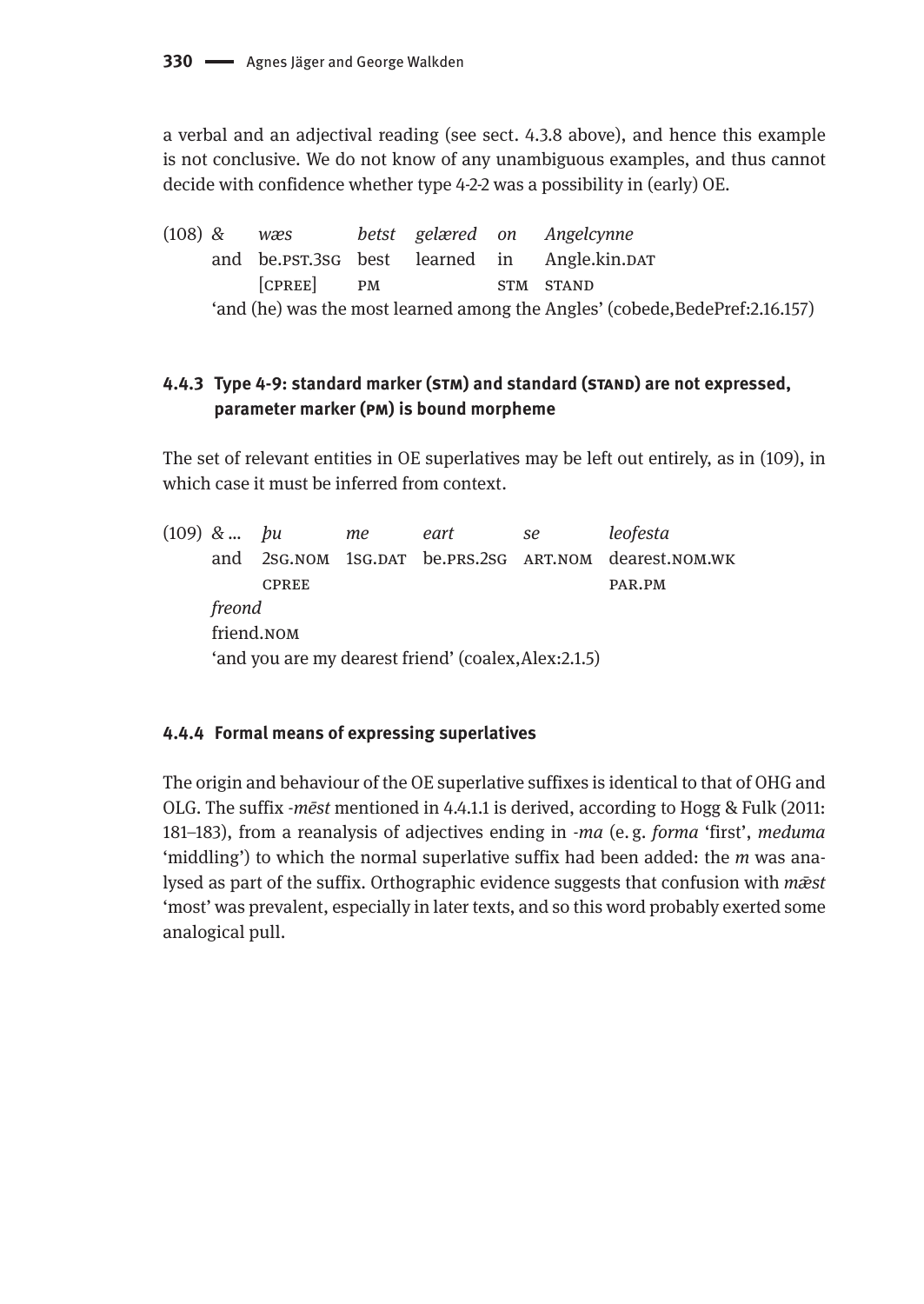a verbal and an adjectival reading (see sect. 4.3.8 above), and hence this example is not conclusive. We do not know of any unambiguous examples, and thus cannot decide with confidence whether type 4-2-2 was a possibility in (early) OE.

(108)

| & | *wæs* | *betst* | *gelæred* | *on* | *Angelcynne* |
|---|---|---|---|---|---|
| and | be.PST.3SG | best | learned | in | Angle.kin.DAT |
| | [CPREE] | PM | | STM | STAND |

'and (he) was the most learned among the Angles' (cobede,BedePref:2.16.157)

### 4.4.3 Type 4-9: standard marker (STM) and standard (STAND) are not expressed, parameter marker (PM) is bound morpheme

The set of relevant entities in OE superlatives may be left out entirely, as in (109), in which case it must be inferred from context.

(109)

| & ... | *þu* | *me* | *eart* | *se* | *leofesta* |
|---|---|---|---|---|---|
| and | 2SG.NOM | 1SG.DAT | be.PRS.2SG | ART.NOM | dearest.NOM.WK |
| | CPREE | | | | PAR.PM |

*freond*
friend.NOM

'and you are my dearest friend' (coalex,Alex:2.1.5)

### 4.4.4 Formal means of expressing superlatives

The origin and behaviour of the OE superlative suffixes is identical to that of OHG and OLG. The suffix *-mēst* mentioned in 4.4.1.1 is derived, according to Hogg & Fulk (2011: 181–183), from a reanalysis of adjectives ending in *-ma* (e. g. *forma* 'first', *meduma* 'middling') to which the normal superlative suffix had been added: the *m* was analysed as part of the suffix. Orthographic evidence suggests that confusion with *mǣst* 'most' was prevalent, especially in later texts, and so this word probably exerted some analogical pull.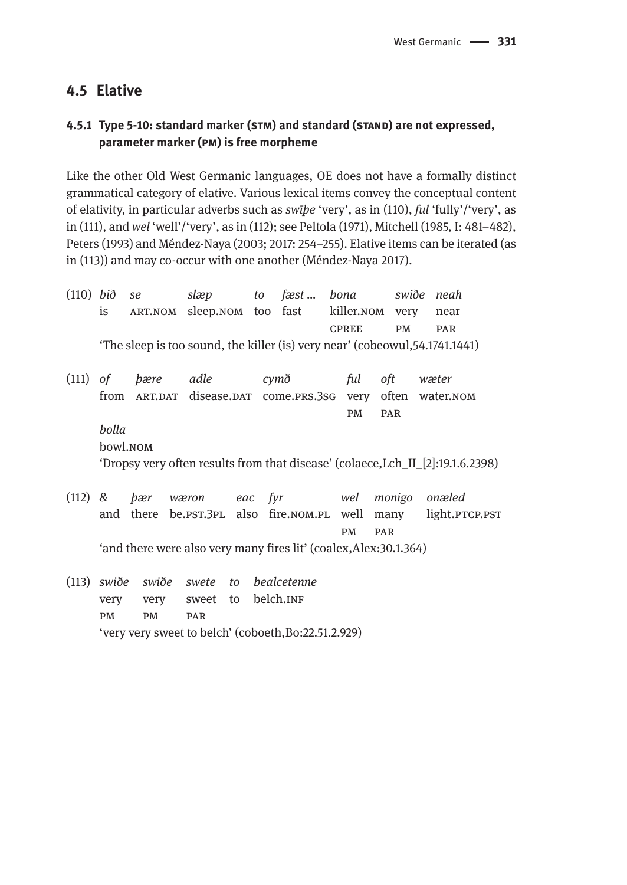## 4.5 Elative

### 4.5.1 Type 5-10: standard marker (STM) and standard (STAND) are not expressed, parameter marker (PM) is free morpheme

Like the other Old West Germanic languages, OE does not have a formally distinct grammatical category of elative. Various lexical items convey the conceptual content of elativity, in particular adverbs such as *swīþe* 'very', as in (110), *ful* 'fully'/'very', as in (111), and *wel* 'well'/'very', as in (112); see Peltola (1971), Mitchell (1985, I: 481–482), Peters (1993) and Méndez-Naya (2003; 2017: 254–255). Elative items can be iterated (as in (113)) and may co-occur with one another (Méndez-Naya 2017).

(110) *bið se slæp to fæst ... bona swiðe neah*
is ART.NOM sleep.NOM too fast killer.NOM very near
CPREE PM PAR
'The sleep is too sound, the killer (is) very near' (cobeowul,54.1741.1441)

(111) *of þære adle cymð ful oft wæter bolla*
from ART.DAT disease.DAT come.PRS.3SG very often water.NOM bowl.NOM
PM PAR
'Dropsy very often results from that disease' (colaece,Lch_II_[2]:19.1.6.2398)

(112) *& þær wæron eac fyr wel monigo onæled*
and there be.PST.3PL also fire.NOM.PL well many light.PTCP.PST
PM PAR
'and there were also very many fires lit' (coalex,Alex:30.1.364)

(113) *swiðe swiðe swete to bealcetenne*
very very sweet to belch.INF
PM PM PAR
'very very sweet to belch' (coboeth,Bo:22.51.2.929)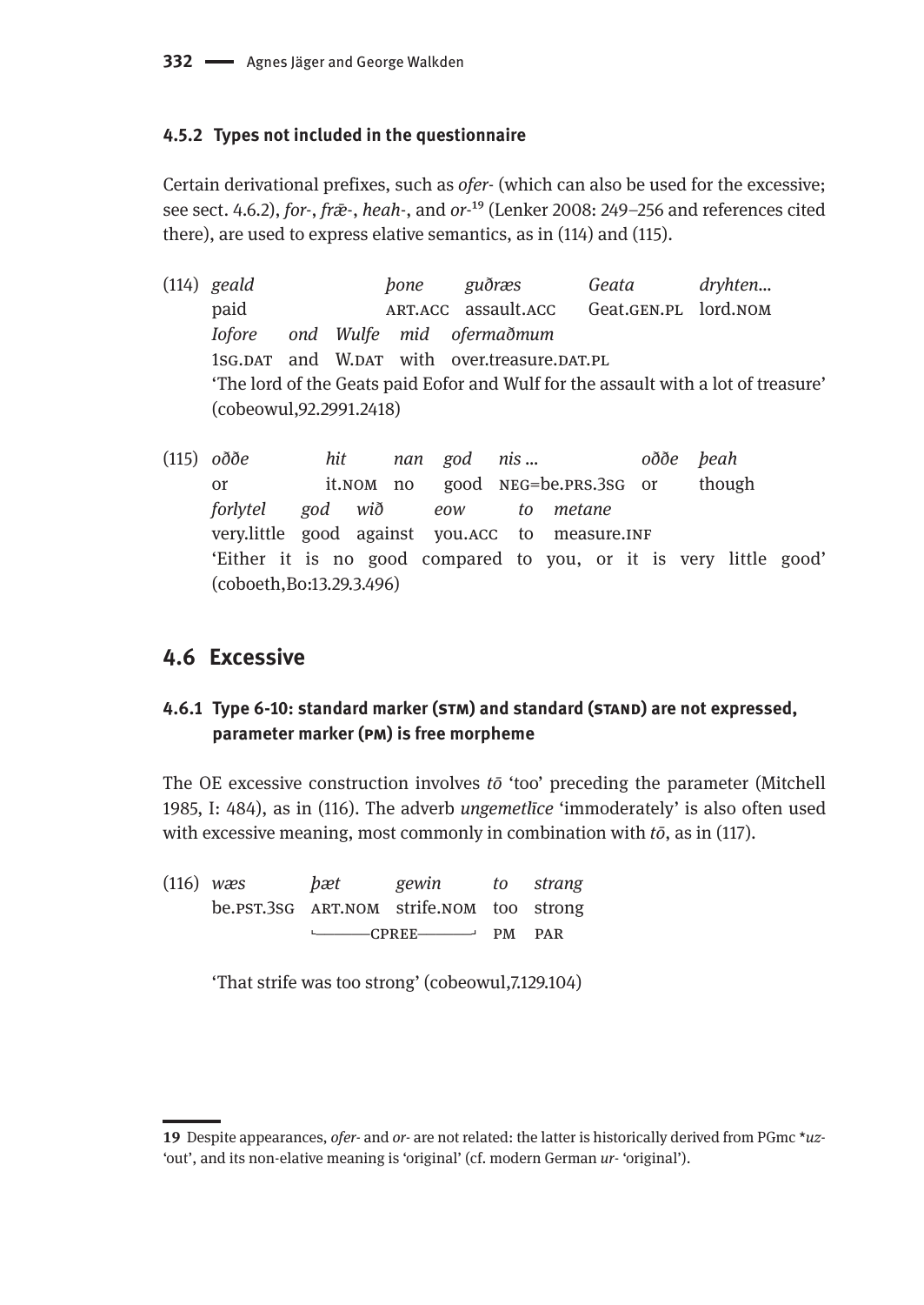### 4.5.2 Types not included in the questionnaire

Certain derivational prefixes, such as *ofer-* (which can also be used for the excessive; see sect. 4.6.2), *for-*, *frǣ-*, *heah-*, and *or-*[19] (Lenker 2008: 249–256 and references cited there), are used to express elative semantics, as in (114) and (115).

(114) *geald þone guðræs Geata dryhten...*
paid ART.ACC assault.ACC Geat.GEN.PL lord.NOM
*Iofore ond Wulfe mid ofermaðmum*
1SG.DAT and W.DAT with over.treasure.DAT.PL
'The lord of the Geats paid Eofor and Wulf for the assault with a lot of treasure' (cobeowul,92.2991.2418)

(115) *oððe hit nan god nis ... oððe þeah*
or it.NOM no good NEG=be.PRS.3SG or though
*forlytel god wið eow to metane*
very.little good against you.ACC to measure.INF
'Either it is no good compared to you, or it is very little good' (coboeth,Bo:13.29.3.496)

## 4.6 Excessive

### 4.6.1 Type 6-10: standard marker (STM) and standard (STAND) are not expressed, parameter marker (PM) is free morpheme

The OE excessive construction involves *tō* 'too' preceding the parameter (Mitchell 1985, I: 484), as in (116). The adverb *ungemetlīce* 'immoderately' is also often used with excessive meaning, most commonly in combination with *tō*, as in (117).

(116) *wæs þæt gewin to strang*
be.PST.3SG ART.NOM strife.NOM too strong
└──CPREE──┘ PM PAR

'That strife was too strong' (cobeowul,7.129.104)

---

19 Despite appearances, *ofer-* and *or-* are not related: the latter is historically derived from PGmc *\*uz-* 'out', and its non-elative meaning is 'original' (cf. modern German *ur-* 'original').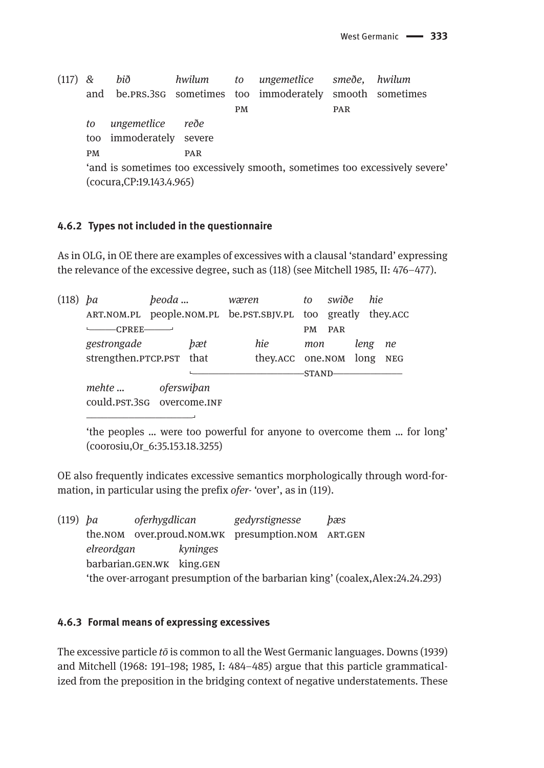(117) & *bið* *hwilum* *to* *ungemetlice* *smeðe,* *hwilum*
and be.PRS.3SG sometimes too immoderately smooth sometimes
PM PAR

*to* *ungemetlice* *reðe*
too immoderately severe
PM PAR

'and is sometimes too excessively smooth, sometimes too excessively severe' (cocura,CP:19.143.4.965)

### 4.6.2 Types not included in the questionnaire

As in OLG, in OE there are examples of excessives with a clausal 'standard' expressing the relevance of the excessive degree, such as (118) (see Mitchell 1985, II: 476–477).

(118) *þa* *þeoda* ... *wæren* *to* *swiðe* *hie*
ART.NOM.PL people.NOM.PL be.PST.SBJV.PL too greatly they.ACC
└──CPREE──┘ PM PAR

*gestrongade* *þæt* *hie* *mon* *leng* *ne*
strengthen.PTCP.PST that they.ACC one.NOM long NEG
└──────────STAND──────────

*mehte* ... *oferswiþan*
could.PST.3SG overcome.INF
──────────┘

'the peoples ... were too powerful for anyone to overcome them ... for long' (coorosiu,Or_6:35.153.18.3255)

OE also frequently indicates excessive semantics morphologically through word-formation, in particular using the prefix *ofer-* 'over', as in (119).

(119) *þa* *oferhygdlican* *gedyrstignesse* *þæs*
the.NOM over.proud.NOM.WK presumption.NOM ART.GEN
*elreordgan* *kyninges*
barbarian.GEN.WK king.GEN
'the over-arrogant presumption of the barbarian king' (coalex,Alex:24.24.293)

### 4.6.3 Formal means of expressing excessives

The excessive particle *tō* is common to all the West Germanic languages. Downs (1939) and Mitchell (1968: 191–198; 1985, I: 484–485) argue that this particle grammaticalized from the preposition in the bridging context of negative understatements. These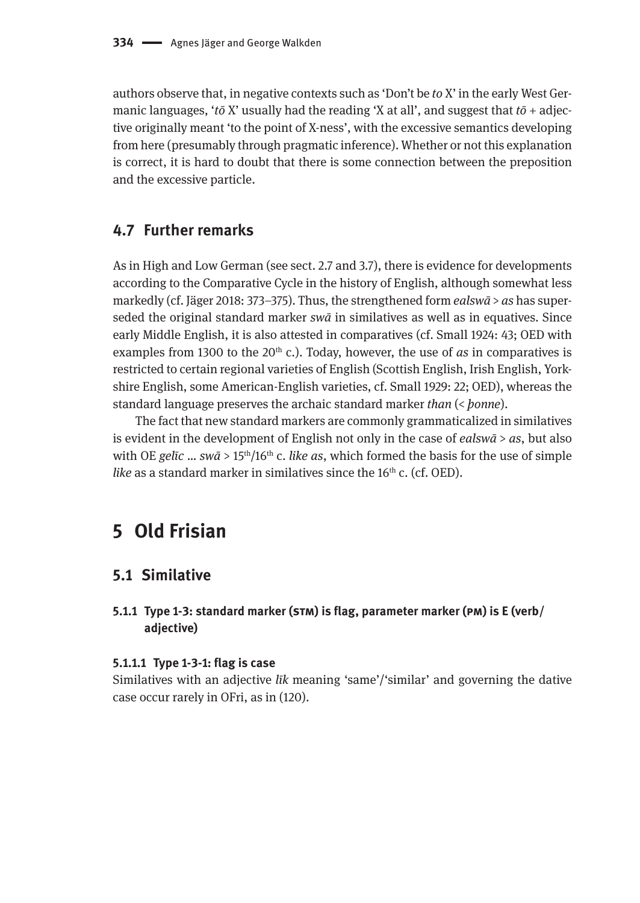authors observe that, in negative contexts such as 'Don't be *to* X' in the early West Germanic languages, '*tō* X' usually had the reading 'X at all', and suggest that *tō* + adjective originally meant 'to the point of X-ness', with the excessive semantics developing from here (presumably through pragmatic inference). Whether or not this explanation is correct, it is hard to doubt that there is some connection between the preposition and the excessive particle.

## 4.7 Further remarks

As in High and Low German (see sect. 2.7 and 3.7), there is evidence for developments according to the Comparative Cycle in the history of English, although somewhat less markedly (cf. Jäger 2018: 373–375). Thus, the strengthened form *ealswā* > *as* has superseded the original standard marker *swā* in similatives as well as in equatives. Since early Middle English, it is also attested in comparatives (cf. Small 1924: 43; OED with examples from 1300 to the 20th c.). Today, however, the use of *as* in comparatives is restricted to certain regional varieties of English (Scottish English, Irish English, Yorkshire English, some American-English varieties, cf. Small 1929: 22; OED), whereas the standard language preserves the archaic standard marker *than* (< *þonne*).

The fact that new standard markers are commonly grammaticalized in similatives is evident in the development of English not only in the case of *ealswā* > *as*, but also with OE *gelīc* … *swā* > 15th/16th c. *like as*, which formed the basis for the use of simple *like* as a standard marker in similatives since the 16th c. (cf. OED).

# 5 Old Frisian

## 5.1 Similative

### 5.1.1 Type 1-3: standard marker (STM) is flag, parameter marker (PM) is E (verb/adjective)

#### 5.1.1.1 Type 1-3-1: flag is case

Similatives with an adjective *līk* meaning 'same'/'similar' and governing the dative case occur rarely in OFri, as in (120).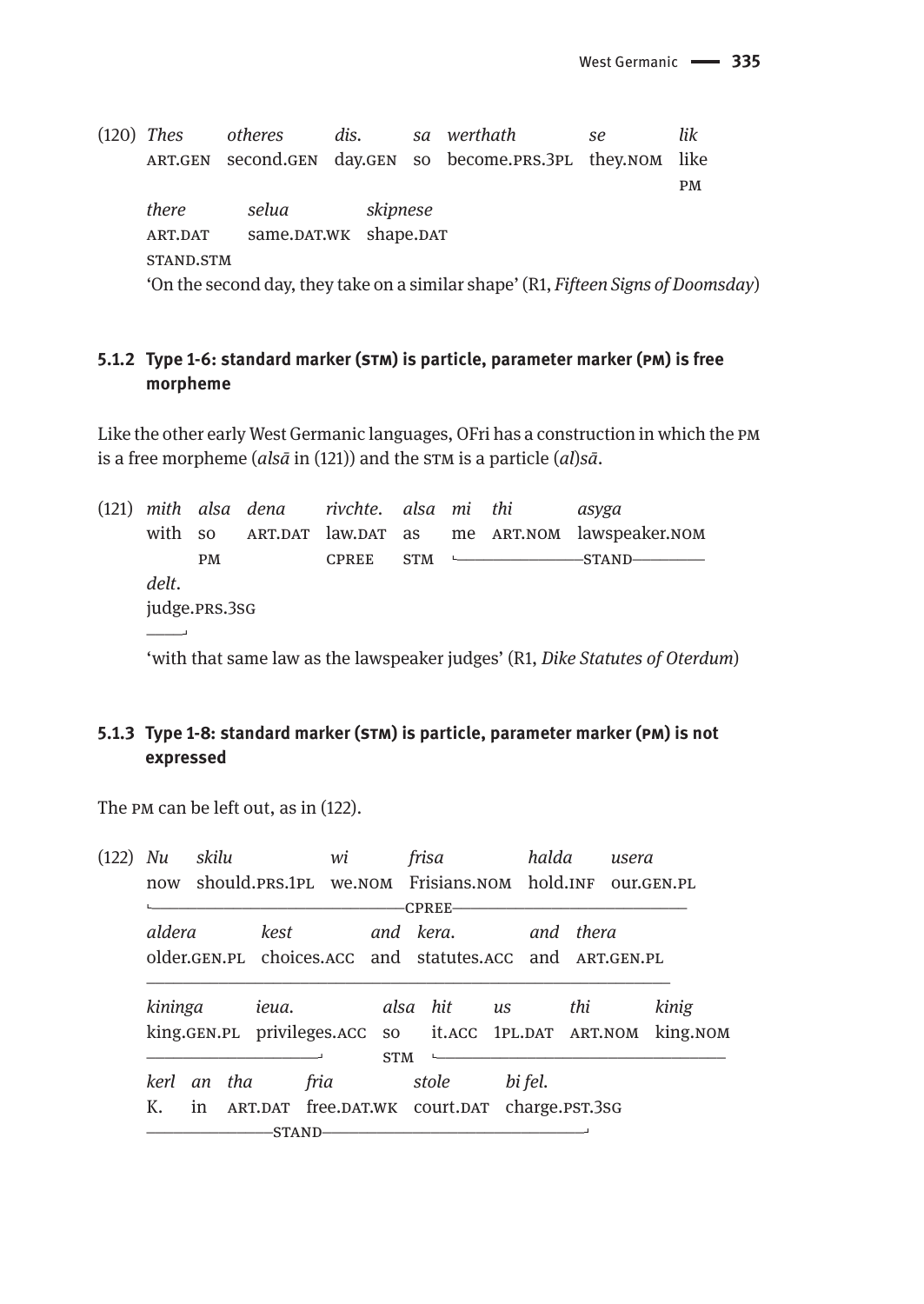(120) *Thes* *otheres* *dis.* *sa* *werthath* *se* *lik*
ART.GEN second.GEN day.GEN so become.PRS.3PL they.NOM like
PM

*there* *selua* *skipnese*
ART.DAT same.DAT.WK shape.DAT
STAND.STM

'On the second day, they take on a similar shape' (R1, *Fifteen Signs of Doomsday*)

### 5.1.2 Type 1-6: standard marker (STM) is particle, parameter marker (PM) is free morpheme

Like the other early West Germanic languages, OFri has a construction in which the PM is a free morpheme (*alsā* in (121)) and the STM is a particle (*al*)*sā*.

(121) *mith* *alsa* *dena* *rivchte.* *alsa* *mi* *thi* *asyga*
with so ART.DAT law.DAT as me ART.NOM lawspeaker.NOM
PM CPREE STM ——STAND——

*delt.*
judge.PRS.3SG
——

'with that same law as the lawspeaker judges' (R1, *Dike Statutes of Oterdum*)

### 5.1.3 Type 1-8: standard marker (STM) is particle, parameter marker (PM) is not expressed

The PM can be left out, as in (122).

(122) *Nu* *skilu* *wi* *frisa* *halda* *usera*
now should.PRS.1PL we.NOM Frisians.NOM hold.INF our.GEN.PL
——CPREE——

*aldera* *kest* *and* *kera.* *and* *thera*
older.GEN.PL choices.ACC and statutes.ACC and ART.GEN.PL
——

*kininga* *ieua.* *alsa* *hit* *us* *thi* *kinig*
king.GEN.PL privileges.ACC so it.ACC 1PL.DAT ART.NOM king.NOM
—— STM ——

*kerl* *an* *tha* *fria* *stole* *bi* *fel.*
K. in ART.DAT free.DAT.WK court.DAT charge.PST.3SG
——STAND——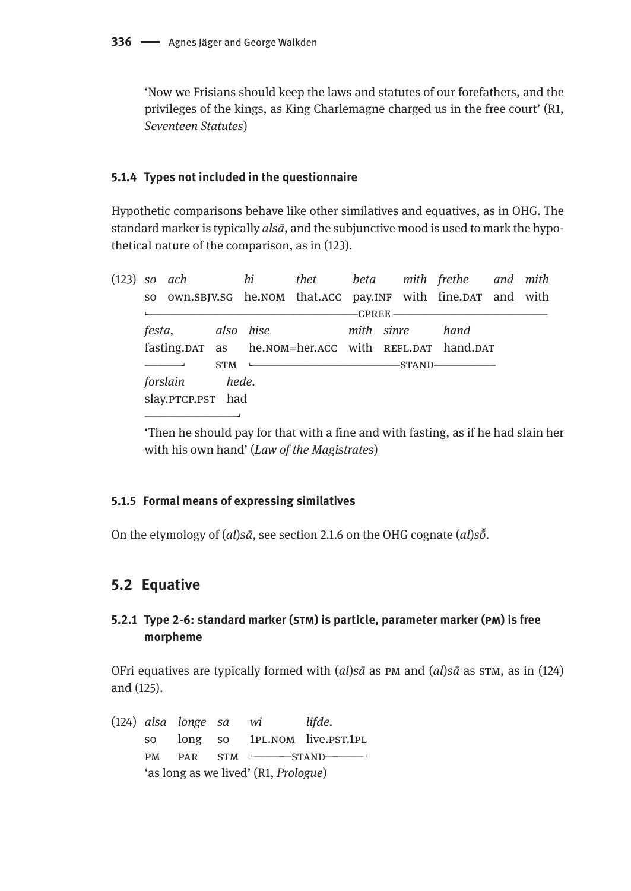'Now we Frisians should keep the laws and statutes of our forefathers, and the privileges of the kings, as King Charlemagne charged us in the free court' (R1, *Seventeen Statutes*)

#### 5.1.4 Types not included in the questionnaire

Hypothetic comparisons behave like other similatives and equatives, as in OHG. The standard marker is typically *alsā*, and the subjunctive mood is used to mark the hypothetical nature of the comparison, as in (123).

(123) *so ach hi thet beta mith frethe and mith festa, also hise mith sinre hand forslain hede.*
so own.SBJV.SG he.NOM that.ACC pay.INF with fine.DAT and with fasting.DAT as he.NOM=her.ACC with REFL.DAT hand.DAT slay.PTCP.PST had
[so ach hi thet beta mith frethe and mith festa]CPREE [also]STM [hise mith sinre hand forslain hede]STAND
'Then he should pay for that with a fine and with fasting, as if he had slain her with his own hand' (*Law of the Magistrates*)

#### 5.1.5 Formal means of expressing similatives

On the etymology of (*al*)*sā*, see section 2.1.6 on the OHG cognate (*al*)*sŏ̄*.

### 5.2 Equative

#### 5.2.1 Type 2-6: standard marker (STM) is particle, parameter marker (PM) is free morpheme

OFri equatives are typically formed with (*al*)*sā* as PM and (*al*)*sā* as STM, as in (124) and (125).

(124) *alsa longe sa wi lifde.*
so long so 1PL.NOM live.PST.1PL
PM PAR STM [wi lifde]STAND
'as long as we lived' (R1, *Prologue*)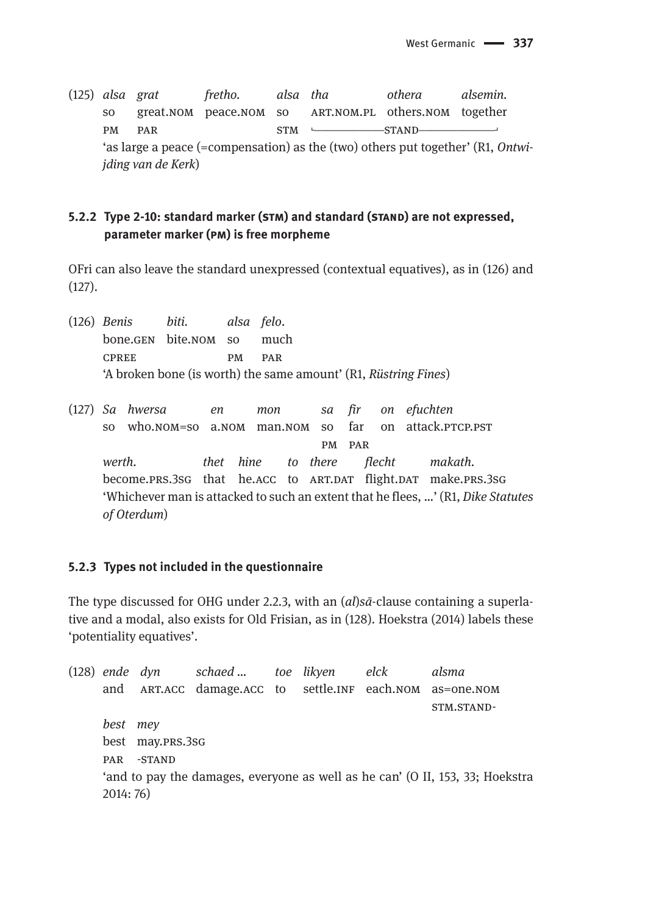(125) *alsa grat fretho. alsa tha othera alsemin.*
so great.NOM peace.NOM so ART.NOM.PL others.NOM together
PM PAR STM └——STAND——┘
'as large a peace (=compensation) as the (two) others put together' (R1, *Ontwijding van de Kerk*)

### 5.2.2 Type 2-10: standard marker (STM) and standard (STAND) are not expressed, parameter marker (PM) is free morpheme

OFri can also leave the standard unexpressed (contextual equatives), as in (126) and (127).

(126) *Benis biti. alsa felo.*
bone.GEN bite.NOM so much
CPREE PM PAR
'A broken bone (is worth) the same amount' (R1, *Rüstring Fines*)

(127) *Sa hwersa en mon sa fir on efuchten*
so who.NOM=so a.NOM man.NOM so far on attack.PTCP.PST
PM PAR
*werth. thet hine to there flecht makath.*
become.PRS.3SG that he.ACC to ART.DAT flight.DAT make.PRS.3SG
'Whichever man is attacked to such an extent that he flees, ...' (R1, *Dike Statutes of Oterdum*)

### 5.2.3 Types not included in the questionnaire

The type discussed for OHG under 2.2.3, with an (*al*)*sā*-clause containing a superlative and a modal, also exists for Old Frisian, as in (128). Hoekstra (2014) labels these 'potentiality equatives'.

(128) *ende dyn schaed ... toe likyen elck alsma*
and ART.ACC damage.ACC to settle.INF each.NOM as=one.NOM
STM.STAND-
*best mey*
best may.PRS.3SG
PAR -STAND
'and to pay the damages, everyone as well as he can' (O II, 153, 33; Hoekstra 2014: 76)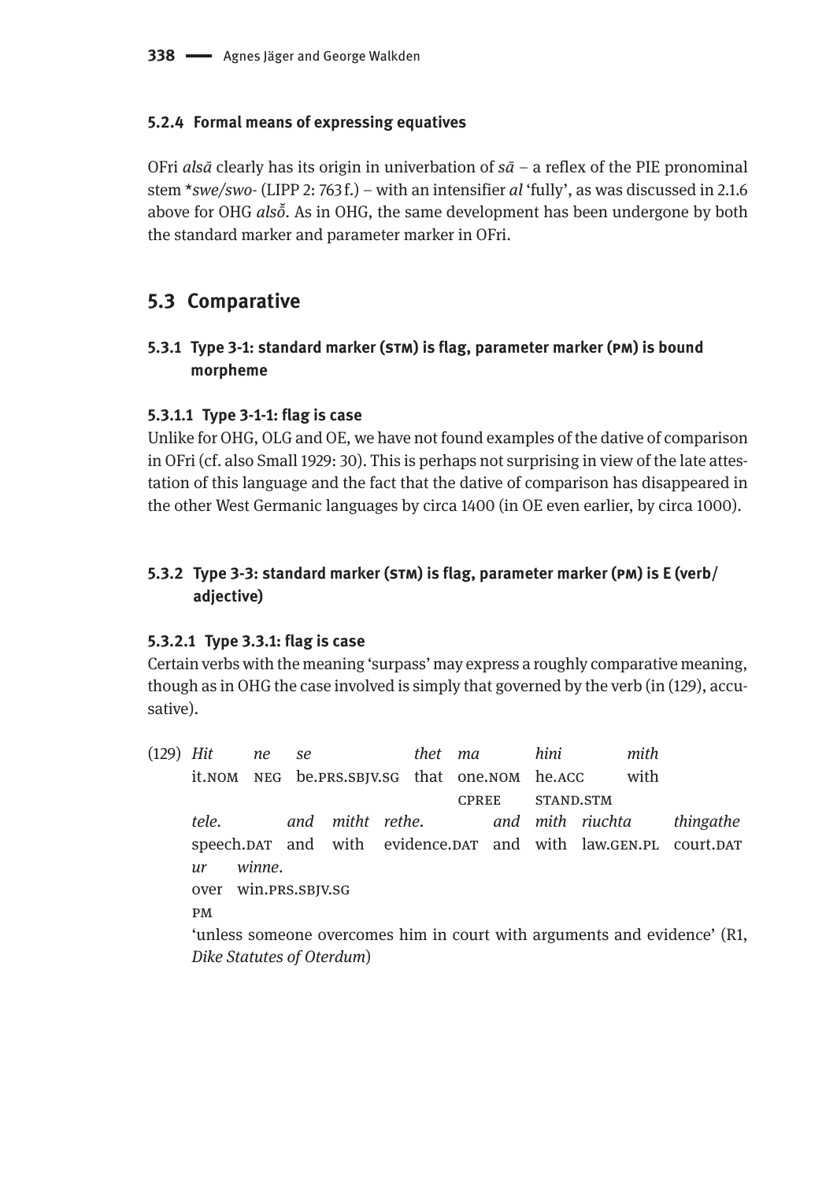#### 5.2.4 Formal means of expressing equatives

OFri *alsā* clearly has its origin in univerbation of *sā* – a reflex of the PIE pronominal stem \**swe/swo-* (LIPP 2: 763 f.) – with an intensifier *al* 'fully', as was discussed in 2.1.6 above for OHG *alsŏ̄*. As in OHG, the same development has been undergone by both the standard marker and parameter marker in OFri.

## 5.3 Comparative

### 5.3.1 Type 3-1: standard marker (STM) is flag, parameter marker (PM) is bound morpheme

#### 5.3.1.1 Type 3-1-1: flag is case

Unlike for OHG, OLG and OE, we have not found examples of the dative of comparison in OFri (cf. also Small 1929: 30). This is perhaps not surprising in view of the late attestation of this language and the fact that the dative of comparison has disappeared in the other West Germanic languages by circa 1400 (in OE even earlier, by circa 1000).

### 5.3.2 Type 3-3: standard marker (STM) is flag, parameter marker (PM) is E (verb/adjective)

#### 5.3.2.1 Type 3.3.1: flag is case

Certain verbs with the meaning 'surpass' may express a roughly comparative meaning, though as in OHG the case involved is simply that governed by the verb (in (129), accusative).

(129) *Hit ne se thet ma hini mith*
it.NOM NEG be.PRS.SBJV.SG that one.NOM he.ACC with
CPREE STAND.STM

*tele. and mitht rethe. and mith riuchta thingathe*
speech.DAT and with evidence.DAT and with law.GEN.PL court.DAT

*ur winne.*
over win.PRS.SBJV.SG
PM

'unless someone overcomes him in court with arguments and evidence' (R1, *Dike Statutes of Oterdum*)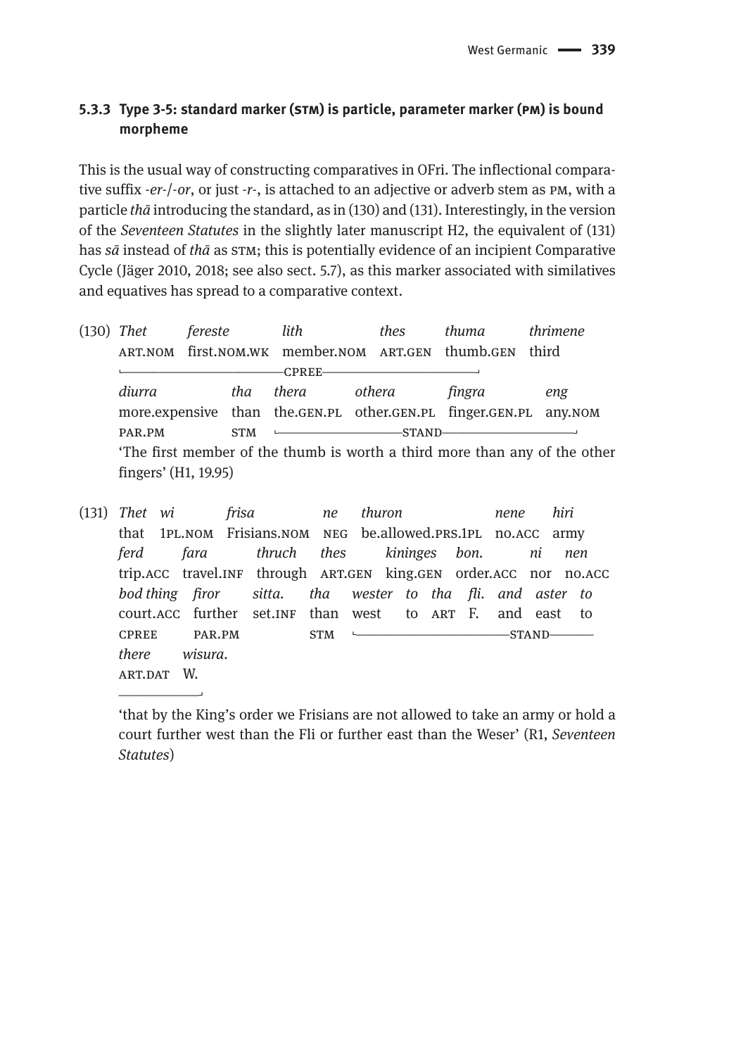### 5.3.3 Type 3-5: standard marker (STM) is particle, parameter marker (PM) is bound morpheme

This is the usual way of constructing comparatives in OFri. The inflectional comparative suffix *-er-*/*-or*, or just *-r-*, is attached to an adjective or adverb stem as PM, with a particle *thā* introducing the standard, as in (130) and (131). Interestingly, in the version of the *Seventeen Statutes* in the slightly later manuscript H2, the equivalent of (131) has *sā* instead of *thā* as STM; this is potentially evidence of an incipient Comparative Cycle (Jäger 2010, 2018; see also sect. 5.7), as this marker associated with similatives and equatives has spread to a comparative context.

(130) *Thet fereste lith thes thuma thrimene*
ART.NOM first.NOM.WK member.NOM ART.GEN thumb.GEN third
└──────────CPREE──────────┘
*diurra tha thera othera fingra eng*
more.expensive than the.GEN.PL other.GEN.PL finger.GEN.PL any.NOM
PAR.PM STM └──────────STAND──────────┘
'The first member of the thumb is worth a third more than any of the other fingers' (H1, 19.95)

(131) *Thet wi frisa ne thuron nene hiri*
that 1PL.NOM Frisians.NOM NEG be.allowed.PRS.1PL no.ACC army
*ferd fara thruch thes kininges bon. ni nen*
trip.ACC travel.INF through ART.GEN king.GEN order.ACC nor no.ACC
*bod thing firor sitta. tha wester to tha fli. and aster to*
court.ACC further set.INF than west to ART F. and east to
CPREE PAR.PM STM └──────────STAND──────────
*there wisura.*
ART.DAT W.
──────┘
'that by the King's order we Frisians are not allowed to take an army or hold a court further west than the Fli or further east than the Weser' (R1, *Seventeen Statutes*)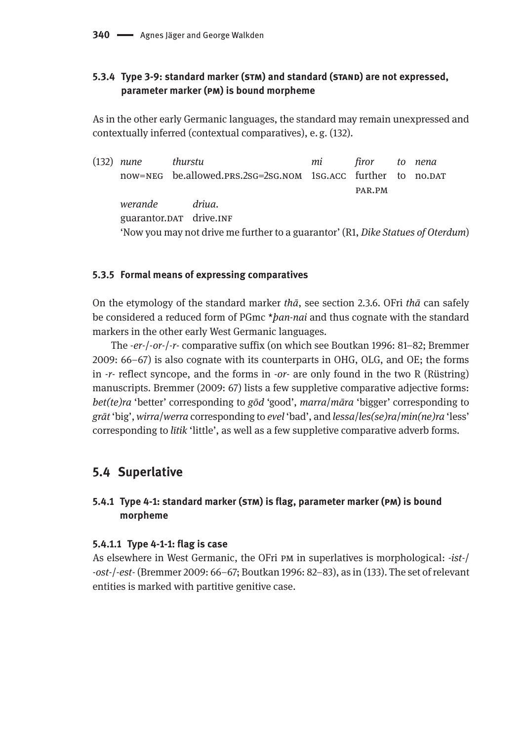### 5.3.4 Type 3-9: standard marker (STM) and standard (STAND) are not expressed, parameter marker (PM) is bound morpheme

As in the other early Germanic languages, the standard may remain unexpressed and contextually inferred (contextual comparatives), e. g. (132).

(132) *nune* *thurstu* *mi* *firor* *to* *nena*
now=NEG be.allowed.PRS.2SG=2SG.NOM 1SG.ACC further PAR.PM to NO.DAT
*werande* *driua*.
guarantor.DAT drive.INF
'Now you may not drive me further to a guarantor' (R1, *Dike Statues of Oterdum*)

### 5.3.5 Formal means of expressing comparatives

On the etymology of the standard marker *thā*, see section 2.3.6. OFri *thā* can safely be considered a reduced form of PGmc \**þan-nai* and thus cognate with the standard markers in the other early West Germanic languages.

The *-er-*/*-or-*/*-r-* comparative suffix (on which see Boutkan 1996: 81–82; Bremmer 2009: 66–67) is also cognate with its counterparts in OHG, OLG, and OE; the forms in *-r-* reflect syncope, and the forms in *-or-* are only found in the two R (Rüstring) manuscripts. Bremmer (2009: 67) lists a few suppletive comparative adjective forms: *bet(te)ra* 'better' corresponding to *gōd* 'good', *marra*/*māra* 'bigger' corresponding to *grāt* 'big', *wirra*/*werra* corresponding to *evel* 'bad', and *lessa*/*les(se)ra*/*min(ne)ra* 'less' corresponding to *lītik* 'little', as well as a few suppletive comparative adverb forms.

## 5.4 Superlative

### 5.4.1 Type 4-1: standard marker (STM) is flag, parameter marker (PM) is bound morpheme

#### 5.4.1.1 Type 4-1-1: flag is case

As elsewhere in West Germanic, the OFri PM in superlatives is morphological: *-ist-*/ *-ost-*/*-est-* (Bremmer 2009: 66–67; Boutkan 1996: 82–83), as in (133). The set of relevant entities is marked with partitive genitive case.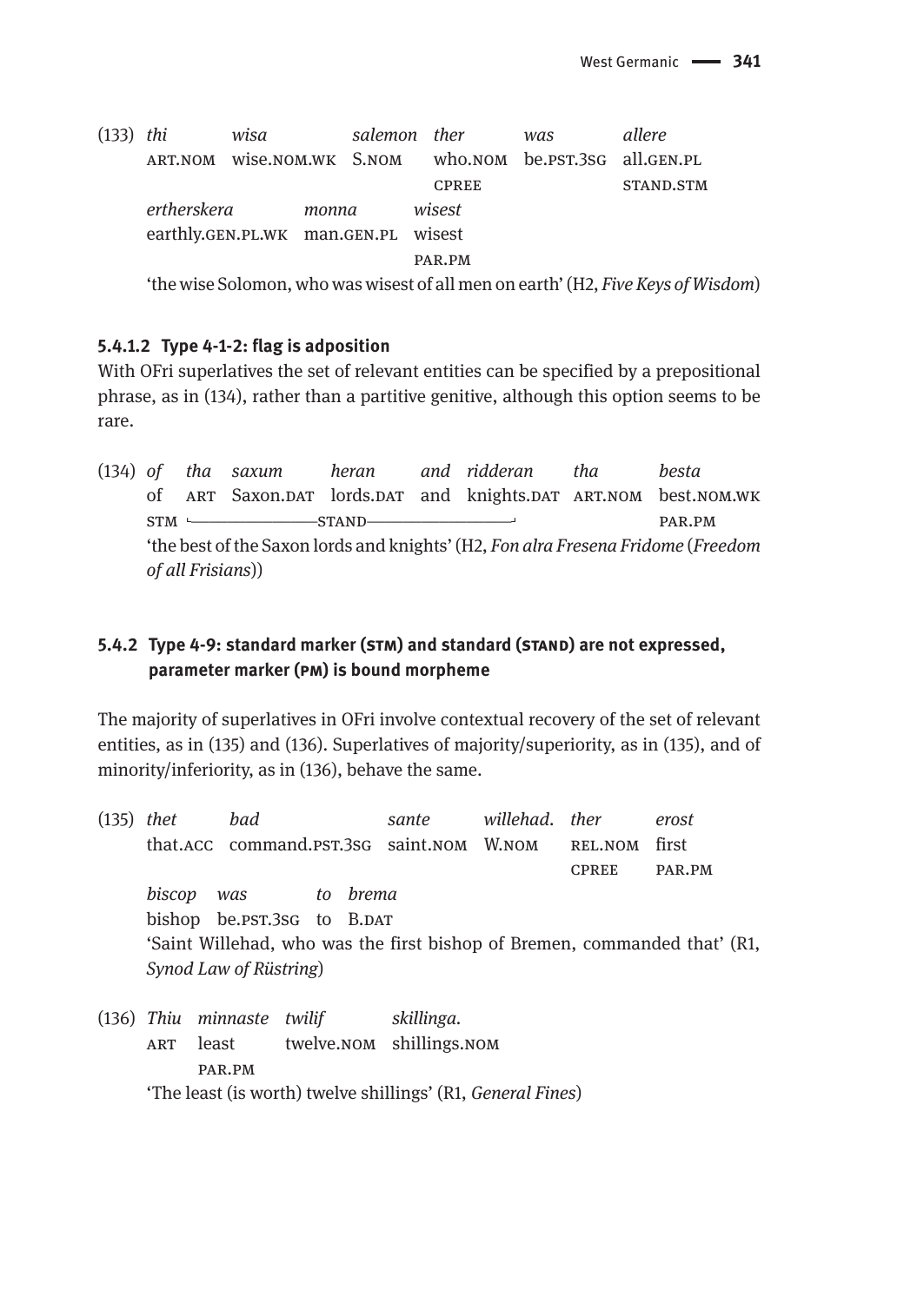(133) *thi* *wisa* *salemon* *ther* *was* *allere*
ART.NOM wise.NOM.WK S.NOM who.NOM be.PST.3SG all.GEN.PL
CPREE STAND.STM
*ertherskera* *monna* *wisest*
earthly.GEN.PL.WK man.GEN.PL wisest
PAR.PM
'the wise Solomon, who was wisest of all men on earth' (H2, *Five Keys of Wisdom*)

#### 5.4.1.2 Type 4-1-2: flag is adposition

With OFri superlatives the set of relevant entities can be specified by a prepositional phrase, as in (134), rather than a partitive genitive, although this option seems to be rare.

(134) *of* *tha* *saxum* *heran* *and* *ridderan* *tha* *besta*
of ART Saxon.DAT lords.DAT and knights.DAT ART.NOM best.NOM.WK
STM └────STAND────┘ PAR.PM
'the best of the Saxon lords and knights' (H2, *Fon alra Fresena Fridome* (*Freedom of all Frisians*))

### 5.4.2 Type 4-9: standard marker (STM) and standard (STAND) are not expressed, parameter marker (PM) is bound morpheme

The majority of superlatives in OFri involve contextual recovery of the set of relevant entities, as in (135) and (136). Superlatives of majority/superiority, as in (135), and of minority/inferiority, as in (136), behave the same.

(135) *thet* *bad* *sante* *willehad.* *ther* *erost*
that.ACC command.PST.3SG saint.NOM W.NOM REL.NOM first
CPREE PAR.PM
*biscop* *was* *to* *brema*
bishop be.PST.3SG to B.DAT
'Saint Willehad, who was the first bishop of Bremen, commanded that' (R1, *Synod Law of Rüstring*)

(136) *Thiu* *minnaste* *twilif* *skillinga.*
ART least twelve.NOM shillings.NOM
PAR.PM
'The least (is worth) twelve shillings' (R1, *General Fines*)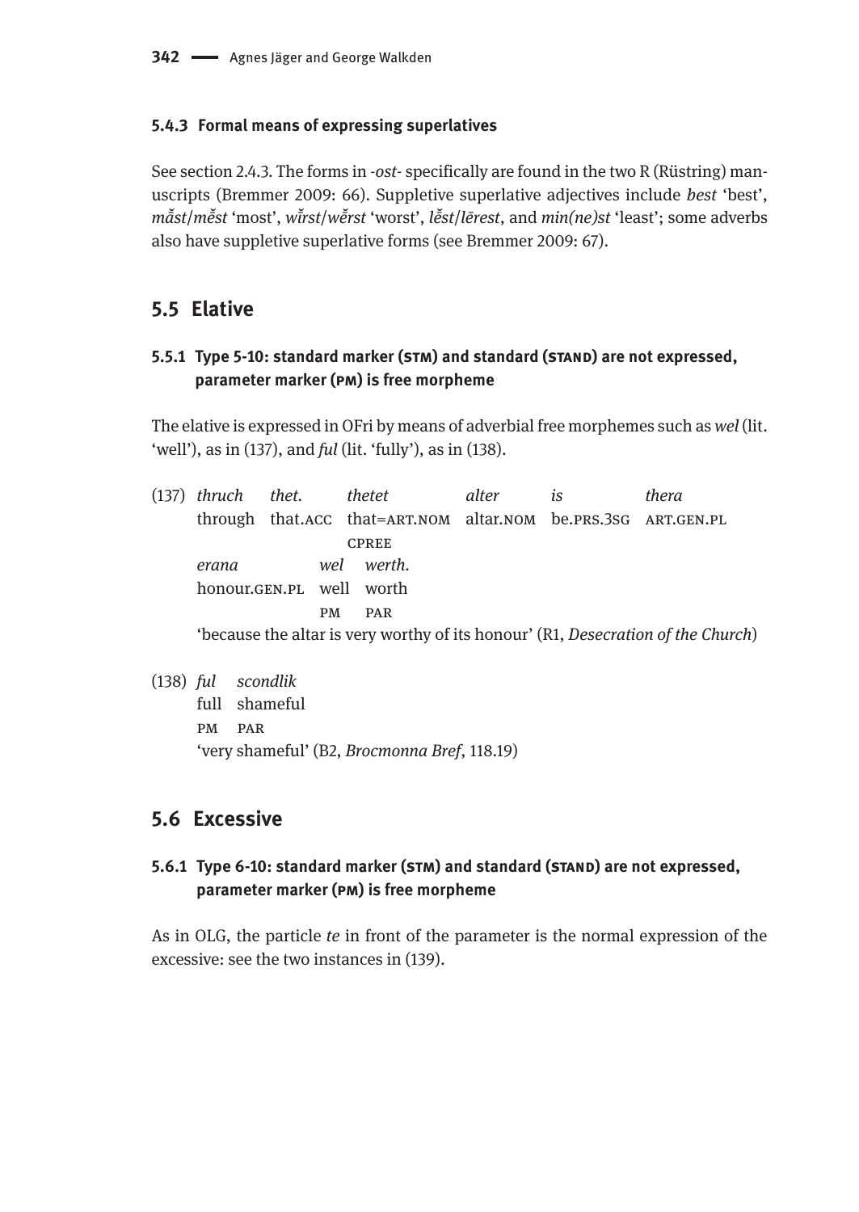### 5.4.3 Formal means of expressing superlatives

See section 2.4.3. The forms in *-ost-* specifically are found in the two R (Rüstring) manuscripts (Bremmer 2009: 66). Suppletive superlative adjectives include *best* 'best', *mắst*/*mḗst* 'most', *wǐ̄rst*/*wḗrst* 'worst', *lḗst*/*lērest*, and *min(ne)st* 'least'; some adverbs also have suppletive superlative forms (see Bremmer 2009: 67).

## 5.5 Elative

### 5.5.1 Type 5-10: standard marker (STM) and standard (STAND) are not expressed, parameter marker (PM) is free morpheme

The elative is expressed in OFri by means of adverbial free morphemes such as *wel* (lit. 'well'), as in (137), and *ful* (lit. 'fully'), as in (138).

(137) *thruch thet. thetet alter is thera*
through that.ACC that=ART.NOM altar.NOM be.PRS.3SG ART.GEN.PL
CPREE
*erana wel werth.*
honour.GEN.PL well worth
PM PAR
'because the altar is very worthy of its honour' (R1, *Desecration of the Church*)

(138) *ful scondlik*
full shameful
PM PAR
'very shameful' (B2, *Brocmonna Bref*, 118.19)

## 5.6 Excessive

### 5.6.1 Type 6-10: standard marker (STM) and standard (STAND) are not expressed, parameter marker (PM) is free morpheme

As in OLG, the particle *te* in front of the parameter is the normal expression of the excessive: see the two instances in (139).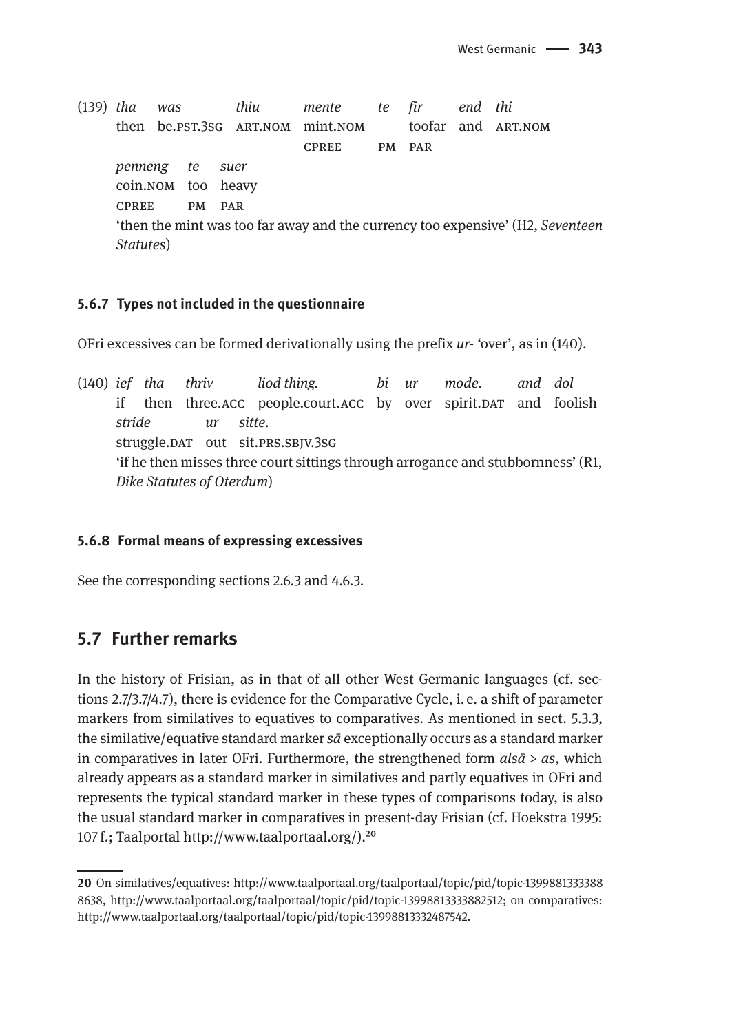(139) *tha* *was* *thiu* *mente* *te* *fir* *end* *thi*
then be.PST.3SG ART.NOM mint.NOM toofar and ART.NOM
CPREE PM PAR
*penneng* *te* *suer*
coin.NOM too heavy
CPREE PM PAR
'then the mint was too far away and the currency too expensive' (H2, *Seventeen Statutes*)

### 5.6.7 Types not included in the questionnaire

OFri excessives can be formed derivationally using the prefix *ur-* 'over', as in (140).

(140) *ief* *tha* *thriv* *liod thing.* *bi* *ur* *mode.* *and* *dol*
if then three.ACC people.court.ACC by over spirit.DAT and foolish
*stride* *ur* *sitte.*
struggle.DAT out sit.PRS.SBJV.3SG
'if he then misses three court sittings through arrogance and stubbornness' (R1, *Dike Statutes of Oterdum*)

### 5.6.8 Formal means of expressing excessives

See the corresponding sections 2.6.3 and 4.6.3.

## 5.7 Further remarks

In the history of Frisian, as in that of all other West Germanic languages (cf. sections 2.7/3.7/4.7), there is evidence for the Comparative Cycle, i. e. a shift of parameter markers from similatives to equatives to comparatives. As mentioned in sect. 5.3.3, the similative/equative standard marker *sā* exceptionally occurs as a standard marker in comparatives in later OFri. Furthermore, the strengthened form *alsā* > *as*, which already appears as a standard marker in similatives and partly equatives in OFri and represents the typical standard marker in these types of comparisons today, is also the usual standard marker in comparatives in present-day Frisian (cf. Hoekstra 1995: 107 f.; Taalportal http://www.taalportaal.org/).[20]

---

[20] On similatives/equatives: http://www.taalportaal.org/taalportaal/topic/pid/topic-13998813333888638, http://www.taalportaal.org/taalportaal/topic/pid/topic-13998813333882512; on comparatives: http://www.taalportaal.org/taalportaal/topic/pid/topic-13998813332487542.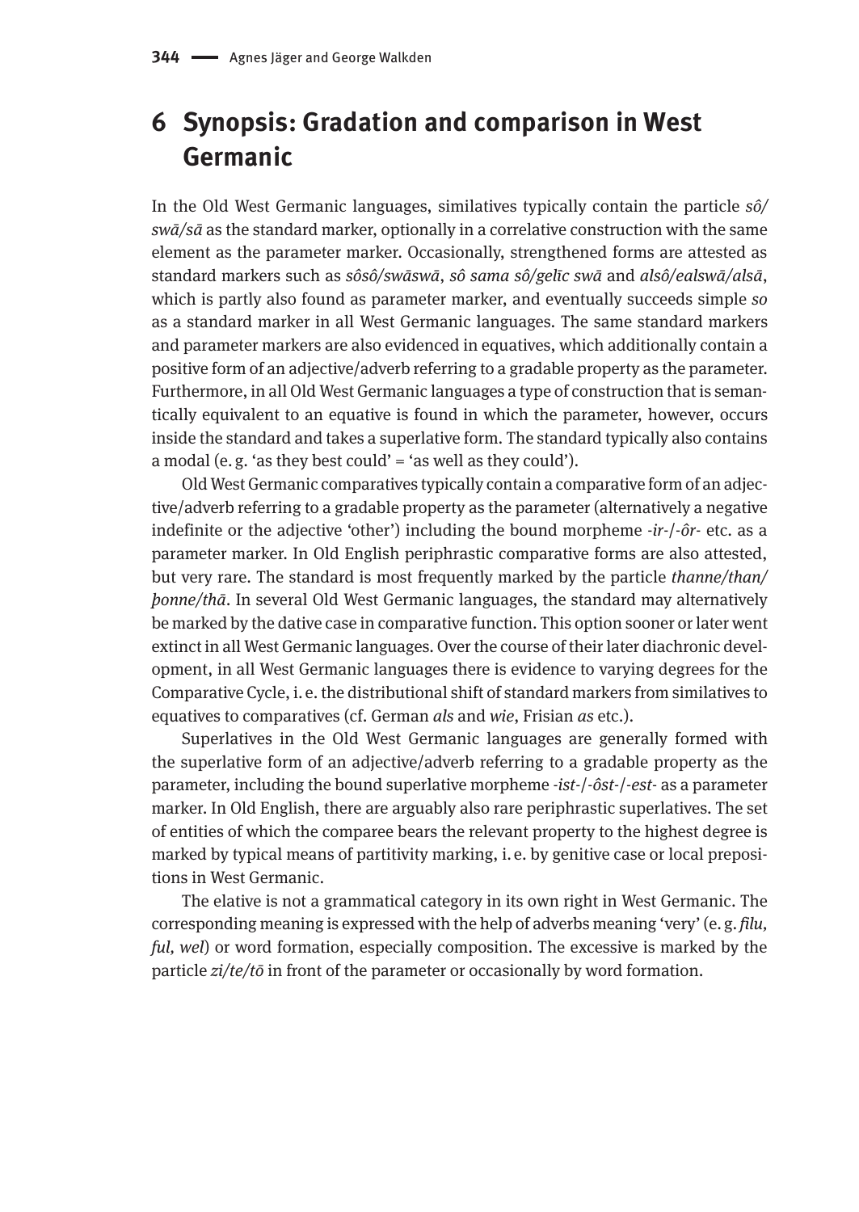# 6 Synopsis: Gradation and comparison in West Germanic

In the Old West Germanic languages, similatives typically contain the particle *sô/swā/sā* as the standard marker, optionally in a correlative construction with the same element as the parameter marker. Occasionally, strengthened forms are attested as standard markers such as *sôsô/swāswā*, *sô sama sô/gelīc swā* and *alsô/ealswā/alsā*, which is partly also found as parameter marker, and eventually succeeds simple *so* as a standard marker in all West Germanic languages. The same standard markers and parameter markers are also evidenced in equatives, which additionally contain a positive form of an adjective/adverb referring to a gradable property as the parameter. Furthermore, in all Old West Germanic languages a type of construction that is semantically equivalent to an equative is found in which the parameter, however, occurs inside the standard and takes a superlative form. The standard typically also contains a modal (e. g. 'as they best could' = 'as well as they could').

Old West Germanic comparatives typically contain a comparative form of an adjective/adverb referring to a gradable property as the parameter (alternatively a negative indefinite or the adjective 'other') including the bound morpheme *-ir-*/*-ôr-* etc. as a parameter marker. In Old English periphrastic comparative forms are also attested, but very rare. The standard is most frequently marked by the particle *thanne/than/þonne/thā*. In several Old West Germanic languages, the standard may alternatively be marked by the dative case in comparative function. This option sooner or later went extinct in all West Germanic languages. Over the course of their later diachronic development, in all West Germanic languages there is evidence to varying degrees for the Comparative Cycle, i. e. the distributional shift of standard markers from similatives to equatives to comparatives (cf. German *als* and *wie*, Frisian *as* etc.).

Superlatives in the Old West Germanic languages are generally formed with the superlative form of an adjective/adverb referring to a gradable property as the parameter, including the bound superlative morpheme *-ist-*/*-ôst-*/*-est-* as a parameter marker. In Old English, there are arguably also rare periphrastic superlatives. The set of entities of which the comparee bears the relevant property to the highest degree is marked by typical means of partitivity marking, i. e. by genitive case or local prepositions in West Germanic.

The elative is not a grammatical category in its own right in West Germanic. The corresponding meaning is expressed with the help of adverbs meaning 'very' (e. g. *filu, ful, wel*) or word formation, especially composition. The excessive is marked by the particle *zi/te/tō* in front of the parameter or occasionally by word formation.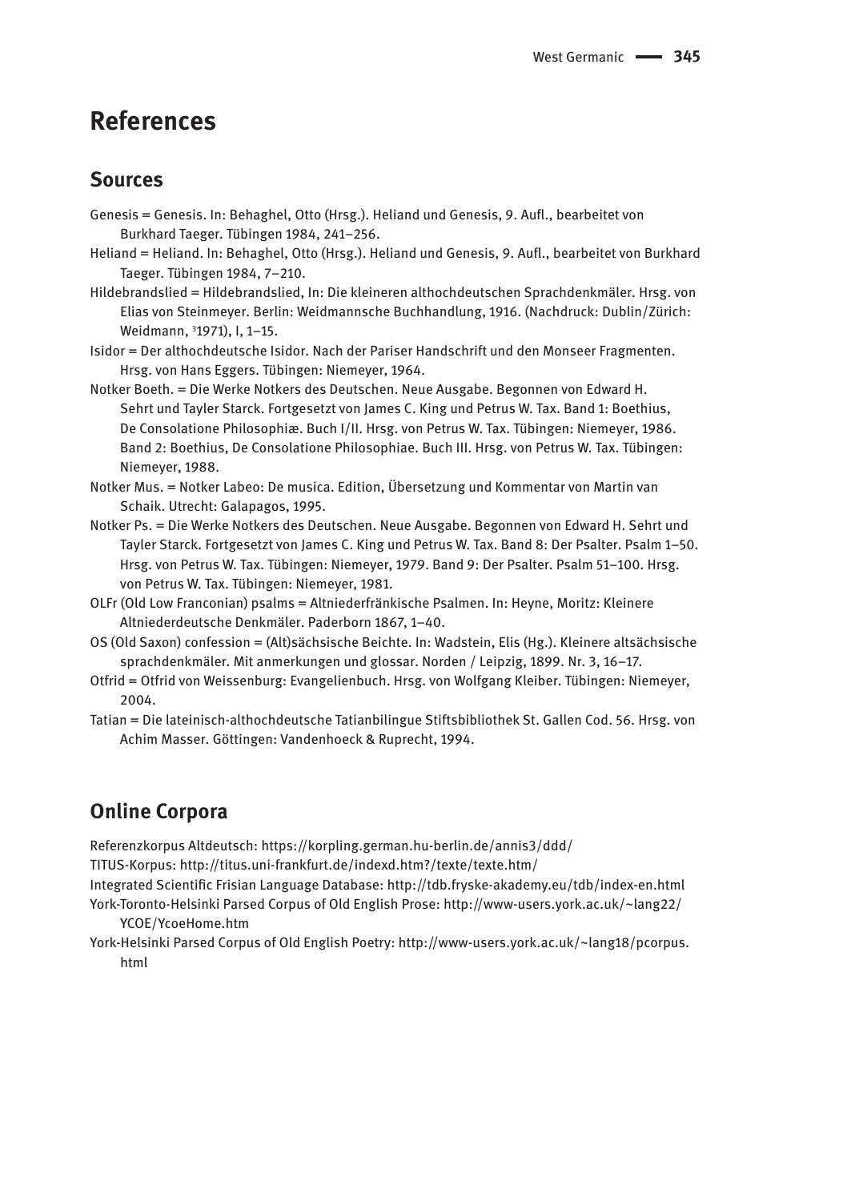# References

## Sources

Genesis = Genesis. In: Behaghel, Otto (Hrsg.). Heliand und Genesis, 9. Aufl., bearbeitet von Burkhard Taeger. Tübingen 1984, 241–256.

Heliand = Heliand. In: Behaghel, Otto (Hrsg.). Heliand und Genesis, 9. Aufl., bearbeitet von Burkhard Taeger. Tübingen 1984, 7–210.

Hildebrandslied = Hildebrandslied, In: Die kleineren althochdeutschen Sprachdenkmäler. Hrsg. von Elias von Steinmeyer. Berlin: Weidmannsche Buchhandlung, 1916. (Nachdruck: Dublin/Zürich: Weidmann, [3]1971), I, 1–15.

Isidor = Der althochdeutsche Isidor. Nach der Pariser Handschrift und den Monseer Fragmenten. Hrsg. von Hans Eggers. Tübingen: Niemeyer, 1964.

Notker Boeth. = Die Werke Notkers des Deutschen. Neue Ausgabe. Begonnen von Edward H. Sehrt und Tayler Starck. Fortgesetzt von James C. King und Petrus W. Tax. Band 1: Boethius, De Consolatione Philosophiæ. Buch I/II. Hrsg. von Petrus W. Tax. Tübingen: Niemeyer, 1986. Band 2: Boethius, De Consolatione Philosophiae. Buch III. Hrsg. von Petrus W. Tax. Tübingen: Niemeyer, 1988.

Notker Mus. = Notker Labeo: De musica. Edition, Übersetzung und Kommentar von Martin van Schaik. Utrecht: Galapagos, 1995.

Notker Ps. = Die Werke Notkers des Deutschen. Neue Ausgabe. Begonnen von Edward H. Sehrt und Tayler Starck. Fortgesetzt von James C. King und Petrus W. Tax. Band 8: Der Psalter. Psalm 1–50. Hrsg. von Petrus W. Tax. Tübingen: Niemeyer, 1979. Band 9: Der Psalter. Psalm 51–100. Hrsg. von Petrus W. Tax. Tübingen: Niemeyer, 1981.

OLFr (Old Low Franconian) psalms = Altniederfränkische Psalmen. In: Heyne, Moritz: Kleinere Altniederdeutsche Denkmäler. Paderborn 1867, 1–40.

OS (Old Saxon) confession = (Alt)sächsische Beichte. In: Wadstein, Elis (Hg.). Kleinere altsächsische sprachdenkmäler. Mit anmerkungen und glossar. Norden / Leipzig, 1899. Nr. 3, 16–17.

Otfrid = Otfrid von Weissenburg: Evangelienbuch. Hrsg. von Wolfgang Kleiber. Tübingen: Niemeyer, 2004.

Tatian = Die lateinisch-althochdeutsche Tatianbilingue Stiftsbibliothek St. Gallen Cod. 56. Hrsg. von Achim Masser. Göttingen: Vandenhoeck & Ruprecht, 1994.

## Online Corpora

Referenzkorpus Altdeutsch: https://korpling.german.hu-berlin.de/annis3/ddd/

TITUS-Korpus: http://titus.uni-frankfurt.de/indexd.htm?/texte/texte.htm/

Integrated Scientific Frisian Language Database: http://tdb.fryske-akademy.eu/tdb/index-en.html

York-Toronto-Helsinki Parsed Corpus of Old English Prose: http://www-users.york.ac.uk/~lang22/YCOE/YcoeHome.htm

York-Helsinki Parsed Corpus of Old English Poetry: http://www-users.york.ac.uk/~lang18/pcorpus.html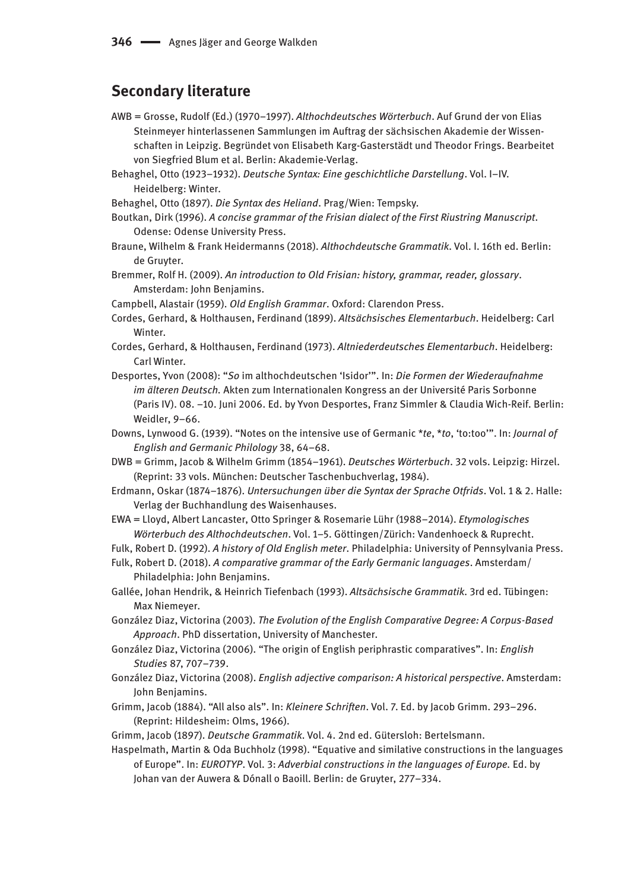## Secondary literature

AWB = Grosse, Rudolf (Ed.) (1970–1997). *Althochdeutsches Wörterbuch*. Auf Grund der von Elias Steinmeyer hinterlassenen Sammlungen im Auftrag der sächsischen Akademie der Wissenschaften in Leipzig. Begründet von Elisabeth Karg-Gasterstädt und Theodor Frings. Bearbeitet von Siegfried Blum et al. Berlin: Akademie-Verlag.

Behaghel, Otto (1923–1932). *Deutsche Syntax: Eine geschichtliche Darstellung*. Vol. I–IV. Heidelberg: Winter.

Behaghel, Otto (1897). *Die Syntax des Heliand*. Prag/Wien: Tempsky.

Boutkan, Dirk (1996). *A concise grammar of the Frisian dialect of the First Riustring Manuscript*. Odense: Odense University Press.

Braune, Wilhelm & Frank Heidermanns (2018). *Althochdeutsche Grammatik*. Vol. I. 16th ed. Berlin: de Gruyter.

Bremmer, Rolf H. (2009). *An introduction to Old Frisian: history, grammar, reader, glossary*. Amsterdam: John Benjamins.

Campbell, Alastair (1959). *Old English Grammar*. Oxford: Clarendon Press.

Cordes, Gerhard, & Holthausen, Ferdinand (1899). *Altsächsisches Elementarbuch*. Heidelberg: Carl Winter.

Cordes, Gerhard, & Holthausen, Ferdinand (1973). *Altniederdeutsches Elementarbuch*. Heidelberg: Carl Winter.

Desportes, Yvon (2008): "*So* im althochdeutschen 'Isidor'". In: *Die Formen der Wiederaufnahme im älteren Deutsch.* Akten zum Internationalen Kongress an der Université Paris Sorbonne (Paris IV). 08. –10. Juni 2006. Ed. by Yvon Desportes, Franz Simmler & Claudia Wich-Reif. Berlin: Weidler, 9–66.

Downs, Lynwood G. (1939). "Notes on the intensive use of Germanic *\*te*, *\*to*, 'to:too'". In: *Journal of English and Germanic Philology* 38, 64–68.

DWB = Grimm, Jacob & Wilhelm Grimm (1854–1961). *Deutsches Wörterbuch*. 32 vols. Leipzig: Hirzel. (Reprint: 33 vols. München: Deutscher Taschenbuchverlag, 1984).

Erdmann, Oskar (1874–1876). *Untersuchungen über die Syntax der Sprache Otfrids*. Vol. 1 & 2. Halle: Verlag der Buchhandlung des Waisenhauses.

EWA = Lloyd, Albert Lancaster, Otto Springer & Rosemarie Lühr (1988–2014). *Etymologisches Wörterbuch des Althochdeutschen*. Vol. 1–5. Göttingen/Zürich: Vandenhoeck & Ruprecht.

Fulk, Robert D. (1992). *A history of Old English meter*. Philadelphia: University of Pennsylvania Press.

Fulk, Robert D. (2018). *A comparative grammar of the Early Germanic languages*. Amsterdam/Philadelphia: John Benjamins.

Gallée, Johan Hendrik, & Heinrich Tiefenbach (1993). *Altsächsische Grammatik*. 3rd ed. Tübingen: Max Niemeyer.

González Diaz, Victorina (2003). *The Evolution of the English Comparative Degree: A Corpus-Based Approach*. PhD dissertation, University of Manchester.

González Diaz, Victorina (2006). "The origin of English periphrastic comparatives". In: *English Studies* 87, 707–739.

González Diaz, Victorina (2008). *English adjective comparison: A historical perspective*. Amsterdam: John Benjamins.

Grimm, Jacob (1884). "All also als". In: *Kleinere Schriften*. Vol. 7. Ed. by Jacob Grimm. 293–296. (Reprint: Hildesheim: Olms, 1966).

Grimm, Jacob (1897). *Deutsche Grammatik*. Vol. 4. 2nd ed. Gütersloh: Bertelsmann.

Haspelmath, Martin & Oda Buchholz (1998). "Equative and similative constructions in the languages of Europe". In: *EUROTYP*. Vol. 3: *Adverbial constructions in the languages of Europe.* Ed. by Johan van der Auwera & Dónall o Baoill. Berlin: de Gruyter, 277–334.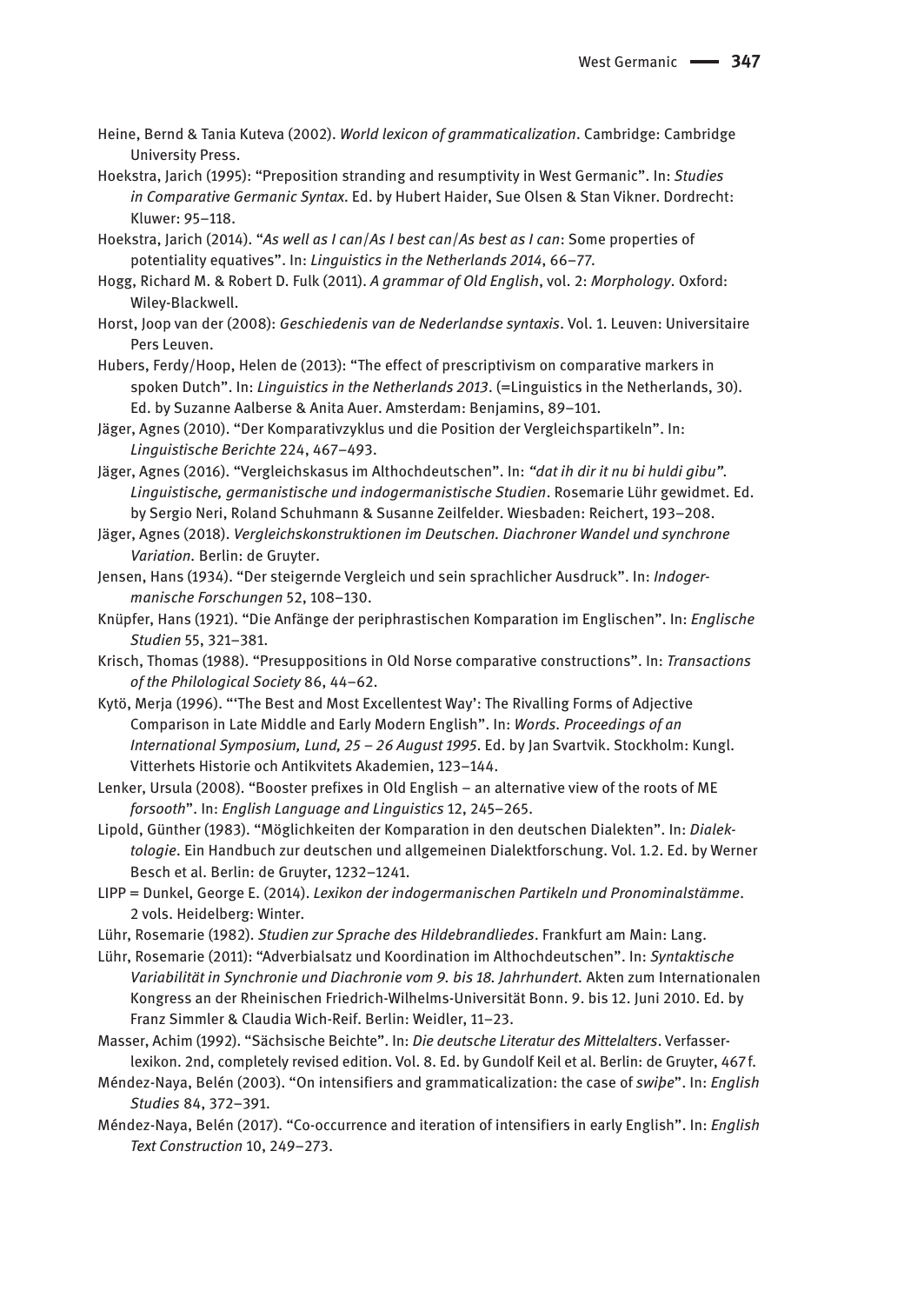Heine, Bernd & Tania Kuteva (2002). *World lexicon of grammaticalization*. Cambridge: Cambridge University Press.

Hoekstra, Jarich (1995): "Preposition stranding and resumptivity in West Germanic". In: *Studies in Comparative Germanic Syntax*. Ed. by Hubert Haider, Sue Olsen & Stan Vikner. Dordrecht: Kluwer: 95–118.

Hoekstra, Jarich (2014). "*As well as I can*/*As I best can*/*As best as I can*: Some properties of potentiality equatives". In: *Linguistics in the Netherlands 2014*, 66–77.

Hogg, Richard M. & Robert D. Fulk (2011). *A grammar of Old English*, vol. 2: *Morphology*. Oxford: Wiley-Blackwell.

Horst, Joop van der (2008): *Geschiedenis van de Nederlandse syntaxis*. Vol. 1. Leuven: Universitaire Pers Leuven.

Hubers, Ferdy/Hoop, Helen de (2013): "The effect of prescriptivism on comparative markers in spoken Dutch". In: *Linguistics in the Netherlands 2013*. (=Linguistics in the Netherlands, 30). Ed. by Suzanne Aalberse & Anita Auer. Amsterdam: Benjamins, 89–101.

Jäger, Agnes (2010). "Der Komparativzyklus und die Position der Vergleichspartikeln". In: *Linguistische Berichte* 224, 467–493.

Jäger, Agnes (2016). "Vergleichskasus im Althochdeutschen". In: *"dat ih dir it nu bi huldi gibu". Linguistische, germanistische und indogermanistische Studien*. Rosemarie Lühr gewidmet. Ed. by Sergio Neri, Roland Schuhmann & Susanne Zeilfelder. Wiesbaden: Reichert, 193–208.

Jäger, Agnes (2018). *Vergleichskonstruktionen im Deutschen. Diachroner Wandel und synchrone Variation.* Berlin: de Gruyter.

Jensen, Hans (1934). "Der steigernde Vergleich und sein sprachlicher Ausdruck". In: *Indogermanische Forschungen* 52, 108–130.

Knüpfer, Hans (1921). "Die Anfänge der periphrastischen Komparation im Englischen". In: *Englische Studien* 55, 321–381.

Krisch, Thomas (1988). "Presuppositions in Old Norse comparative constructions". In: *Transactions of the Philological Society* 86, 44–62.

Kytö, Merja (1996). "'The Best and Most Excellentest Way': The Rivalling Forms of Adjective Comparison in Late Middle and Early Modern English". In: *Words. Proceedings of an International Symposium, Lund, 25 – 26 August 1995*. Ed. by Jan Svartvik. Stockholm: Kungl. Vitterhets Historie och Antikvitets Akademien, 123–144.

Lenker, Ursula (2008). "Booster prefixes in Old English – an alternative view of the roots of ME *forsooth*". In: *English Language and Linguistics* 12, 245–265.

Lipold, Günther (1983). "Möglichkeiten der Komparation in den deutschen Dialekten". In: *Dialektologie*. Ein Handbuch zur deutschen und allgemeinen Dialektforschung. Vol. 1.2. Ed. by Werner Besch et al. Berlin: de Gruyter, 1232–1241.

LIPP = Dunkel, George E. (2014). *Lexikon der indogermanischen Partikeln und Pronominalstämme*. 2 vols. Heidelberg: Winter.

Lühr, Rosemarie (1982). *Studien zur Sprache des Hildebrandliedes*. Frankfurt am Main: Lang.

Lühr, Rosemarie (2011): "Adverbialsatz und Koordination im Althochdeutschen". In: *Syntaktische Variabilität in Synchronie und Diachronie vom 9. bis 18. Jahrhundert.* Akten zum Internationalen Kongress an der Rheinischen Friedrich-Wilhelms-Universität Bonn. 9. bis 12. Juni 2010. Ed. by Franz Simmler & Claudia Wich-Reif. Berlin: Weidler, 11–23.

Masser, Achim (1992). "Sächsische Beichte". In: *Die deutsche Literatur des Mittelalters*. Verfasserlexikon. 2nd, completely revised edition. Vol. 8. Ed. by Gundolf Keil et al. Berlin: de Gruyter, 467 f.

Méndez-Naya, Belén (2003). "On intensifiers and grammaticalization: the case of *swiþe*". In: *English Studies* 84, 372–391.

Méndez-Naya, Belén (2017). "Co-occurrence and iteration of intensifiers in early English". In: *English Text Construction* 10, 249–273.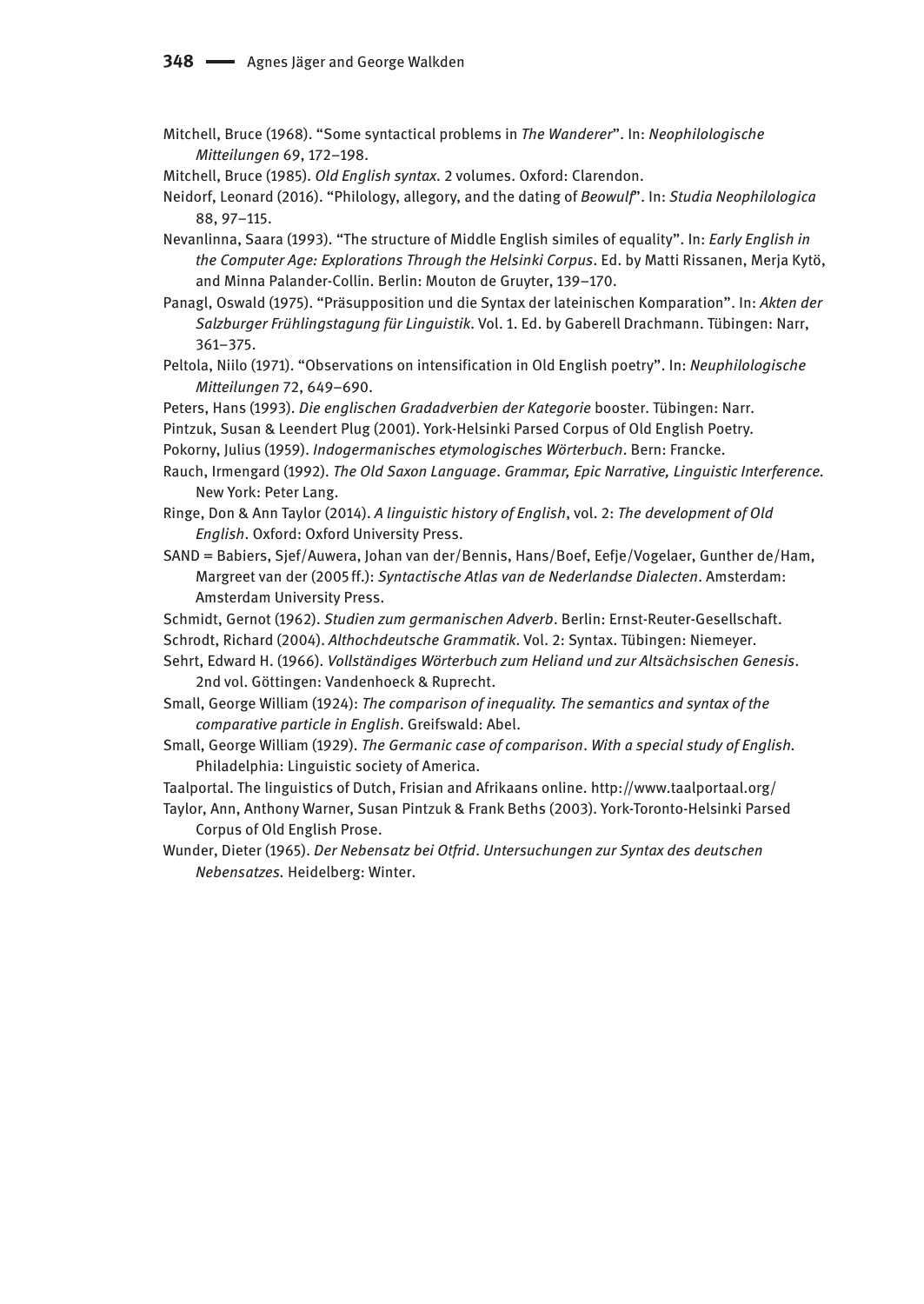Mitchell, Bruce (1968). "Some syntactical problems in *The Wanderer*". In: *Neophilologische Mitteilungen* 69, 172–198.

Mitchell, Bruce (1985). *Old English syntax*. 2 volumes. Oxford: Clarendon.

Neidorf, Leonard (2016). "Philology, allegory, and the dating of *Beowulf*". In: *Studia Neophilologica* 88, 97–115.

Nevanlinna, Saara (1993). "The structure of Middle English similes of equality". In: *Early English in the Computer Age: Explorations Through the Helsinki Corpus*. Ed. by Matti Rissanen, Merja Kytö, and Minna Palander-Collin. Berlin: Mouton de Gruyter, 139–170.

Panagl, Oswald (1975). "Präsupposition und die Syntax der lateinischen Komparation". In: *Akten der Salzburger Frühlingstagung für Linguistik*. Vol. 1. Ed. by Gaberell Drachmann. Tübingen: Narr, 361–375.

Peltola, Niilo (1971). "Observations on intensification in Old English poetry". In: *Neuphilologische Mitteilungen* 72, 649–690.

Peters, Hans (1993). *Die englischen Gradadverbien der Kategorie* booster. Tübingen: Narr.

Pintzuk, Susan & Leendert Plug (2001). York-Helsinki Parsed Corpus of Old English Poetry.

Pokorny, Julius (1959). *Indogermanisches etymologisches Wörterbuch*. Bern: Francke.

Rauch, Irmengard (1992). *The Old Saxon Language*. *Grammar, Epic Narrative, Linguistic Interference*. New York: Peter Lang.

Ringe, Don & Ann Taylor (2014). *A linguistic history of English*, vol. 2: *The development of Old English*. Oxford: Oxford University Press.

SAND = Babiers, Sjef/Auwera, Johan van der/Bennis, Hans/Boef, Eefje/Vogelaer, Gunther de/Ham, Margreet van der (2005 ff.): *Syntactische Atlas van de Nederlandse Dialecten*. Amsterdam: Amsterdam University Press.

Schmidt, Gernot (1962). *Studien zum germanischen Adverb*. Berlin: Ernst-Reuter-Gesellschaft.

Schrodt, Richard (2004). *Althochdeutsche Grammatik*. Vol. 2: Syntax. Tübingen: Niemeyer.

Sehrt, Edward H. (1966). *Vollständiges Wörterbuch zum Heliand und zur Altsächsischen Genesis*. 2nd vol. Göttingen: Vandenhoeck & Ruprecht.

Small, George William (1924): *The comparison of inequality. The semantics and syntax of the comparative particle in English*. Greifswald: Abel.

Small, George William (1929). *The Germanic case of comparison*. *With a special study of English*. Philadelphia: Linguistic society of America.

Taalportal. The linguistics of Dutch, Frisian and Afrikaans online. http://www.taalportaal.org/

Taylor, Ann, Anthony Warner, Susan Pintzuk & Frank Beths (2003). York-Toronto-Helsinki Parsed Corpus of Old English Prose.

Wunder, Dieter (1965). *Der Nebensatz bei Otfrid*. *Untersuchungen zur Syntax des deutschen Nebensatzes*. Heidelberg: Winter.